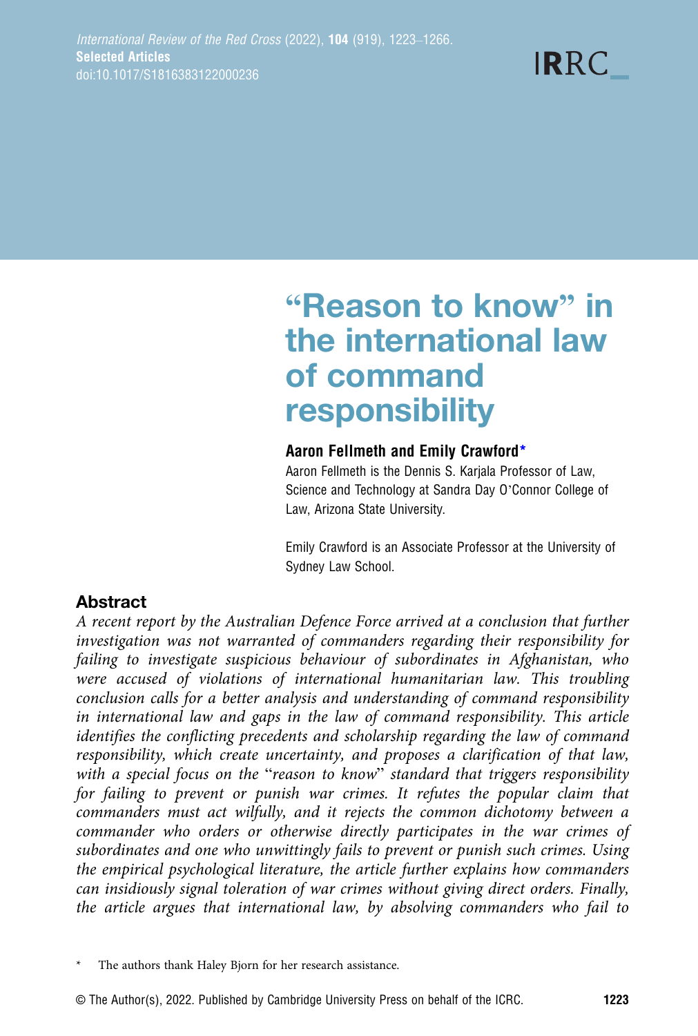# "Reason to know" in the international law of command responsibility

**Aaron Fellmeth and Emily Crawford***

Aaron Fellmeth is the Dennis S. Karjala Professor of Law, Science and Technology at Sandra Day O'Connor College of Law, Arizona State University.

Emily Crawford is an Associate Professor at the University of Sydney Law School.

## Abstract

*A recent report by the Australian Defence Force arrived at a conclusion that further investigation was not warranted of commanders regarding their responsibility for failing to investigate suspicious behaviour of subordinates in Afghanistan, who were accused of violations of international humanitarian law. This troubling conclusion calls for a better analysis and understanding of command responsibility in international law and gaps in the law of command responsibility. This article identifies the conflicting precedents and scholarship regarding the law of command responsibility, which create uncertainty, and proposes a clarification of that law, with a special focus on the "reason to know" standard that triggers responsibility for failing to prevent or punish war crimes. It refutes the popular claim that commanders must act wilfully, and it rejects the common dichotomy between a commander who orders or otherwise directly participates in the war crimes of subordinates and one who unwittingly fails to prevent or punish such crimes. Using the empirical psychological literature, the article further explains how commanders can insidiously signal toleration of war crimes without giving direct orders. Finally, the article argues that international law, by absolving commanders who fail to*

\* The authors thank Haley Bjorn for her research assistance.

© The Author(s), 2022. Published by Cambridge University Press on behalf of the ICRC.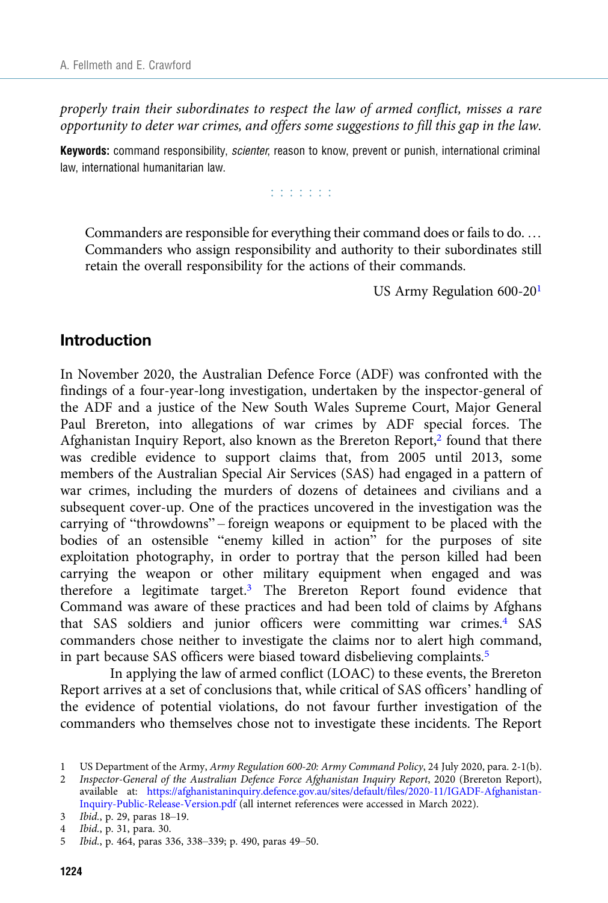*properly train their subordinates to respect the law of armed conflict, misses a rare opportunity to deter war crimes, and offers some suggestions to fill this gap in the law.*

**Keywords:** command responsibility, *scienter*, reason to know, prevent or punish, international criminal law, international humanitarian law.

:::::::

> Commanders are responsible for everything their command does or fails to do. … Commanders who assign responsibility and authority to their subordinates still retain the overall responsibility for the actions of their commands.
>
> US Army Regulation 600-20[1]

## Introduction

In November 2020, the Australian Defence Force (ADF) was confronted with the findings of a four-year-long investigation, undertaken by the inspector-general of the ADF and a justice of the New South Wales Supreme Court, Major General Paul Brereton, into allegations of war crimes by ADF special forces. The Afghanistan Inquiry Report, also known as the Brereton Report,[2] found that there was credible evidence to support claims that, from 2005 until 2013, some members of the Australian Special Air Services (SAS) had engaged in a pattern of war crimes, including the murders of dozens of detainees and civilians and a subsequent cover-up. One of the practices uncovered in the investigation was the carrying of "throwdowns" – foreign weapons or equipment to be placed with the bodies of an ostensible "enemy killed in action" for the purposes of site exploitation photography, in order to portray that the person killed had been carrying the weapon or other military equipment when engaged and was therefore a legitimate target.[3] The Brereton Report found evidence that Command was aware of these practices and had been told of claims by Afghans that SAS soldiers and junior officers were committing war crimes.[4] SAS commanders chose neither to investigate the claims nor to alert high command, in part because SAS officers were biased toward disbelieving complaints.[5]

In applying the law of armed conflict (LOAC) to these events, the Brereton Report arrives at a set of conclusions that, while critical of SAS officers' handling of the evidence of potential violations, do not favour further investigation of the commanders who themselves chose not to investigate these incidents. The Report

1 US Department of the Army, *Army Regulation 600-20: Army Command Policy*, 24 July 2020, para. 2-1(b).

2 *Inspector-General of the Australian Defence Force Afghanistan Inquiry Report*, 2020 (Brereton Report), available at: https://afghanistaninquiry.defence.gov.au/sites/default/files/2020-11/IGADF-Afghanistan-Inquiry-Public-Release-Version.pdf (all internet references were accessed in March 2022).

3 *Ibid.*, p. 29, paras 18–19.

4 *Ibid.*, p. 31, para. 30.

5 *Ibid.*, p. 464, paras 336, 338–339; p. 490, paras 49–50.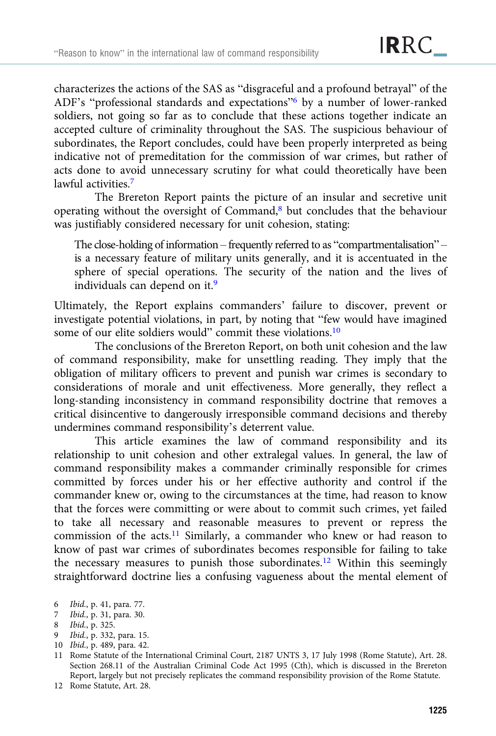characterizes the actions of the SAS as "disgraceful and a profound betrayal" of the ADF's "professional standards and expectations"[6] by a number of lower-ranked soldiers, not going so far as to conclude that these actions together indicate an accepted culture of criminality throughout the SAS. The suspicious behaviour of subordinates, the Report concludes, could have been properly interpreted as being indicative not of premeditation for the commission of war crimes, but rather of acts done to avoid unnecessary scrutiny for what could theoretically have been lawful activities.[7]

The Brereton Report paints the picture of an insular and secretive unit operating without the oversight of Command,[8] but concludes that the behaviour was justifiably considered necessary for unit cohesion, stating:

> The close-holding of information – frequently referred to as "compartmentalisation" – is a necessary feature of military units generally, and it is accentuated in the sphere of special operations. The security of the nation and the lives of individuals can depend on it.[9]

Ultimately, the Report explains commanders' failure to discover, prevent or investigate potential violations, in part, by noting that "few would have imagined some of our elite soldiers would" commit these violations.[10]

The conclusions of the Brereton Report, on both unit cohesion and the law of command responsibility, make for unsettling reading. They imply that the obligation of military officers to prevent and punish war crimes is secondary to considerations of morale and unit effectiveness. More generally, they reflect a long-standing inconsistency in command responsibility doctrine that removes a critical disincentive to dangerously irresponsible command decisions and thereby undermines command responsibility's deterrent value.

This article examines the law of command responsibility and its relationship to unit cohesion and other extralegal values. In general, the law of command responsibility makes a commander criminally responsible for crimes committed by forces under his or her effective authority and control if the commander knew or, owing to the circumstances at the time, had reason to know that the forces were committing or were about to commit such crimes, yet failed to take all necessary and reasonable measures to prevent or repress the commission of the acts.[11] Similarly, a commander who knew or had reason to know of past war crimes of subordinates becomes responsible for failing to take the necessary measures to punish those subordinates.[12] Within this seemingly straightforward doctrine lies a confusing vagueness about the mental element of

6 *Ibid.*, p. 41, para. 77.
7 *Ibid.*, p. 31, para. 30.
8 *Ibid.*, p. 325.
9 *Ibid.*, p. 332, para. 15.
10 *Ibid.*, p. 489, para. 42.
11 Rome Statute of the International Criminal Court, 2187 UNTS 3, 17 July 1998 (Rome Statute), Art. 28. Section 268.11 of the Australian Criminal Code Act 1995 (Cth), which is discussed in the Brereton Report, largely but not precisely replicates the command responsibility provision of the Rome Statute.
12 Rome Statute, Art. 28.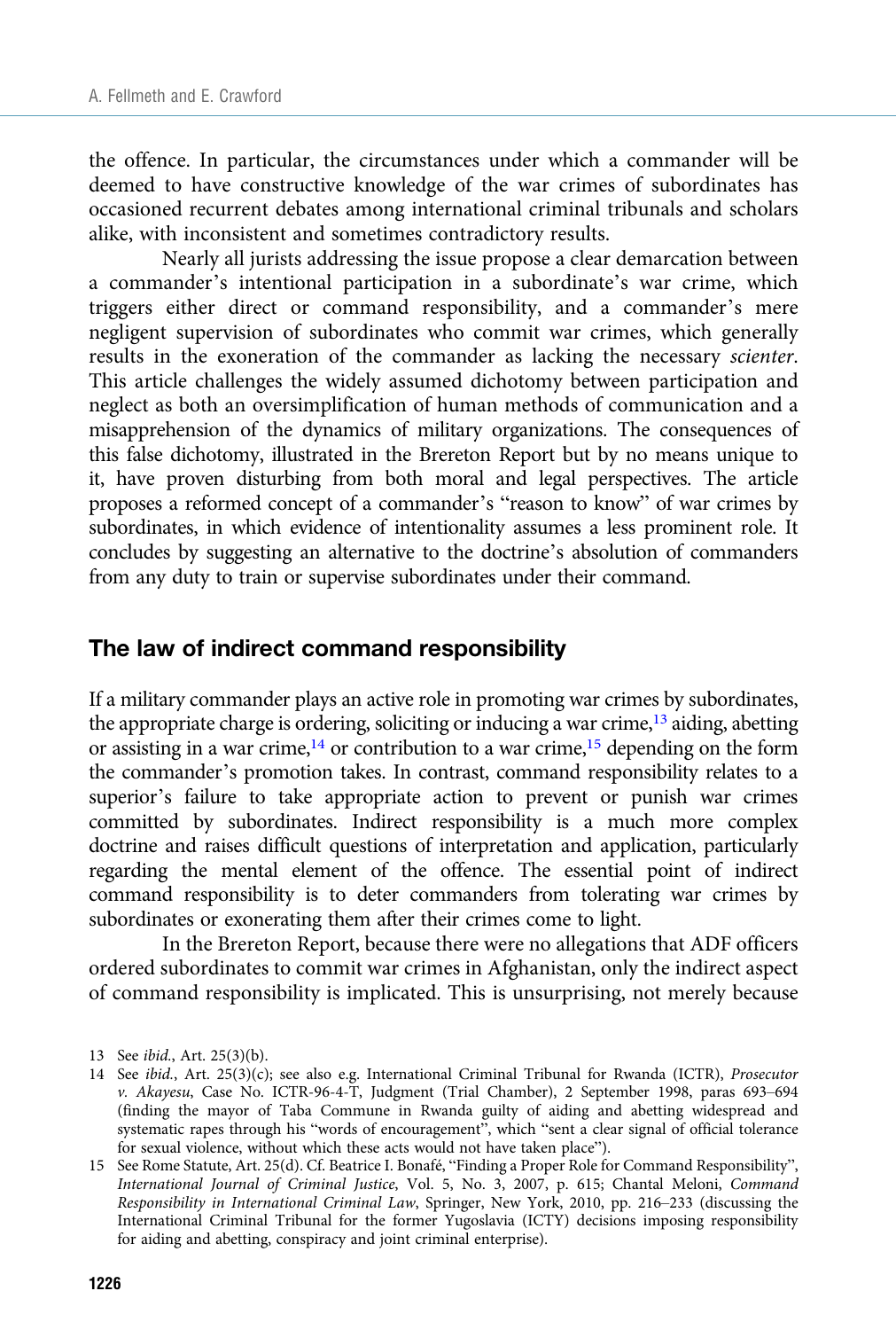the offence. In particular, the circumstances under which a commander will be deemed to have constructive knowledge of the war crimes of subordinates has occasioned recurrent debates among international criminal tribunals and scholars alike, with inconsistent and sometimes contradictory results.

Nearly all jurists addressing the issue propose a clear demarcation between a commander's intentional participation in a subordinate's war crime, which triggers either direct or command responsibility, and a commander's mere negligent supervision of subordinates who commit war crimes, which generally results in the exoneration of the commander as lacking the necessary *scienter*. This article challenges the widely assumed dichotomy between participation and neglect as both an oversimplification of human methods of communication and a misapprehension of the dynamics of military organizations. The consequences of this false dichotomy, illustrated in the Brereton Report but by no means unique to it, have proven disturbing from both moral and legal perspectives. The article proposes a reformed concept of a commander's "reason to know" of war crimes by subordinates, in which evidence of intentionality assumes a less prominent role. It concludes by suggesting an alternative to the doctrine's absolution of commanders from any duty to train or supervise subordinates under their command.

## The law of indirect command responsibility

If a military commander plays an active role in promoting war crimes by subordinates, the appropriate charge is ordering, soliciting or inducing a war crime,[13] aiding, abetting or assisting in a war crime,[14] or contribution to a war crime,[15] depending on the form the commander's promotion takes. In contrast, command responsibility relates to a superior's failure to take appropriate action to prevent or punish war crimes committed by subordinates. Indirect responsibility is a much more complex doctrine and raises difficult questions of interpretation and application, particularly regarding the mental element of the offence. The essential point of indirect command responsibility is to deter commanders from tolerating war crimes by subordinates or exonerating them after their crimes come to light.

In the Brereton Report, because there were no allegations that ADF officers ordered subordinates to commit war crimes in Afghanistan, only the indirect aspect of command responsibility is implicated. This is unsurprising, not merely because

13 See *ibid.*, Art. 25(3)(b).

14 See *ibid.*, Art. 25(3)(c); see also e.g. International Criminal Tribunal for Rwanda (ICTR), *Prosecutor v. Akayesu*, Case No. ICTR-96-4-T, Judgment (Trial Chamber), 2 September 1998, paras 693–694 (finding the mayor of Taba Commune in Rwanda guilty of aiding and abetting widespread and systematic rapes through his "words of encouragement", which "sent a clear signal of official tolerance for sexual violence, without which these acts would not have taken place").

15 See Rome Statute, Art. 25(d). Cf. Beatrice I. Bonafé, "Finding a Proper Role for Command Responsibility", *International Journal of Criminal Justice*, Vol. 5, No. 3, 2007, p. 615; Chantal Meloni, *Command Responsibility in International Criminal Law*, Springer, New York, 2010, pp. 216–233 (discussing the International Criminal Tribunal for the former Yugoslavia (ICTY) decisions imposing responsibility for aiding and abetting, conspiracy and joint criminal enterprise).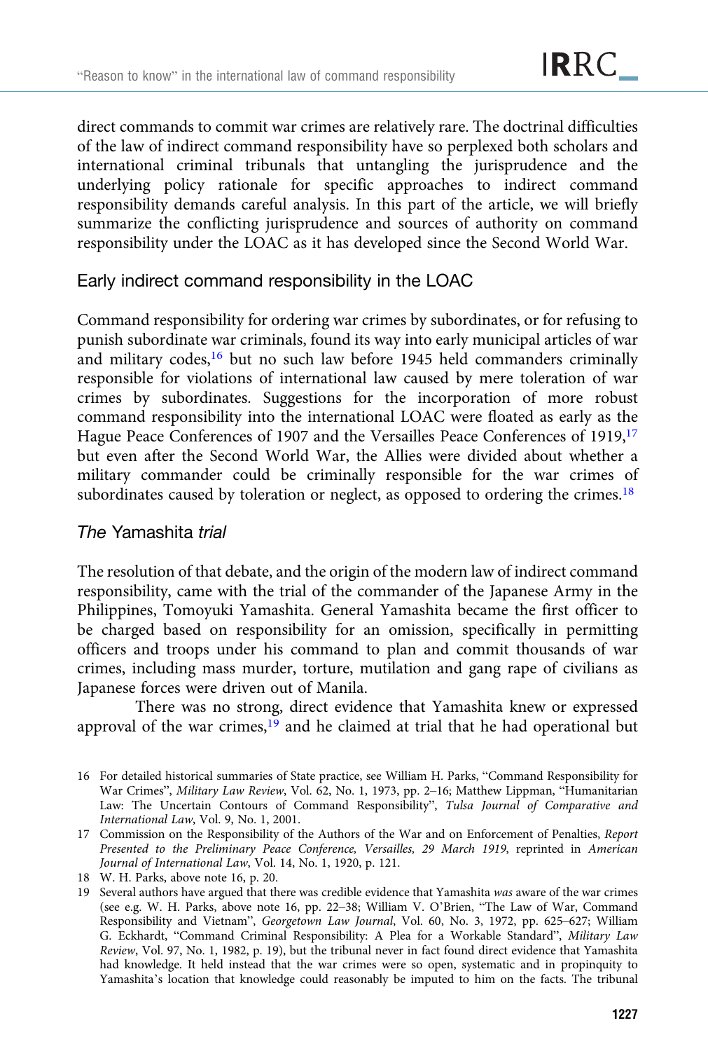direct commands to commit war crimes are relatively rare. The doctrinal difficulties of the law of indirect command responsibility have so perplexed both scholars and international criminal tribunals that untangling the jurisprudence and the underlying policy rationale for specific approaches to indirect command responsibility demands careful analysis. In this part of the article, we will briefly summarize the conflicting jurisprudence and sources of authority on command responsibility under the LOAC as it has developed since the Second World War.

### Early indirect command responsibility in the LOAC

Command responsibility for ordering war crimes by subordinates, or for refusing to punish subordinate war criminals, found its way into early municipal articles of war and military codes,[16] but no such law before 1945 held commanders criminally responsible for violations of international law caused by mere toleration of war crimes by subordinates. Suggestions for the incorporation of more robust command responsibility into the international LOAC were floated as early as the Hague Peace Conferences of 1907 and the Versailles Peace Conferences of 1919,[17] but even after the Second World War, the Allies were divided about whether a military commander could be criminally responsible for the war crimes of subordinates caused by toleration or neglect, as opposed to ordering the crimes.[18]

### *The* Yamashita *trial*

The resolution of that debate, and the origin of the modern law of indirect command responsibility, came with the trial of the commander of the Japanese Army in the Philippines, Tomoyuki Yamashita. General Yamashita became the first officer to be charged based on responsibility for an omission, specifically in permitting officers and troops under his command to plan and commit thousands of war crimes, including mass murder, torture, mutilation and gang rape of civilians as Japanese forces were driven out of Manila.

There was no strong, direct evidence that Yamashita knew or expressed approval of the war crimes,[19] and he claimed at trial that he had operational but

16 For detailed historical summaries of State practice, see William H. Parks, "Command Responsibility for War Crimes", *Military Law Review*, Vol. 62, No. 1, 1973, pp. 2–16; Matthew Lippman, "Humanitarian Law: The Uncertain Contours of Command Responsibility", *Tulsa Journal of Comparative and International Law*, Vol. 9, No. 1, 2001.

17 Commission on the Responsibility of the Authors of the War and on Enforcement of Penalties, *Report Presented to the Preliminary Peace Conference, Versailles, 29 March 1919*, reprinted in *American Journal of International Law*, Vol. 14, No. 1, 1920, p. 121.

18 W. H. Parks, above note 16, p. 20.

19 Several authors have argued that there was credible evidence that Yamashita *was* aware of the war crimes (see e.g. W. H. Parks, above note 16, pp. 22–38; William V. O'Brien, "The Law of War, Command Responsibility and Vietnam", *Georgetown Law Journal*, Vol. 60, No. 3, 1972, pp. 625–627; William G. Eckhardt, "Command Criminal Responsibility: A Plea for a Workable Standard", *Military Law Review*, Vol. 97, No. 1, 1982, p. 19), but the tribunal never in fact found direct evidence that Yamashita had knowledge. It held instead that the war crimes were so open, systematic and in propinquity to Yamashita's location that knowledge could reasonably be imputed to him on the facts. The tribunal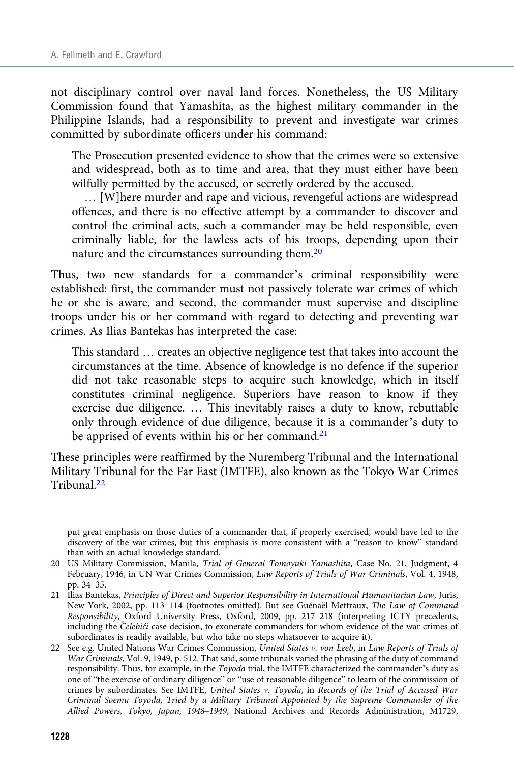not disciplinary control over naval land forces. Nonetheless, the US Military Commission found that Yamashita, as the highest military commander in the Philippine Islands, had a responsibility to prevent and investigate war crimes committed by subordinate officers under his command:

> The Prosecution presented evidence to show that the crimes were so extensive and widespread, both as to time and area, that they must either have been wilfully permitted by the accused, or secretly ordered by the accused.
>
> … [W]here murder and rape and vicious, revengeful actions are widespread offences, and there is no effective attempt by a commander to discover and control the criminal acts, such a commander may be held responsible, even criminally liable, for the lawless acts of his troops, depending upon their nature and the circumstances surrounding them.[20]

Thus, two new standards for a commander's criminal responsibility were established: first, the commander must not passively tolerate war crimes of which he or she is aware, and second, the commander must supervise and discipline troops under his or her command with regard to detecting and preventing war crimes. As Ilias Bantekas has interpreted the case:

> This standard … creates an objective negligence test that takes into account the circumstances at the time. Absence of knowledge is no defence if the superior did not take reasonable steps to acquire such knowledge, which in itself constitutes criminal negligence. Superiors have reason to know if they exercise due diligence. … This inevitably raises a duty to know, rebuttable only through evidence of due diligence, because it is a commander's duty to be apprised of events within his or her command.[21]

These principles were reaffirmed by the Nuremberg Tribunal and the International Military Tribunal for the Far East (IMTFE), also known as the Tokyo War Crimes Tribunal.[22]

---

put great emphasis on those duties of a commander that, if properly exercised, would have led to the discovery of the war crimes, but this emphasis is more consistent with a "reason to know" standard than with an actual knowledge standard.

20 US Military Commission, Manila, *Trial of General Tomoyuki Yamashita*, Case No. 21, Judgment, 4 February, 1946, in UN War Crimes Commission, *Law Reports of Trials of War Criminals*, Vol. 4, 1948, pp. 34–35.

21 Ilias Bantekas, *Principles of Direct and Superior Responsibility in International Humanitarian Law*, Juris, New York, 2002, pp. 113–114 (footnotes omitted). But see Guénaël Mettraux, *The Law of Command Responsibility*, Oxford University Press, Oxford, 2009, pp. 217–218 (interpreting ICTY precedents, including the *Čelebići* case decision, to exonerate commanders for whom evidence of the war crimes of subordinates is readily available, but who take no steps whatsoever to acquire it).

22 See e.g. United Nations War Crimes Commission, *United States v. von Leeb*, in *Law Reports of Trials of War Criminals*, Vol. 9, 1949, p. 512. That said, some tribunals varied the phrasing of the duty of command responsibility. Thus, for example, in the *Toyoda* trial, the IMTFE characterized the commander's duty as one of "the exercise of ordinary diligence" or "use of reasonable diligence" to learn of the commission of crimes by subordinates. See IMTFE, *United States v. Toyoda*, in *Records of the Trial of Accused War Criminal Soemu Toyoda, Tried by a Military Tribunal Appointed by the Supreme Commander of the Allied Powers, Tokyo, Japan, 1948–1949*, National Archives and Records Administration, M1729,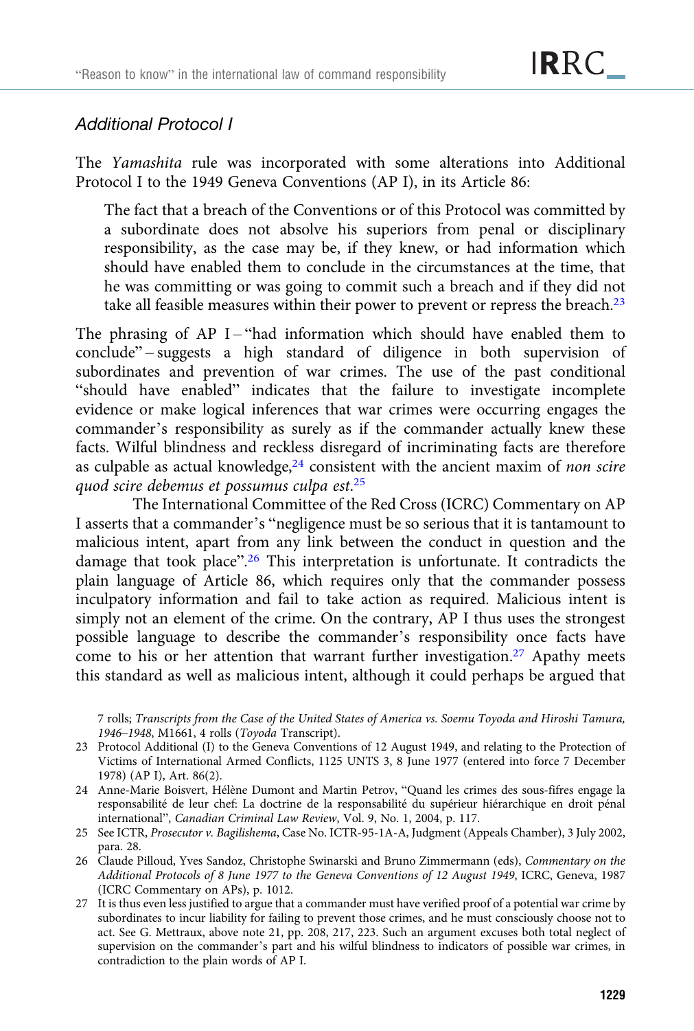### *Additional Protocol I*

The *Yamashita* rule was incorporated with some alterations into Additional Protocol I to the 1949 Geneva Conventions (AP I), in its Article 86:

> The fact that a breach of the Conventions or of this Protocol was committed by a subordinate does not absolve his superiors from penal or disciplinary responsibility, as the case may be, if they knew, or had information which should have enabled them to conclude in the circumstances at the time, that he was committing or was going to commit such a breach and if they did not take all feasible measures within their power to prevent or repress the breach.[23]

The phrasing of AP I – "had information which should have enabled them to conclude" – suggests a high standard of diligence in both supervision of subordinates and prevention of war crimes. The use of the past conditional "should have enabled" indicates that the failure to investigate incomplete evidence or make logical inferences that war crimes were occurring engages the commander's responsibility as surely as if the commander actually knew these facts. Wilful blindness and reckless disregard of incriminating facts are therefore as culpable as actual knowledge,[24] consistent with the ancient maxim of *non scire quod scire debemus et possumus culpa est*.[25]

The International Committee of the Red Cross (ICRC) Commentary on AP I asserts that a commander's "negligence must be so serious that it is tantamount to malicious intent, apart from any link between the conduct in question and the damage that took place".[26] This interpretation is unfortunate. It contradicts the plain language of Article 86, which requires only that the commander possess inculpatory information and fail to take action as required. Malicious intent is simply not an element of the crime. On the contrary, AP I thus uses the strongest possible language to describe the commander's responsibility once facts have come to his or her attention that warrant further investigation.[27] Apathy meets this standard as well as malicious intent, although it could perhaps be argued that

7 rolls; *Transcripts from the Case of the United States of America vs. Soemu Toyoda and Hiroshi Tamura, 1946–1948*, M1661, 4 rolls (*Toyoda* Transcript).

23 Protocol Additional (I) to the Geneva Conventions of 12 August 1949, and relating to the Protection of Victims of International Armed Conflicts, 1125 UNTS 3, 8 June 1977 (entered into force 7 December 1978) (AP I), Art. 86(2).

24 Anne-Marie Boisvert, Hélène Dumont and Martin Petrov, "Quand les crimes des sous-fifres engage la responsabilité de leur chef: La doctrine de la responsabilité du supérieur hiérarchique en droit pénal international", *Canadian Criminal Law Review*, Vol. 9, No. 1, 2004, p. 117.

25 See ICTR, *Prosecutor v. Bagilishema*, Case No. ICTR-95-1A-A, Judgment (Appeals Chamber), 3 July 2002, para. 28.

26 Claude Pilloud, Yves Sandoz, Christophe Swinarski and Bruno Zimmermann (eds), *Commentary on the Additional Protocols of 8 June 1977 to the Geneva Conventions of 12 August 1949*, ICRC, Geneva, 1987 (ICRC Commentary on APs), p. 1012.

27 It is thus even less justified to argue that a commander must have verified proof of a potential war crime by subordinates to incur liability for failing to prevent those crimes, and he must consciously choose not to act. See G. Mettraux, above note 21, pp. 208, 217, 223. Such an argument excuses both total neglect of supervision on the commander's part and his wilful blindness to indicators of possible war crimes, in contradiction to the plain words of AP I.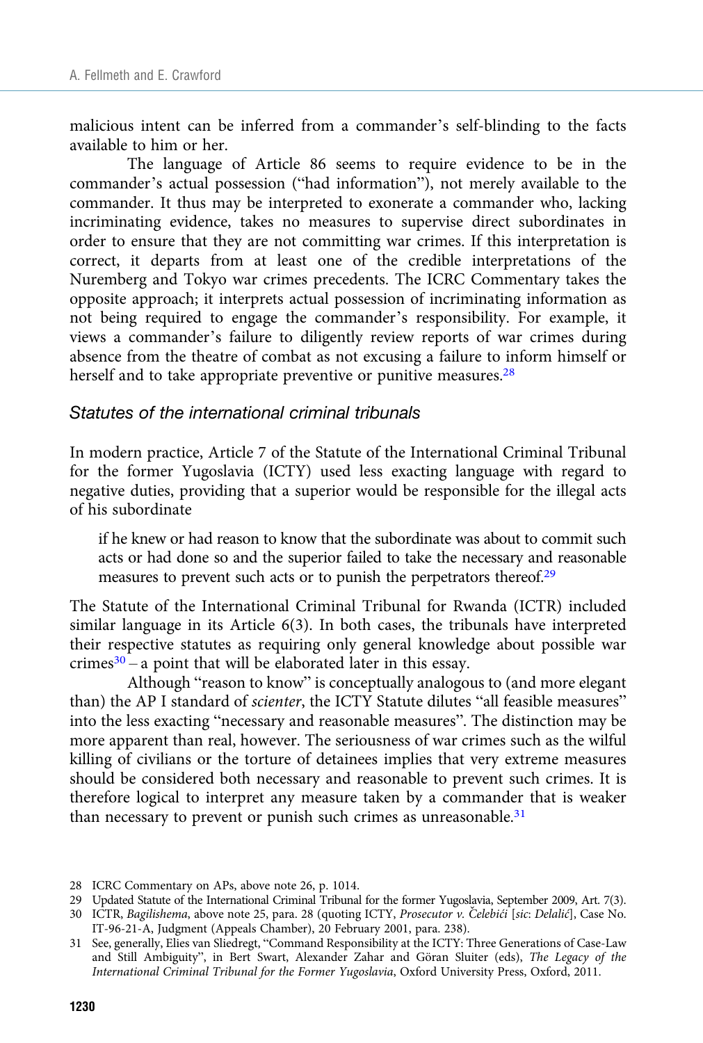malicious intent can be inferred from a commander's self-blinding to the facts available to him or her.

The language of Article 86 seems to require evidence to be in the commander's actual possession ("had information"), not merely available to the commander. It thus may be interpreted to exonerate a commander who, lacking incriminating evidence, takes no measures to supervise direct subordinates in order to ensure that they are not committing war crimes. If this interpretation is correct, it departs from at least one of the credible interpretations of the Nuremberg and Tokyo war crimes precedents. The ICRC Commentary takes the opposite approach; it interprets actual possession of incriminating information as not being required to engage the commander's responsibility. For example, it views a commander's failure to diligently review reports of war crimes during absence from the theatre of combat as not excusing a failure to inform himself or herself and to take appropriate preventive or punitive measures.[28]

### *Statutes of the international criminal tribunals*

In modern practice, Article 7 of the Statute of the International Criminal Tribunal for the former Yugoslavia (ICTY) used less exacting language with regard to negative duties, providing that a superior would be responsible for the illegal acts of his subordinate

> if he knew or had reason to know that the subordinate was about to commit such acts or had done so and the superior failed to take the necessary and reasonable measures to prevent such acts or to punish the perpetrators thereof.[29]

The Statute of the International Criminal Tribunal for Rwanda (ICTR) included similar language in its Article 6(3). In both cases, the tribunals have interpreted their respective statutes as requiring only general knowledge about possible war crimes[30] – a point that will be elaborated later in this essay.

Although "reason to know" is conceptually analogous to (and more elegant than) the AP I standard of *scienter*, the ICTY Statute dilutes "all feasible measures" into the less exacting "necessary and reasonable measures". The distinction may be more apparent than real, however. The seriousness of war crimes such as the wilful killing of civilians or the torture of detainees implies that very extreme measures should be considered both necessary and reasonable to prevent such crimes. It is therefore logical to interpret any measure taken by a commander that is weaker than necessary to prevent or punish such crimes as unreasonable.[31]

28 ICRC Commentary on APs, above note 26, p. 1014.

29 Updated Statute of the International Criminal Tribunal for the former Yugoslavia, September 2009, Art. 7(3).

30 ICTR, *Bagilishema*, above note 25, para. 28 (quoting ICTY, *Prosecutor v. Čelebići* [*sic*: *Delalić*], Case No. IT-96-21-A, Judgment (Appeals Chamber), 20 February 2001, para. 238).

31 See, generally, Elies van Sliedregt, "Command Responsibility at the ICTY: Three Generations of Case-Law and Still Ambiguity", in Bert Swart, Alexander Zahar and Göran Sluiter (eds), *The Legacy of the International Criminal Tribunal for the Former Yugoslavia*, Oxford University Press, Oxford, 2011.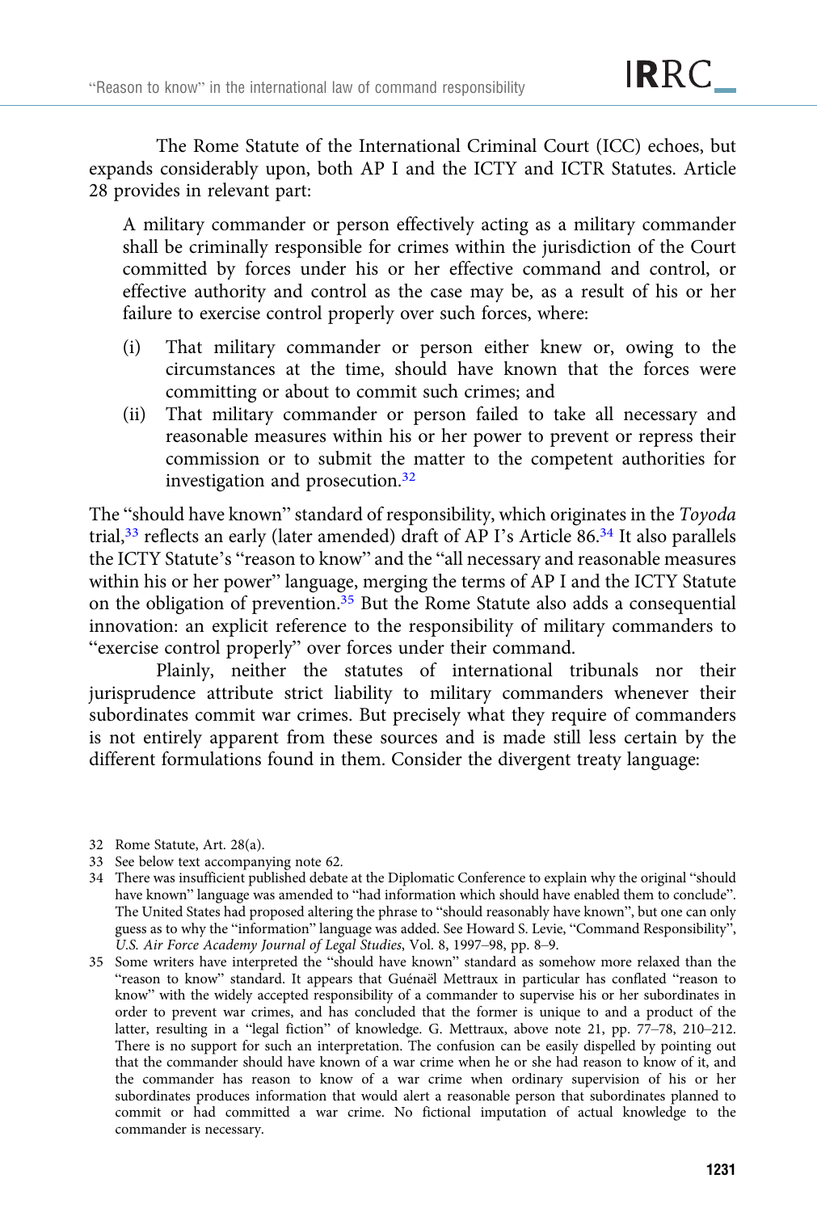The Rome Statute of the International Criminal Court (ICC) echoes, but expands considerably upon, both AP I and the ICTY and ICTR Statutes. Article 28 provides in relevant part:

> A military commander or person effectively acting as a military commander shall be criminally responsible for crimes within the jurisdiction of the Court committed by forces under his or her effective command and control, or effective authority and control as the case may be, as a result of his or her failure to exercise control properly over such forces, where:
>
> (i) That military commander or person either knew or, owing to the circumstances at the time, should have known that the forces were committing or about to commit such crimes; and
>
> (ii) That military commander or person failed to take all necessary and reasonable measures within his or her power to prevent or repress their commission or to submit the matter to the competent authorities for investigation and prosecution.[32]

The "should have known" standard of responsibility, which originates in the *Toyoda* trial,[33] reflects an early (later amended) draft of AP I's Article 86.[34] It also parallels the ICTY Statute's "reason to know" and the "all necessary and reasonable measures within his or her power" language, merging the terms of AP I and the ICTY Statute on the obligation of prevention.[35] But the Rome Statute also adds a consequential innovation: an explicit reference to the responsibility of military commanders to "exercise control properly" over forces under their command.

Plainly, neither the statutes of international tribunals nor their jurisprudence attribute strict liability to military commanders whenever their subordinates commit war crimes. But precisely what they require of commanders is not entirely apparent from these sources and is made still less certain by the different formulations found in them. Consider the divergent treaty language:

---

32 Rome Statute, Art. 28(a).

33 See below text accompanying note 62.

34 There was insufficient published debate at the Diplomatic Conference to explain why the original "should have known" language was amended to "had information which should have enabled them to conclude". The United States had proposed altering the phrase to "should reasonably have known", but one can only guess as to why the "information" language was added. See Howard S. Levie, "Command Responsibility", *U.S. Air Force Academy Journal of Legal Studies*, Vol. 8, 1997–98, pp. 8–9.

35 Some writers have interpreted the "should have known" standard as somehow more relaxed than the "reason to know" standard. It appears that Guénaël Mettraux in particular has conflated "reason to know" with the widely accepted responsibility of a commander to supervise his or her subordinates in order to prevent war crimes, and has concluded that the former is unique to and a product of the latter, resulting in a "legal fiction" of knowledge. G. Mettraux, above note 21, pp. 77–78, 210–212. There is no support for such an interpretation. The confusion can be easily dispelled by pointing out that the commander should have known of a war crime when he or she had reason to know of it, and the commander has reason to know of a war crime when ordinary supervision of his or her subordinates produces information that would alert a reasonable person that subordinates planned to commit or had committed a war crime. No fictional imputation of actual knowledge to the commander is necessary.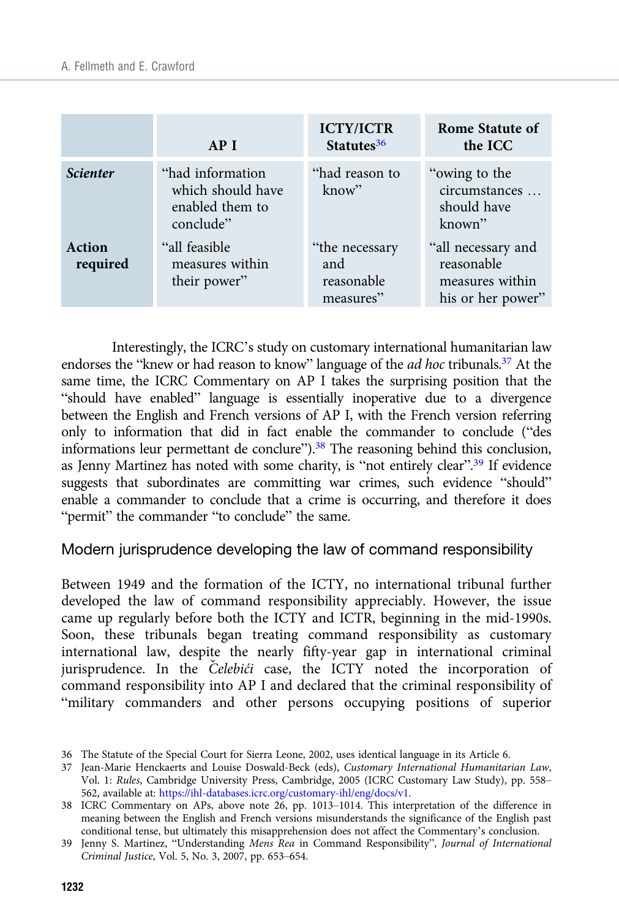| | AP I | ICTY/ICTR Statutes[36] | Rome Statute of the ICC |
|---|---|---|---|
| ***Scienter*** | "had information which should have enabled them to conclude" | "had reason to know" | "owing to the circumstances … should have known" |
| **Action required** | "all feasible measures within their power" | "the necessary and reasonable measures" | "all necessary and reasonable measures within his or her power" |

Interestingly, the ICRC's study on customary international humanitarian law endorses the "knew or had reason to know" language of the *ad hoc* tribunals.[37] At the same time, the ICRC Commentary on AP I takes the surprising position that the "should have enabled" language is essentially inoperative due to a divergence between the English and French versions of AP I, with the French version referring only to information that did in fact enable the commander to conclude ("des informations leur permettant de conclure").[38] The reasoning behind this conclusion, as Jenny Martinez has noted with some charity, is "not entirely clear".[39] If evidence suggests that subordinates are committing war crimes, such evidence "should" enable a commander to conclude that a crime is occurring, and therefore it does "permit" the commander "to conclude" the same.

## Modern jurisprudence developing the law of command responsibility

Between 1949 and the formation of the ICTY, no international tribunal further developed the law of command responsibility appreciably. However, the issue came up regularly before both the ICTY and ICTR, beginning in the mid-1990s. Soon, these tribunals began treating command responsibility as customary international law, despite the nearly fifty-year gap in international criminal jurisprudence. In the *Čelebići* case, the ICTY noted the incorporation of command responsibility into AP I and declared that the criminal responsibility of "military commanders and other persons occupying positions of superior

36 The Statute of the Special Court for Sierra Leone, 2002, uses identical language in its Article 6.

37 Jean-Marie Henckaerts and Louise Doswald-Beck (eds), *Customary International Humanitarian Law*, Vol. 1: *Rules*, Cambridge University Press, Cambridge, 2005 (ICRC Customary Law Study), pp. 558–562, available at: https://ihl-databases.icrc.org/customary-ihl/eng/docs/v1.

38 ICRC Commentary on APs, above note 26, pp. 1013–1014. This interpretation of the difference in meaning between the English and French versions misunderstands the significance of the English past conditional tense, but ultimately this misapprehension does not affect the Commentary's conclusion.

39 Jenny S. Martinez, "Understanding *Mens Rea* in Command Responsibility", *Journal of International Criminal Justice*, Vol. 5, No. 3, 2007, pp. 653–654.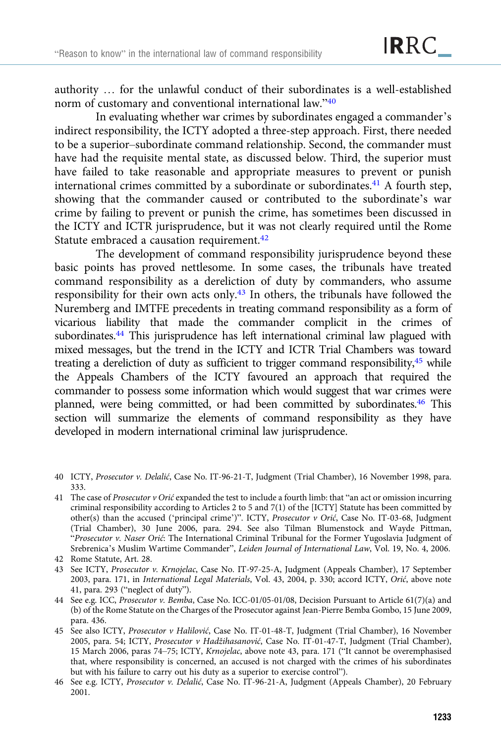authority … for the unlawful conduct of their subordinates is a well-established norm of customary and conventional international law."[40]

In evaluating whether war crimes by subordinates engaged a commander's indirect responsibility, the ICTY adopted a three-step approach. First, there needed to be a superior–subordinate command relationship. Second, the commander must have had the requisite mental state, as discussed below. Third, the superior must have failed to take reasonable and appropriate measures to prevent or punish international crimes committed by a subordinate or subordinates.[41] A fourth step, showing that the commander caused or contributed to the subordinate's war crime by failing to prevent or punish the crime, has sometimes been discussed in the ICTY and ICTR jurisprudence, but it was not clearly required until the Rome Statute embraced a causation requirement.[42]

The development of command responsibility jurisprudence beyond these basic points has proved nettlesome. In some cases, the tribunals have treated command responsibility as a dereliction of duty by commanders, who assume responsibility for their own acts only.[43] In others, the tribunals have followed the Nuremberg and IMTFE precedents in treating command responsibility as a form of vicarious liability that made the commander complicit in the crimes of subordinates.[44] This jurisprudence has left international criminal law plagued with mixed messages, but the trend in the ICTY and ICTR Trial Chambers was toward treating a dereliction of duty as sufficient to trigger command responsibility,[45] while the Appeals Chambers of the ICTY favoured an approach that required the commander to possess some information which would suggest that war crimes were planned, were being committed, or had been committed by subordinates.[46] This section will summarize the elements of command responsibility as they have developed in modern international criminal law jurisprudence.

40 ICTY, *Prosecutor v. Delalić*, Case No. IT-96-21-T, Judgment (Trial Chamber), 16 November 1998, para. 333.

41 The case of *Prosecutor v Orić* expanded the test to include a fourth limb: that "an act or omission incurring criminal responsibility according to Articles 2 to 5 and 7(1) of the [ICTY] Statute has been committed by other(s) than the accused ('principal crime')". ICTY, *Prosecutor v Orić*, Case No. IT-03-68, Judgment (Trial Chamber), 30 June 2006, para. 294. See also Tilman Blumenstock and Wayde Pittman, "*Prosecutor v. Naser Orić*: The International Criminal Tribunal for the Former Yugoslavia Judgment of Srebrenica's Muslim Wartime Commander", *Leiden Journal of International Law*, Vol. 19, No. 4, 2006.

42 Rome Statute, Art. 28.

43 See ICTY, *Prosecutor v. Krnojelac*, Case No. IT-97-25-A, Judgment (Appeals Chamber), 17 September 2003, para. 171, in *International Legal Materials*, Vol. 43, 2004, p. 330; accord ICTY, *Orić*, above note 41, para. 293 ("neglect of duty").

44 See e.g. ICC, *Prosecutor v. Bemba*, Case No. ICC-01/05-01/08, Decision Pursuant to Article 61(7)(a) and (b) of the Rome Statute on the Charges of the Prosecutor against Jean-Pierre Bemba Gombo, 15 June 2009, para. 436.

45 See also ICTY, *Prosecutor v Halilović*, Case No. IT-01-48-T, Judgment (Trial Chamber), 16 November 2005, para. 54; ICTY, *Prosecutor v Hadžihasanović*, Case No. IT-01-47-T, Judgment (Trial Chamber), 15 March 2006, paras 74–75; ICTY, *Krnojelac*, above note 43, para. 171 ("It cannot be overemphasised that, where responsibility is concerned, an accused is not charged with the crimes of his subordinates but with his failure to carry out his duty as a superior to exercise control").

46 See e.g. ICTY, *Prosecutor v. Delalić*, Case No. IT-96-21-A, Judgment (Appeals Chamber), 20 February 2001.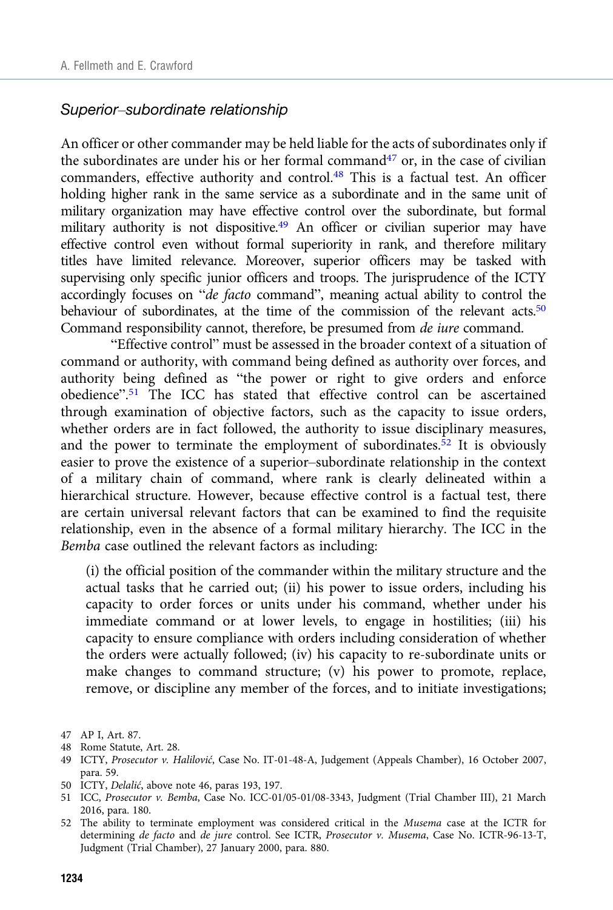### *Superior–subordinate relationship*

An officer or other commander may be held liable for the acts of subordinates only if the subordinates are under his or her formal command[47] or, in the case of civilian commanders, effective authority and control.[48] This is a factual test. An officer holding higher rank in the same service as a subordinate and in the same unit of military organization may have effective control over the subordinate, but formal military authority is not dispositive.[49] An officer or civilian superior may have effective control even without formal superiority in rank, and therefore military titles have limited relevance. Moreover, superior officers may be tasked with supervising only specific junior officers and troops. The jurisprudence of the ICTY accordingly focuses on "*de facto* command", meaning actual ability to control the behaviour of subordinates, at the time of the commission of the relevant acts.[50] Command responsibility cannot, therefore, be presumed from *de iure* command.

"Effective control" must be assessed in the broader context of a situation of command or authority, with command being defined as authority over forces, and authority being defined as "the power or right to give orders and enforce obedience".[51] The ICC has stated that effective control can be ascertained through examination of objective factors, such as the capacity to issue orders, whether orders are in fact followed, the authority to issue disciplinary measures, and the power to terminate the employment of subordinates.[52] It is obviously easier to prove the existence of a superior–subordinate relationship in the context of a military chain of command, where rank is clearly delineated within a hierarchical structure. However, because effective control is a factual test, there are certain universal relevant factors that can be examined to find the requisite relationship, even in the absence of a formal military hierarchy. The ICC in the *Bemba* case outlined the relevant factors as including:

> (i) the official position of the commander within the military structure and the actual tasks that he carried out; (ii) his power to issue orders, including his capacity to order forces or units under his command, whether under his immediate command or at lower levels, to engage in hostilities; (iii) his capacity to ensure compliance with orders including consideration of whether the orders were actually followed; (iv) his capacity to re-subordinate units or make changes to command structure; (v) his power to promote, replace, remove, or discipline any member of the forces, and to initiate investigations;

47 AP I, Art. 87.

48 Rome Statute, Art. 28.

49 ICTY, *Prosecutor v. Halilović*, Case No. IT-01-48-A, Judgement (Appeals Chamber), 16 October 2007, para. 59.

50 ICTY, *Delalić*, above note 46, paras 193, 197.

51 ICC, *Prosecutor v. Bemba*, Case No. ICC-01/05-01/08-3343, Judgment (Trial Chamber III), 21 March 2016, para. 180.

52 The ability to terminate employment was considered critical in the *Musema* case at the ICTR for determining *de facto* and *de jure* control. See ICTR, *Prosecutor v. Musema*, Case No. ICTR-96-13-T, Judgment (Trial Chamber), 27 January 2000, para. 880.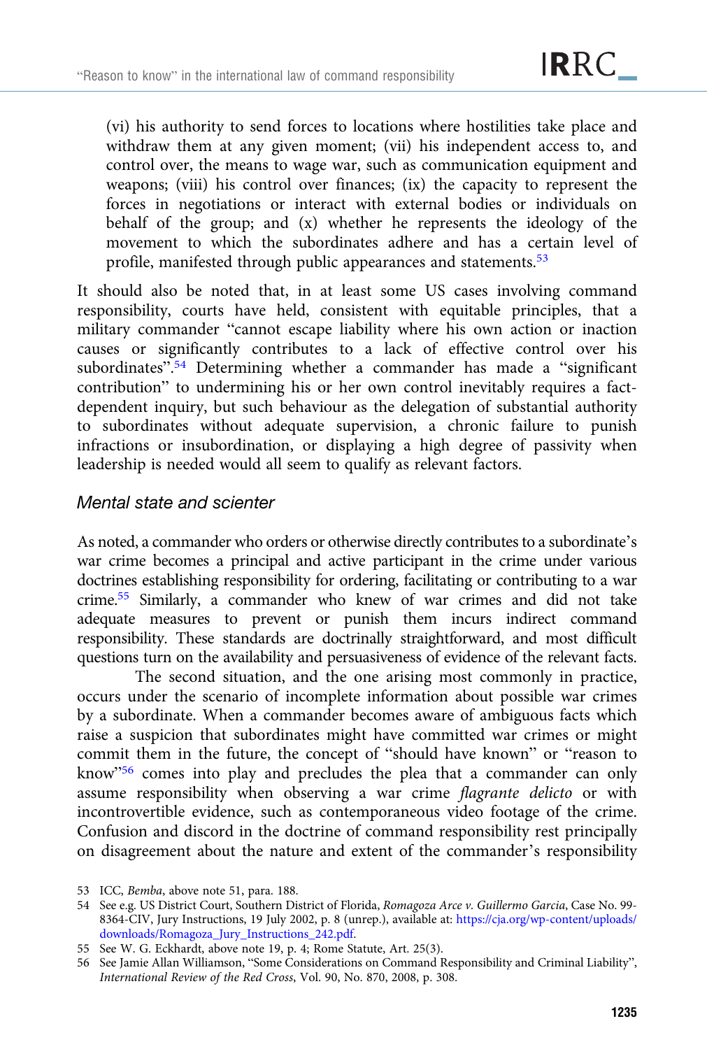(vi) his authority to send forces to locations where hostilities take place and withdraw them at any given moment; (vii) his independent access to, and control over, the means to wage war, such as communication equipment and weapons; (viii) his control over finances; (ix) the capacity to represent the forces in negotiations or interact with external bodies or individuals on behalf of the group; and (x) whether he represents the ideology of the movement to which the subordinates adhere and has a certain level of profile, manifested through public appearances and statements.[53]

It should also be noted that, in at least some US cases involving command responsibility, courts have held, consistent with equitable principles, that a military commander "cannot escape liability where his own action or inaction causes or significantly contributes to a lack of effective control over his subordinates".[54] Determining whether a commander has made a "significant contribution" to undermining his or her own control inevitably requires a fact-dependent inquiry, but such behaviour as the delegation of substantial authority to subordinates without adequate supervision, a chronic failure to punish infractions or insubordination, or displaying a high degree of passivity when leadership is needed would all seem to qualify as relevant factors.

### *Mental state and scienter*

As noted, a commander who orders or otherwise directly contributes to a subordinate's war crime becomes a principal and active participant in the crime under various doctrines establishing responsibility for ordering, facilitating or contributing to a war crime.[55] Similarly, a commander who knew of war crimes and did not take adequate measures to prevent or punish them incurs indirect command responsibility. These standards are doctrinally straightforward, and most difficult questions turn on the availability and persuasiveness of evidence of the relevant facts.

The second situation, and the one arising most commonly in practice, occurs under the scenario of incomplete information about possible war crimes by a subordinate. When a commander becomes aware of ambiguous facts which raise a suspicion that subordinates might have committed war crimes or might commit them in the future, the concept of "should have known" or "reason to know"[56] comes into play and precludes the plea that a commander can only assume responsibility when observing a war crime *flagrante delicto* or with incontrovertible evidence, such as contemporaneous video footage of the crime. Confusion and discord in the doctrine of command responsibility rest principally on disagreement about the nature and extent of the commander's responsibility

53 ICC, *Bemba*, above note 51, para. 188.

54 See e.g. US District Court, Southern District of Florida, *Romagoza Arce v. Guillermo Garcia*, Case No. 99-8364-CIV, Jury Instructions, 19 July 2002, p. 8 (unrep.), available at: https://cja.org/wp-content/uploads/downloads/Romagoza_Jury_Instructions_242.pdf.

55 See W. G. Eckhardt, above note 19, p. 4; Rome Statute, Art. 25(3).

56 See Jamie Allan Williamson, "Some Considerations on Command Responsibility and Criminal Liability", *International Review of the Red Cross*, Vol. 90, No. 870, 2008, p. 308.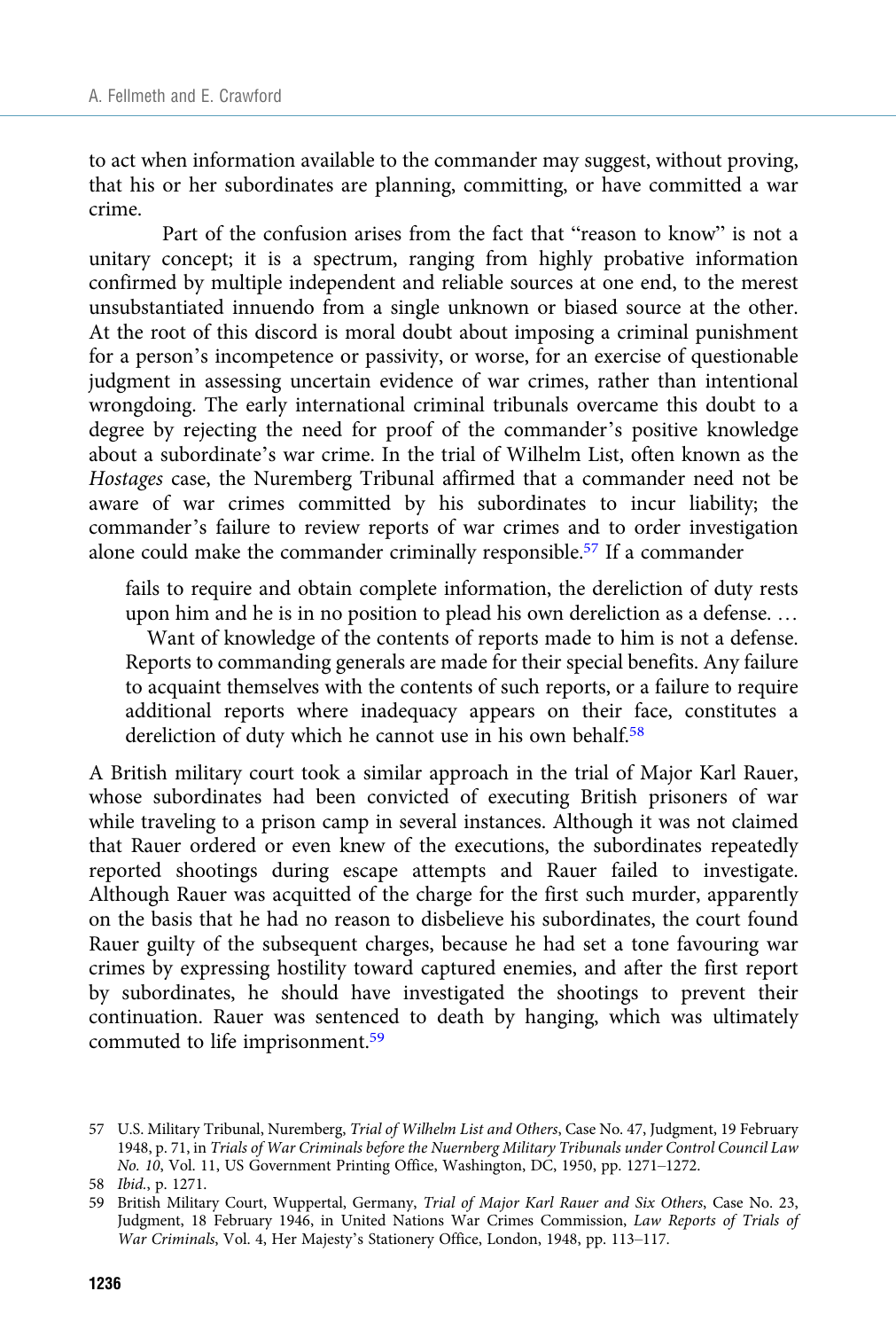to act when information available to the commander may suggest, without proving, that his or her subordinates are planning, committing, or have committed a war crime.

Part of the confusion arises from the fact that "reason to know" is not a unitary concept; it is a spectrum, ranging from highly probative information confirmed by multiple independent and reliable sources at one end, to the merest unsubstantiated innuendo from a single unknown or biased source at the other. At the root of this discord is moral doubt about imposing a criminal punishment for a person's incompetence or passivity, or worse, for an exercise of questionable judgment in assessing uncertain evidence of war crimes, rather than intentional wrongdoing. The early international criminal tribunals overcame this doubt to a degree by rejecting the need for proof of the commander's positive knowledge about a subordinate's war crime. In the trial of Wilhelm List, often known as the *Hostages* case, the Nuremberg Tribunal affirmed that a commander need not be aware of war crimes committed by his subordinates to incur liability; the commander's failure to review reports of war crimes and to order investigation alone could make the commander criminally responsible.[57] If a commander

> fails to require and obtain complete information, the dereliction of duty rests upon him and he is in no position to plead his own dereliction as a defense. …
>
> Want of knowledge of the contents of reports made to him is not a defense. Reports to commanding generals are made for their special benefits. Any failure to acquaint themselves with the contents of such reports, or a failure to require additional reports where inadequacy appears on their face, constitutes a dereliction of duty which he cannot use in his own behalf.[58]

A British military court took a similar approach in the trial of Major Karl Rauer, whose subordinates had been convicted of executing British prisoners of war while traveling to a prison camp in several instances. Although it was not claimed that Rauer ordered or even knew of the executions, the subordinates repeatedly reported shootings during escape attempts and Rauer failed to investigate. Although Rauer was acquitted of the charge for the first such murder, apparently on the basis that he had no reason to disbelieve his subordinates, the court found Rauer guilty of the subsequent charges, because he had set a tone favouring war crimes by expressing hostility toward captured enemies, and after the first report by subordinates, he should have investigated the shootings to prevent their continuation. Rauer was sentenced to death by hanging, which was ultimately commuted to life imprisonment.[59]

---

57 U.S. Military Tribunal, Nuremberg, *Trial of Wilhelm List and Others*, Case No. 47, Judgment, 19 February 1948, p. 71, in *Trials of War Criminals before the Nuernberg Military Tribunals under Control Council Law No. 10*, Vol. 11, US Government Printing Office, Washington, DC, 1950, pp. 1271–1272.

58 *Ibid.*, p. 1271.

59 British Military Court, Wuppertal, Germany, *Trial of Major Karl Rauer and Six Others*, Case No. 23, Judgment, 18 February 1946, in United Nations War Crimes Commission, *Law Reports of Trials of War Criminals*, Vol. 4, Her Majesty's Stationery Office, London, 1948, pp. 113–117.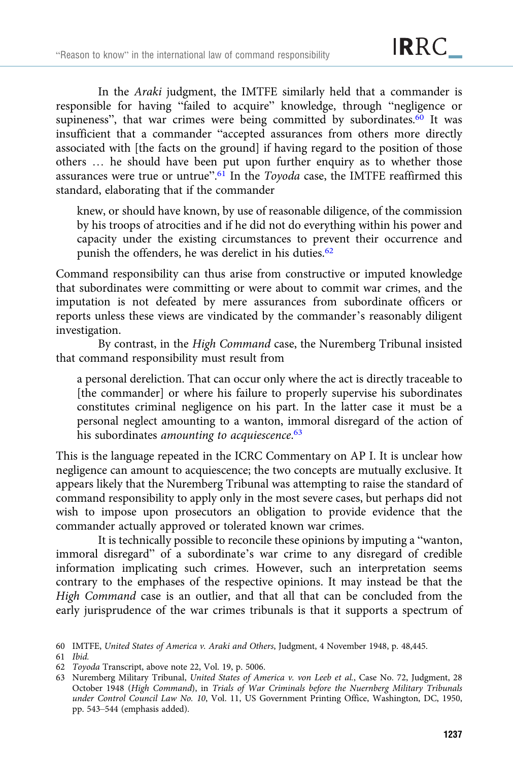In the *Araki* judgment, the IMTFE similarly held that a commander is responsible for having "failed to acquire" knowledge, through "negligence or supineness", that war crimes were being committed by subordinates.[60] It was insufficient that a commander "accepted assurances from others more directly associated with [the facts on the ground] if having regard to the position of those others … he should have been put upon further enquiry as to whether those assurances were true or untrue".[61] In the *Toyoda* case, the IMTFE reaffirmed this standard, elaborating that if the commander

> knew, or should have known, by use of reasonable diligence, of the commission by his troops of atrocities and if he did not do everything within his power and capacity under the existing circumstances to prevent their occurrence and punish the offenders, he was derelict in his duties.[62]

Command responsibility can thus arise from constructive or imputed knowledge that subordinates were committing or were about to commit war crimes, and the imputation is not defeated by mere assurances from subordinate officers or reports unless these views are vindicated by the commander's reasonably diligent investigation.

By contrast, in the *High Command* case, the Nuremberg Tribunal insisted that command responsibility must result from

> a personal dereliction. That can occur only where the act is directly traceable to [the commander] or where his failure to properly supervise his subordinates constitutes criminal negligence on his part. In the latter case it must be a personal neglect amounting to a wanton, immoral disregard of the action of his subordinates *amounting to acquiescence*.[63]

This is the language repeated in the ICRC Commentary on AP I. It is unclear how negligence can amount to acquiescence; the two concepts are mutually exclusive. It appears likely that the Nuremberg Tribunal was attempting to raise the standard of command responsibility to apply only in the most severe cases, but perhaps did not wish to impose upon prosecutors an obligation to provide evidence that the commander actually approved or tolerated known war crimes.

It is technically possible to reconcile these opinions by imputing a "wanton, immoral disregard" of a subordinate's war crime to any disregard of credible information implicating such crimes. However, such an interpretation seems contrary to the emphases of the respective opinions. It may instead be that the *High Command* case is an outlier, and that all that can be concluded from the early jurisprudence of the war crimes tribunals is that it supports a spectrum of

---

60 IMTFE, *United States of America v. Araki and Others*, Judgment, 4 November 1948, p. 48,445.

61 *Ibid.*

62 *Toyoda* Transcript, above note 22, Vol. 19, p. 5006.

63 Nuremberg Military Tribunal, *United States of America v. von Leeb et al.*, Case No. 72, Judgment, 28 October 1948 (*High Command*), in *Trials of War Criminals before the Nuernberg Military Tribunals under Control Council Law No. 10*, Vol. 11, US Government Printing Office, Washington, DC, 1950, pp. 543–544 (emphasis added).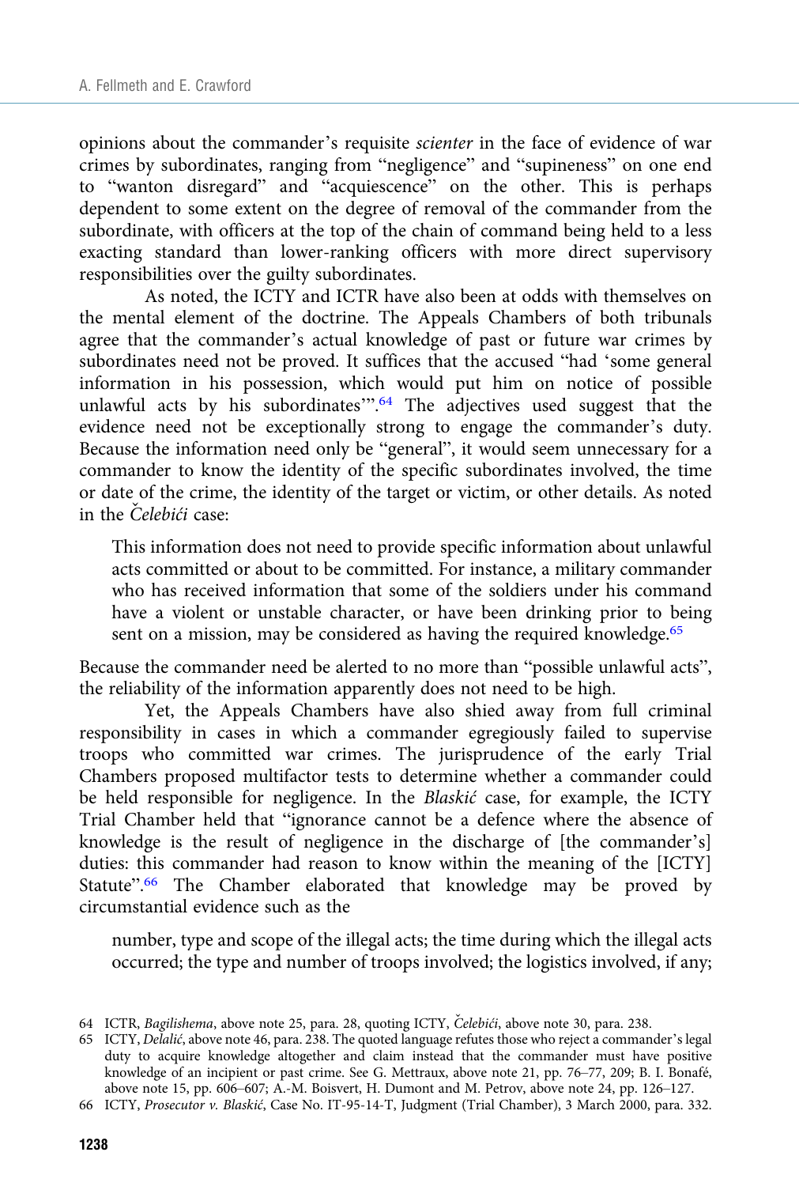opinions about the commander's requisite *scienter* in the face of evidence of war crimes by subordinates, ranging from "negligence" and "supineness" on one end to "wanton disregard" and "acquiescence" on the other. This is perhaps dependent to some extent on the degree of removal of the commander from the subordinate, with officers at the top of the chain of command being held to a less exacting standard than lower-ranking officers with more direct supervisory responsibilities over the guilty subordinates.

As noted, the ICTY and ICTR have also been at odds with themselves on the mental element of the doctrine. The Appeals Chambers of both tribunals agree that the commander's actual knowledge of past or future war crimes by subordinates need not be proved. It suffices that the accused "had 'some general information in his possession, which would put him on notice of possible unlawful acts by his subordinates'".[64] The adjectives used suggest that the evidence need not be exceptionally strong to engage the commander's duty. Because the information need only be "general", it would seem unnecessary for a commander to know the identity of the specific subordinates involved, the time or date of the crime, the identity of the target or victim, or other details. As noted in the *Čelebići* case:

> This information does not need to provide specific information about unlawful acts committed or about to be committed. For instance, a military commander who has received information that some of the soldiers under his command have a violent or unstable character, or have been drinking prior to being sent on a mission, may be considered as having the required knowledge.[65]

Because the commander need be alerted to no more than "possible unlawful acts", the reliability of the information apparently does not need to be high.

Yet, the Appeals Chambers have also shied away from full criminal responsibility in cases in which a commander egregiously failed to supervise troops who committed war crimes. The jurisprudence of the early Trial Chambers proposed multifactor tests to determine whether a commander could be held responsible for negligence. In the *Blaskić* case, for example, the ICTY Trial Chamber held that "ignorance cannot be a defence where the absence of knowledge is the result of negligence in the discharge of [the commander's] duties: this commander had reason to know within the meaning of the [ICTY] Statute".[66] The Chamber elaborated that knowledge may be proved by circumstantial evidence such as the

> number, type and scope of the illegal acts; the time during which the illegal acts occurred; the type and number of troops involved; the logistics involved, if any;

---

64 ICTR, *Bagilishema*, above note 25, para. 28, quoting ICTY, *Čelebići*, above note 30, para. 238.

65 ICTY, *Delalić*, above note 46, para. 238. The quoted language refutes those who reject a commander's legal duty to acquire knowledge altogether and claim instead that the commander must have positive knowledge of an incipient or past crime. See G. Mettraux, above note 21, pp. 76–77, 209; B. I. Bonafé, above note 15, pp. 606–607; A.-M. Boisvert, H. Dumont and M. Petrov, above note 24, pp. 126–127.

66 ICTY, *Prosecutor v. Blaskić*, Case No. IT-95-14-T, Judgment (Trial Chamber), 3 March 2000, para. 332.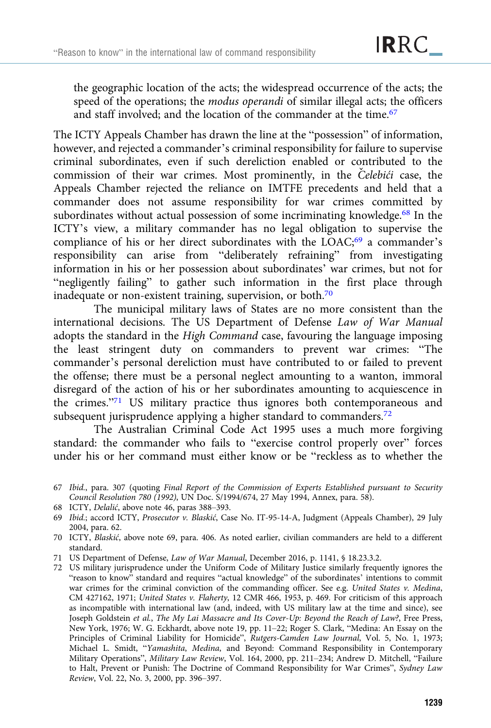the geographic location of the acts; the widespread occurrence of the acts; the speed of the operations; the *modus operandi* of similar illegal acts; the officers and staff involved; and the location of the commander at the time.[67]

The ICTY Appeals Chamber has drawn the line at the "possession" of information, however, and rejected a commander's criminal responsibility for failure to supervise criminal subordinates, even if such dereliction enabled or contributed to the commission of their war crimes. Most prominently, in the *Čelebići* case, the Appeals Chamber rejected the reliance on IMTFE precedents and held that a commander does not assume responsibility for war crimes committed by subordinates without actual possession of some incriminating knowledge.[68] In the ICTY's view, a military commander has no legal obligation to supervise the compliance of his or her direct subordinates with the LOAC;[69] a commander's responsibility can arise from "deliberately refraining" from investigating information in his or her possession about subordinates' war crimes, but not for "negligently failing" to gather such information in the first place through inadequate or non-existent training, supervision, or both.[70]

The municipal military laws of States are no more consistent than the international decisions. The US Department of Defense *Law of War Manual* adopts the standard in the *High Command* case, favouring the language imposing the least stringent duty on commanders to prevent war crimes: "The commander's personal dereliction must have contributed to or failed to prevent the offense; there must be a personal neglect amounting to a wanton, immoral disregard of the action of his or her subordinates amounting to acquiescence in the crimes."[71] US military practice thus ignores both contemporaneous and subsequent jurisprudence applying a higher standard to commanders.[72]

The Australian Criminal Code Act 1995 uses a much more forgiving standard: the commander who fails to "exercise control properly over" forces under his or her command must either know or be "reckless as to whether the

---

67 *Ibid.*, para. 307 (quoting *Final Report of the Commission of Experts Established pursuant to Security Council Resolution 780 (1992)*, UN Doc. S/1994/674, 27 May 1994, Annex, para. 58).

68 ICTY, *Delalić*, above note 46, paras 388–393.

69 *Ibid.*; accord ICTY, *Prosecutor v. Blaskić*, Case No. IT-95-14-A, Judgment (Appeals Chamber), 29 July 2004, para. 62.

70 ICTY, *Blaskić*, above note 69, para. 406. As noted earlier, civilian commanders are held to a different standard.

71 US Department of Defense, *Law of War Manual*, December 2016, p. 1141, § 18.23.3.2.

72 US military jurisprudence under the Uniform Code of Military Justice similarly frequently ignores the "reason to know" standard and requires "actual knowledge" of the subordinates' intentions to commit war crimes for the criminal conviction of the commanding officer. See e.g. *United States v. Medina*, CM 427162, 1971; *United States v. Flaherty*, 12 CMR 466, 1953, p. 469. For criticism of this approach as incompatible with international law (and, indeed, with US military law at the time and since), see Joseph Goldstein *et al.*, *The My Lai Massacre and Its Cover-Up: Beyond the Reach of Law?*, Free Press, New York, 1976; W. G. Eckhardt, above note 19, pp. 11–22; Roger S. Clark, "Medina: An Essay on the Principles of Criminal Liability for Homicide", *Rutgers-Camden Law Journal*, Vol. 5, No. 1, 1973; Michael L. Smidt, "*Yamashita*, *Medina*, and Beyond: Command Responsibility in Contemporary Military Operations", *Military Law Review*, Vol. 164, 2000, pp. 211–234; Andrew D. Mitchell, "Failure to Halt, Prevent or Punish: The Doctrine of Command Responsibility for War Crimes", *Sydney Law Review*, Vol. 22, No. 3, 2000, pp. 396–397.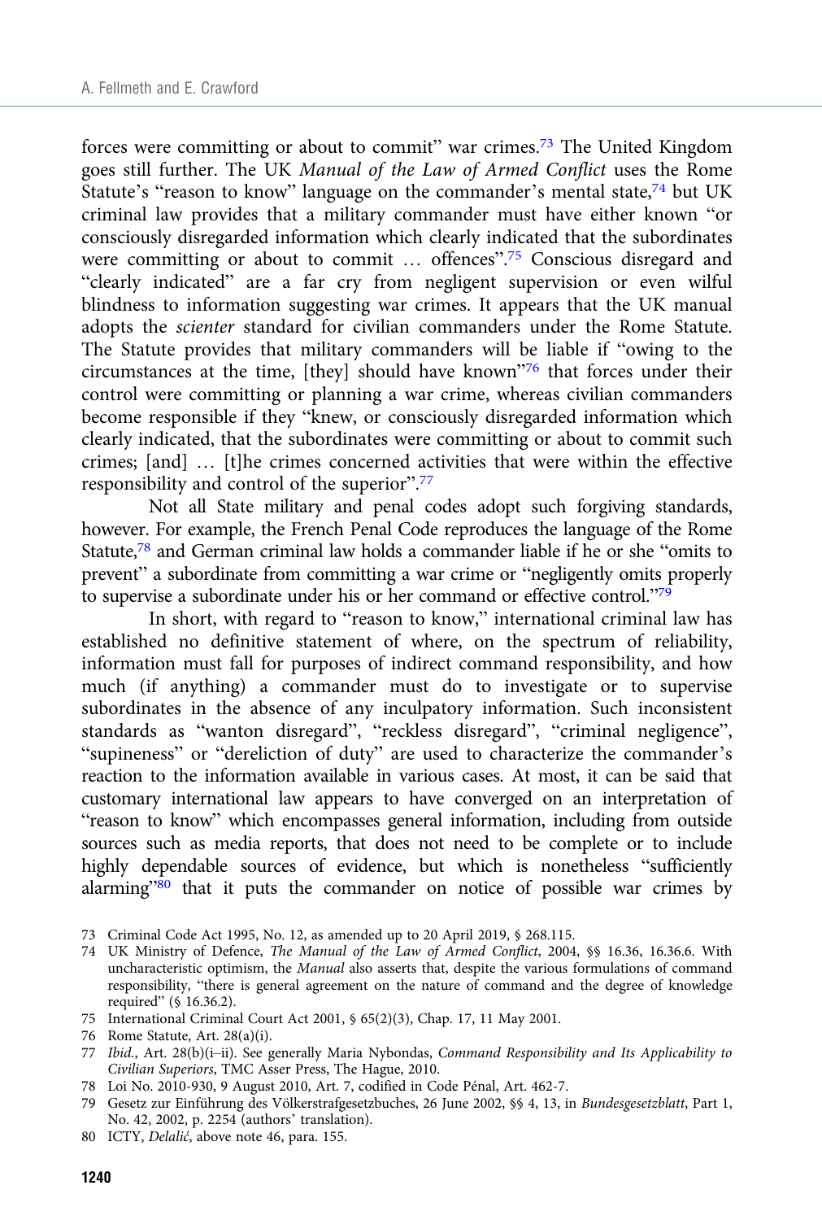forces were committing or about to commit" war crimes.[73] The United Kingdom goes still further. The UK *Manual of the Law of Armed Conflict* uses the Rome Statute's "reason to know" language on the commander's mental state,[74] but UK criminal law provides that a military commander must have either known "or consciously disregarded information which clearly indicated that the subordinates were committing or about to commit … offences".[75] Conscious disregard and "clearly indicated" are a far cry from negligent supervision or even wilful blindness to information suggesting war crimes. It appears that the UK manual adopts the *scienter* standard for civilian commanders under the Rome Statute. The Statute provides that military commanders will be liable if "owing to the circumstances at the time, [they] should have known"[76] that forces under their control were committing or planning a war crime, whereas civilian commanders become responsible if they "knew, or consciously disregarded information which clearly indicated, that the subordinates were committing or about to commit such crimes; [and] … [t]he crimes concerned activities that were within the effective responsibility and control of the superior".[77]

Not all State military and penal codes adopt such forgiving standards, however. For example, the French Penal Code reproduces the language of the Rome Statute,[78] and German criminal law holds a commander liable if he or she "omits to prevent" a subordinate from committing a war crime or "negligently omits properly to supervise a subordinate under his or her command or effective control."[79]

In short, with regard to "reason to know," international criminal law has established no definitive statement of where, on the spectrum of reliability, information must fall for purposes of indirect command responsibility, and how much (if anything) a commander must do to investigate or to supervise subordinates in the absence of any inculpatory information. Such inconsistent standards as "wanton disregard", "reckless disregard", "criminal negligence", "supineness" or "dereliction of duty" are used to characterize the commander's reaction to the information available in various cases. At most, it can be said that customary international law appears to have converged on an interpretation of "reason to know" which encompasses general information, including from outside sources such as media reports, that does not need to be complete or to include highly dependable sources of evidence, but which is nonetheless "sufficiently alarming"[80] that it puts the commander on notice of possible war crimes by

73 Criminal Code Act 1995, No. 12, as amended up to 20 April 2019, § 268.115.

74 UK Ministry of Defence, *The Manual of the Law of Armed Conflict*, 2004, §§ 16.36, 16.36.6. With uncharacteristic optimism, the *Manual* also asserts that, despite the various formulations of command responsibility, "there is general agreement on the nature of command and the degree of knowledge required" (§ 16.36.2).

75 International Criminal Court Act 2001, § 65(2)(3), Chap. 17, 11 May 2001.

76 Rome Statute, Art. 28(a)(i).

77 *Ibid.*, Art. 28(b)(i–ii). See generally Maria Nybondas, *Command Responsibility and Its Applicability to Civilian Superiors*, TMC Asser Press, The Hague, 2010.

78 Loi No. 2010-930, 9 August 2010, Art. 7, codified in Code Pénal, Art. 462-7.

79 Gesetz zur Einführung des Völkerstrafgesetzbuches, 26 June 2002, §§ 4, 13, in *Bundesgesetzblatt*, Part 1, No. 42, 2002, p. 2254 (authors' translation).

80 ICTY, *Delalić*, above note 46, para. 155.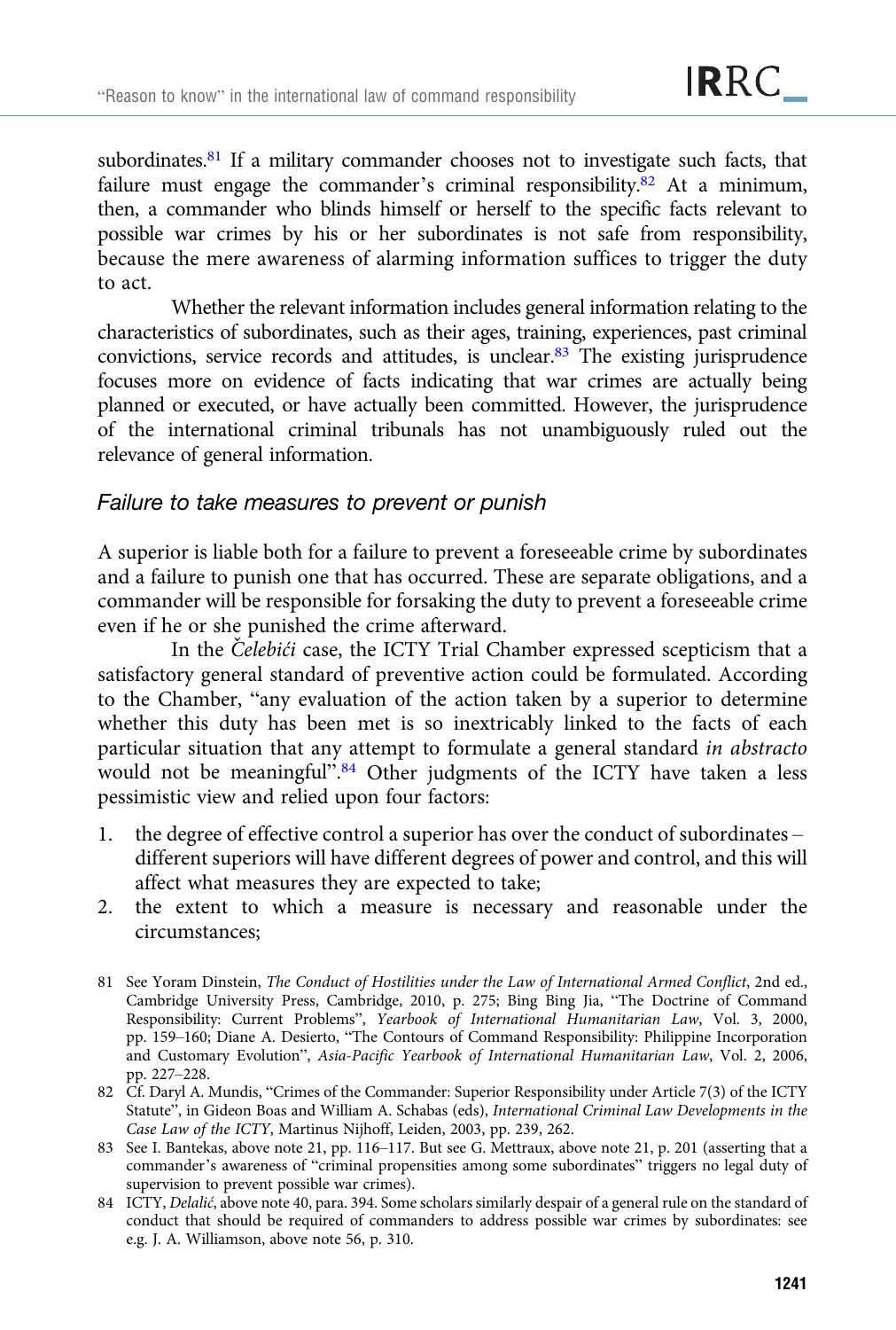subordinates.[81] If a military commander chooses not to investigate such facts, that failure must engage the commander's criminal responsibility.[82] At a minimum, then, a commander who blinds himself or herself to the specific facts relevant to possible war crimes by his or her subordinates is not safe from responsibility, because the mere awareness of alarming information suffices to trigger the duty to act.

Whether the relevant information includes general information relating to the characteristics of subordinates, such as their ages, training, experiences, past criminal convictions, service records and attitudes, is unclear.[83] The existing jurisprudence focuses more on evidence of facts indicating that war crimes are actually being planned or executed, or have actually been committed. However, the jurisprudence of the international criminal tribunals has not unambiguously ruled out the relevance of general information.

### *Failure to take measures to prevent or punish*

A superior is liable both for a failure to prevent a foreseeable crime by subordinates and a failure to punish one that has occurred. These are separate obligations, and a commander will be responsible for forsaking the duty to prevent a foreseeable crime even if he or she punished the crime afterward.

In the *Čelebići* case, the ICTY Trial Chamber expressed scepticism that a satisfactory general standard of preventive action could be formulated. According to the Chamber, "any evaluation of the action taken by a superior to determine whether this duty has been met is so inextricably linked to the facts of each particular situation that any attempt to formulate a general standard *in abstracto* would not be meaningful".[84] Other judgments of the ICTY have taken a less pessimistic view and relied upon four factors:

1. the degree of effective control a superior has over the conduct of subordinates – different superiors will have different degrees of power and control, and this will affect what measures they are expected to take;
2. the extent to which a measure is necessary and reasonable under the circumstances;

---

81 See Yoram Dinstein, *The Conduct of Hostilities under the Law of International Armed Conflict*, 2nd ed., Cambridge University Press, Cambridge, 2010, p. 275; Bing Bing Jia, "The Doctrine of Command Responsibility: Current Problems", *Yearbook of International Humanitarian Law*, Vol. 3, 2000, pp. 159–160; Diane A. Desierto, "The Contours of Command Responsibility: Philippine Incorporation and Customary Evolution", *Asia-Pacific Yearbook of International Humanitarian Law*, Vol. 2, 2006, pp. 227–228.

82 Cf. Daryl A. Mundis, "Crimes of the Commander: Superior Responsibility under Article 7(3) of the ICTY Statute", in Gideon Boas and William A. Schabas (eds), *International Criminal Law Developments in the Case Law of the ICTY*, Martinus Nijhoff, Leiden, 2003, pp. 239, 262.

83 See I. Bantekas, above note 21, pp. 116–117. But see G. Mettraux, above note 21, p. 201 (asserting that a commander's awareness of "criminal propensities among some subordinates" triggers no legal duty of supervision to prevent possible war crimes).

84 ICTY, *Delalić*, above note 40, para. 394. Some scholars similarly despair of a general rule on the standard of conduct that should be required of commanders to address possible war crimes by subordinates: see e.g. J. A. Williamson, above note 56, p. 310.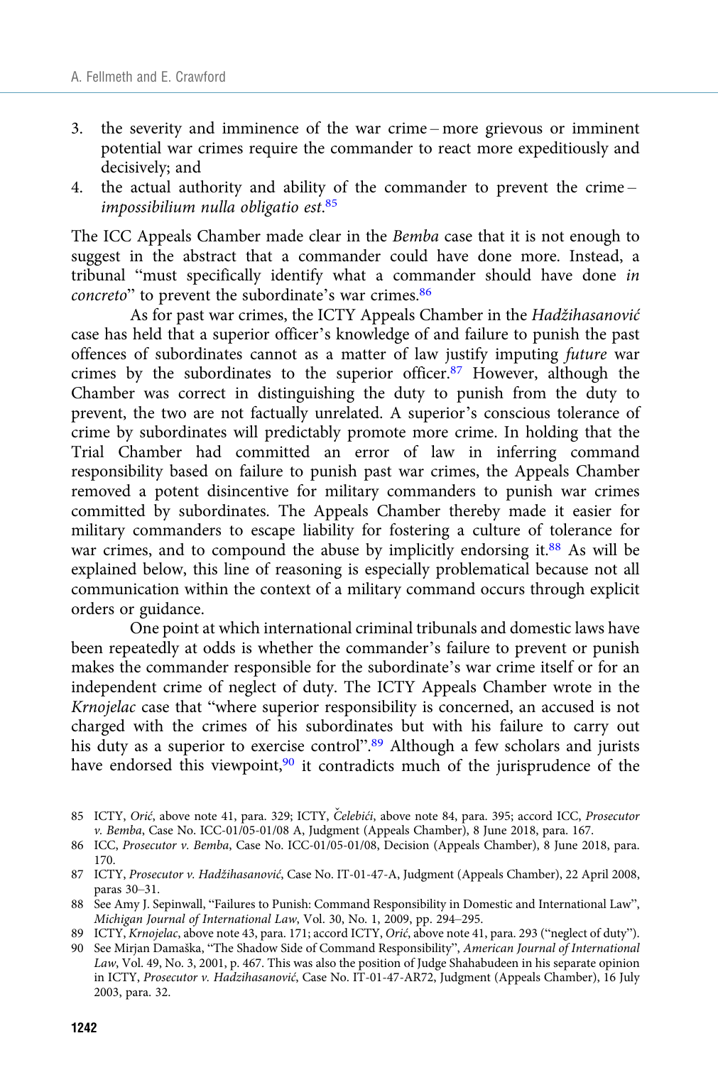3. the severity and imminence of the war crime – more grievous or imminent potential war crimes require the commander to react more expeditiously and decisively; and
4. the actual authority and ability of the commander to prevent the crime – *impossibilium nulla obligatio est*.[85]

The ICC Appeals Chamber made clear in the *Bemba* case that it is not enough to suggest in the abstract that a commander could have done more. Instead, a tribunal "must specifically identify what a commander should have done *in concreto*" to prevent the subordinate's war crimes.[86]

As for past war crimes, the ICTY Appeals Chamber in the *Hadžihasanović* case has held that a superior officer's knowledge of and failure to punish the past offences of subordinates cannot as a matter of law justify imputing *future* war crimes by the subordinates to the superior officer.[87] However, although the Chamber was correct in distinguishing the duty to punish from the duty to prevent, the two are not factually unrelated. A superior's conscious tolerance of crime by subordinates will predictably promote more crime. In holding that the Trial Chamber had committed an error of law in inferring command responsibility based on failure to punish past war crimes, the Appeals Chamber removed a potent disincentive for military commanders to punish war crimes committed by subordinates. The Appeals Chamber thereby made it easier for military commanders to escape liability for fostering a culture of tolerance for war crimes, and to compound the abuse by implicitly endorsing it.[88] As will be explained below, this line of reasoning is especially problematical because not all communication within the context of a military command occurs through explicit orders or guidance.

One point at which international criminal tribunals and domestic laws have been repeatedly at odds is whether the commander's failure to prevent or punish makes the commander responsible for the subordinate's war crime itself or for an independent crime of neglect of duty. The ICTY Appeals Chamber wrote in the *Krnojelac* case that "where superior responsibility is concerned, an accused is not charged with the crimes of his subordinates but with his failure to carry out his duty as a superior to exercise control".[89] Although a few scholars and jurists have endorsed this viewpoint,[90] it contradicts much of the jurisprudence of the

---

85 ICTY, *Orić*, above note 41, para. 329; ICTY, *Čelebići*, above note 84, para. 395; accord ICC, *Prosecutor v. Bemba*, Case No. ICC-01/05-01/08 A, Judgment (Appeals Chamber), 8 June 2018, para. 167.

86 ICC, *Prosecutor v. Bemba*, Case No. ICC-01/05-01/08, Decision (Appeals Chamber), 8 June 2018, para. 170.

87 ICTY, *Prosecutor v. Hadžihasanović*, Case No. IT-01-47-A, Judgment (Appeals Chamber), 22 April 2008, paras 30–31.

88 See Amy J. Sepinwall, "Failures to Punish: Command Responsibility in Domestic and International Law", *Michigan Journal of International Law*, Vol. 30, No. 1, 2009, pp. 294–295.

89 ICTY, *Krnojelac*, above note 43, para. 171; accord ICTY, *Orić*, above note 41, para. 293 ("neglect of duty").

90 See Mirjan Damaška, "The Shadow Side of Command Responsibility", *American Journal of International Law*, Vol. 49, No. 3, 2001, p. 467. This was also the position of Judge Shahabudeen in his separate opinion in ICTY, *Prosecutor v. Hadzihasanović*, Case No. IT-01-47-AR72, Judgment (Appeals Chamber), 16 July 2003, para. 32.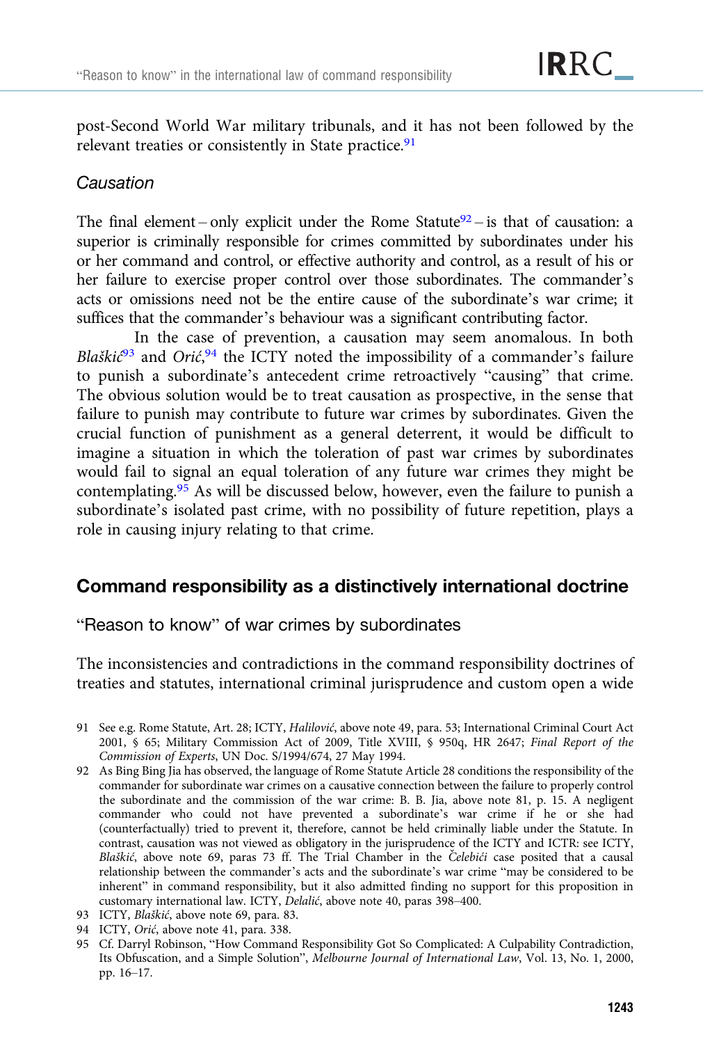post-Second World War military tribunals, and it has not been followed by the relevant treaties or consistently in State practice.[91]

### Causation

The final element – only explicit under the Rome Statute[92] – is that of causation: a superior is criminally responsible for crimes committed by subordinates under his or her command and control, or effective authority and control, as a result of his or her failure to exercise proper control over those subordinates. The commander's acts or omissions need not be the entire cause of the subordinate's war crime; it suffices that the commander's behaviour was a significant contributing factor.

In the case of prevention, a causation may seem anomalous. In both *Blaškić*[93] and *Orić*,[94] the ICTY noted the impossibility of a commander's failure to punish a subordinate's antecedent crime retroactively "causing" that crime. The obvious solution would be to treat causation as prospective, in the sense that failure to punish may contribute to future war crimes by subordinates. Given the crucial function of punishment as a general deterrent, it would be difficult to imagine a situation in which the toleration of past war crimes by subordinates would fail to signal an equal toleration of any future war crimes they might be contemplating.[95] As will be discussed below, however, even the failure to punish a subordinate's isolated past crime, with no possibility of future repetition, plays a role in causing injury relating to that crime.

## Command responsibility as a distinctively international doctrine

### "Reason to know" of war crimes by subordinates

The inconsistencies and contradictions in the command responsibility doctrines of treaties and statutes, international criminal jurisprudence and custom open a wide

---

91 See e.g. Rome Statute, Art. 28; ICTY, *Halilović*, above note 49, para. 53; International Criminal Court Act 2001, § 65; Military Commission Act of 2009, Title XVIII, § 950q, HR 2647; *Final Report of the Commission of Experts*, UN Doc. S/1994/674, 27 May 1994.

92 As Bing Bing Jia has observed, the language of Rome Statute Article 28 conditions the responsibility of the commander for subordinate war crimes on a causative connection between the failure to properly control the subordinate and the commission of the war crime: B. B. Jia, above note 81, p. 15. A negligent commander who could not have prevented a subordinate's war crime if he or she had (counterfactually) tried to prevent it, therefore, cannot be held criminally liable under the Statute. In contrast, causation was not viewed as obligatory in the jurisprudence of the ICTY and ICTR: see ICTY, *Blaškić*, above note 69, paras 73 ff. The Trial Chamber in the *Čelebići* case posited that a causal relationship between the commander's acts and the subordinate's war crime "may be considered to be inherent" in command responsibility, but it also admitted finding no support for this proposition in customary international law. ICTY, *Delalić*, above note 40, paras 398–400.

93 ICTY, *Blaškić*, above note 69, para. 83.

94 ICTY, *Orić*, above note 41, para. 338.

95 Cf. Darryl Robinson, "How Command Responsibility Got So Complicated: A Culpability Contradiction, Its Obfuscation, and a Simple Solution", *Melbourne Journal of International Law*, Vol. 13, No. 1, 2000, pp. 16–17.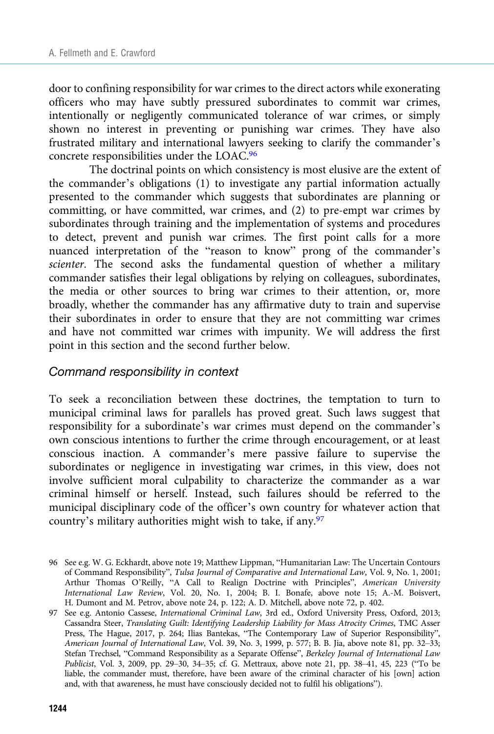door to confining responsibility for war crimes to the direct actors while exonerating officers who may have subtly pressured subordinates to commit war crimes, intentionally or negligently communicated tolerance of war crimes, or simply shown no interest in preventing or punishing war crimes. They have also frustrated military and international lawyers seeking to clarify the commander's concrete responsibilities under the LOAC.[96]

The doctrinal points on which consistency is most elusive are the extent of the commander's obligations (1) to investigate any partial information actually presented to the commander which suggests that subordinates are planning or committing, or have committed, war crimes, and (2) to pre-empt war crimes by subordinates through training and the implementation of systems and procedures to detect, prevent and punish war crimes. The first point calls for a more nuanced interpretation of the "reason to know" prong of the commander's *scienter*. The second asks the fundamental question of whether a military commander satisfies their legal obligations by relying on colleagues, subordinates, the media or other sources to bring war crimes to their attention, or, more broadly, whether the commander has any affirmative duty to train and supervise their subordinates in order to ensure that they are not committing war crimes and have not committed war crimes with impunity. We will address the first point in this section and the second further below.

### *Command responsibility in context*

To seek a reconciliation between these doctrines, the temptation to turn to municipal criminal laws for parallels has proved great. Such laws suggest that responsibility for a subordinate's war crimes must depend on the commander's own conscious intentions to further the crime through encouragement, or at least conscious inaction. A commander's mere passive failure to supervise the subordinates or negligence in investigating war crimes, in this view, does not involve sufficient moral culpability to characterize the commander as a war criminal himself or herself. Instead, such failures should be referred to the municipal disciplinary code of the officer's own country for whatever action that country's military authorities might wish to take, if any.[97]

---

96 See e.g. W. G. Eckhardt, above note 19; Matthew Lippman, "Humanitarian Law: The Uncertain Contours of Command Responsibility", *Tulsa Journal of Comparative and International Law*, Vol. 9, No. 1, 2001; Arthur Thomas O'Reilly, "A Call to Realign Doctrine with Principles", *American University International Law Review*, Vol. 20, No. 1, 2004; B. I. Bonafe, above note 15; A.-M. Boisvert, H. Dumont and M. Petrov, above note 24, p. 122; A. D. Mitchell, above note 72, p. 402.

97 See e.g. Antonio Cassese, *International Criminal Law*, 3rd ed., Oxford University Press, Oxford, 2013; Cassandra Steer, *Translating Guilt: Identifying Leadership Liability for Mass Atrocity Crimes*, TMC Asser Press, The Hague, 2017, p. 264; Ilias Bantekas, "The Contemporary Law of Superior Responsibility", *American Journal of International Law*, Vol. 39, No. 3, 1999, p. 577; B. B. Jia, above note 81, pp. 32–33; Stefan Trechsel, "Command Responsibility as a Separate Offense", *Berkeley Journal of International Law Publicist*, Vol. 3, 2009, pp. 29–30, 34–35; cf. G. Mettraux, above note 21, pp. 38–41, 45, 223 ("To be liable, the commander must, therefore, have been aware of the criminal character of his [own] action and, with that awareness, he must have consciously decided not to fulfil his obligations").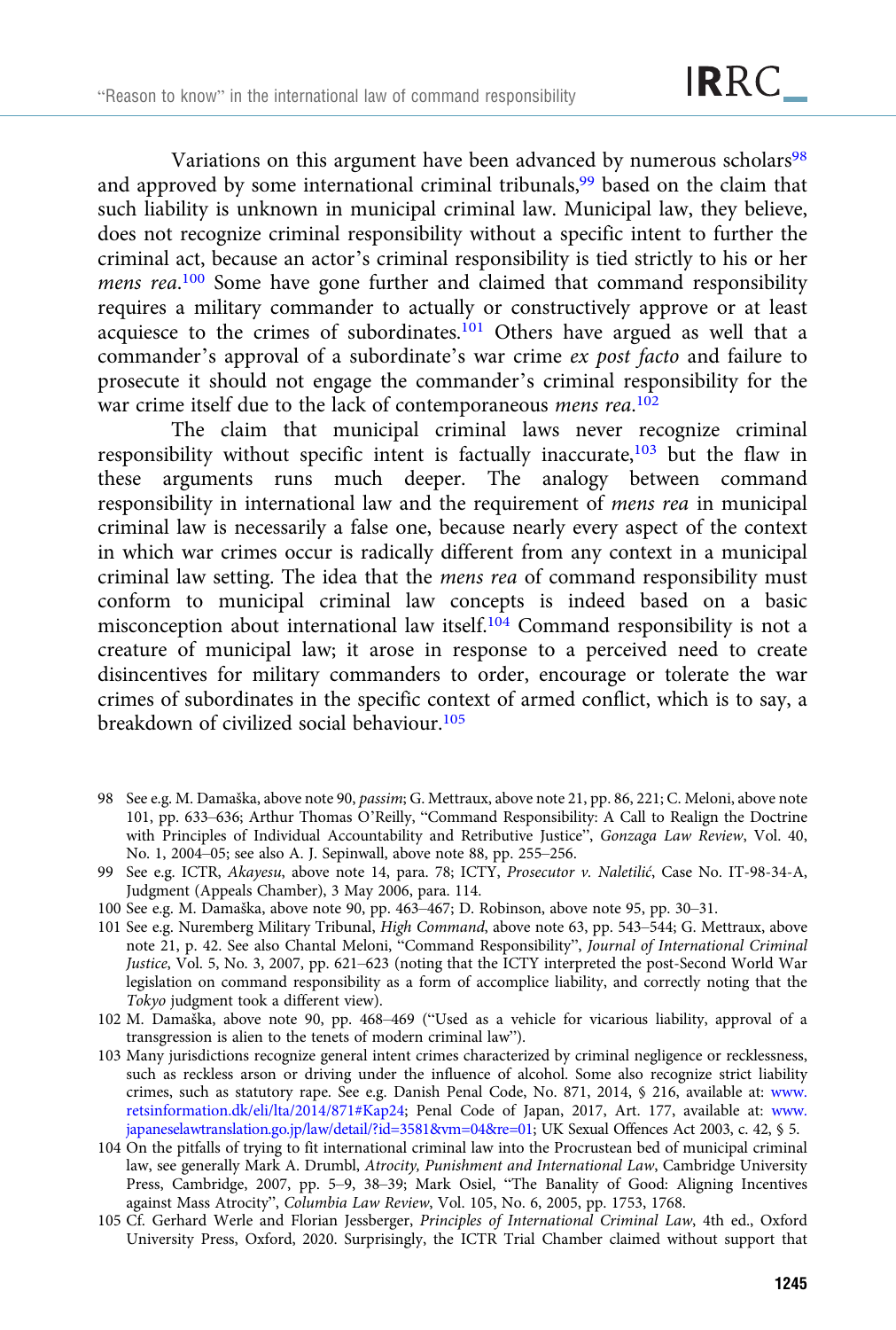Variations on this argument have been advanced by numerous scholars[98] and approved by some international criminal tribunals,[99] based on the claim that such liability is unknown in municipal criminal law. Municipal law, they believe, does not recognize criminal responsibility without a specific intent to further the criminal act, because an actor's criminal responsibility is tied strictly to his or her *mens rea*.[100] Some have gone further and claimed that command responsibility requires a military commander to actually or constructively approve or at least acquiesce to the crimes of subordinates.[101] Others have argued as well that a commander's approval of a subordinate's war crime *ex post facto* and failure to prosecute it should not engage the commander's criminal responsibility for the war crime itself due to the lack of contemporaneous *mens rea*.[102]

The claim that municipal criminal laws never recognize criminal responsibility without specific intent is factually inaccurate,[103] but the flaw in these arguments runs much deeper. The analogy between command responsibility in international law and the requirement of *mens rea* in municipal criminal law is necessarily a false one, because nearly every aspect of the context in which war crimes occur is radically different from any context in a municipal criminal law setting. The idea that the *mens rea* of command responsibility must conform to municipal criminal law concepts is indeed based on a basic misconception about international law itself.[104] Command responsibility is not a creature of municipal law; it arose in response to a perceived need to create disincentives for military commanders to order, encourage or tolerate the war crimes of subordinates in the specific context of armed conflict, which is to say, a breakdown of civilized social behaviour.[105]

98 See e.g. M. Damaška, above note 90, *passim*; G. Mettraux, above note 21, pp. 86, 221; C. Meloni, above note 101, pp. 633–636; Arthur Thomas O'Reilly, "Command Responsibility: A Call to Realign the Doctrine with Principles of Individual Accountability and Retributive Justice", *Gonzaga Law Review*, Vol. 40, No. 1, 2004–05; see also A. J. Sepinwall, above note 88, pp. 255–256.

99 See e.g. ICTR, *Akayesu*, above note 14, para. 78; ICTY, *Prosecutor v. Naletilić*, Case No. IT-98-34-A, Judgment (Appeals Chamber), 3 May 2006, para. 114.

100 See e.g. M. Damaška, above note 90, pp. 463–467; D. Robinson, above note 95, pp. 30–31.

101 See e.g. Nuremberg Military Tribunal, *High Command*, above note 63, pp. 543–544; G. Mettraux, above note 21, p. 42. See also Chantal Meloni, "Command Responsibility", *Journal of International Criminal Justice*, Vol. 5, No. 3, 2007, pp. 621–623 (noting that the ICTY interpreted the post-Second World War legislation on command responsibility as a form of accomplice liability, and correctly noting that the *Tokyo* judgment took a different view).

102 M. Damaška, above note 90, pp. 468–469 ("Used as a vehicle for vicarious liability, approval of a transgression is alien to the tenets of modern criminal law").

103 Many jurisdictions recognize general intent crimes characterized by criminal negligence or recklessness, such as reckless arson or driving under the influence of alcohol. Some also recognize strict liability crimes, such as statutory rape. See e.g. Danish Penal Code, No. 871, 2014, § 216, available at: www.retsinformation.dk/eli/lta/2014/871#Kap24; Penal Code of Japan, 2017, Art. 177, available at: www.japaneselawtranslation.go.jp/law/detail/?id=3581&vm=04&re=01; UK Sexual Offences Act 2003, c. 42, § 5.

104 On the pitfalls of trying to fit international criminal law into the Procrustean bed of municipal criminal law, see generally Mark A. Drumbl, *Atrocity, Punishment and International Law*, Cambridge University Press, Cambridge, 2007, pp. 5–9, 38–39; Mark Osiel, "The Banality of Good: Aligning Incentives against Mass Atrocity", *Columbia Law Review*, Vol. 105, No. 6, 2005, pp. 1753, 1768.

105 Cf. Gerhard Werle and Florian Jessberger, *Principles of International Criminal Law*, 4th ed., Oxford University Press, Oxford, 2020. Surprisingly, the ICTR Trial Chamber claimed without support that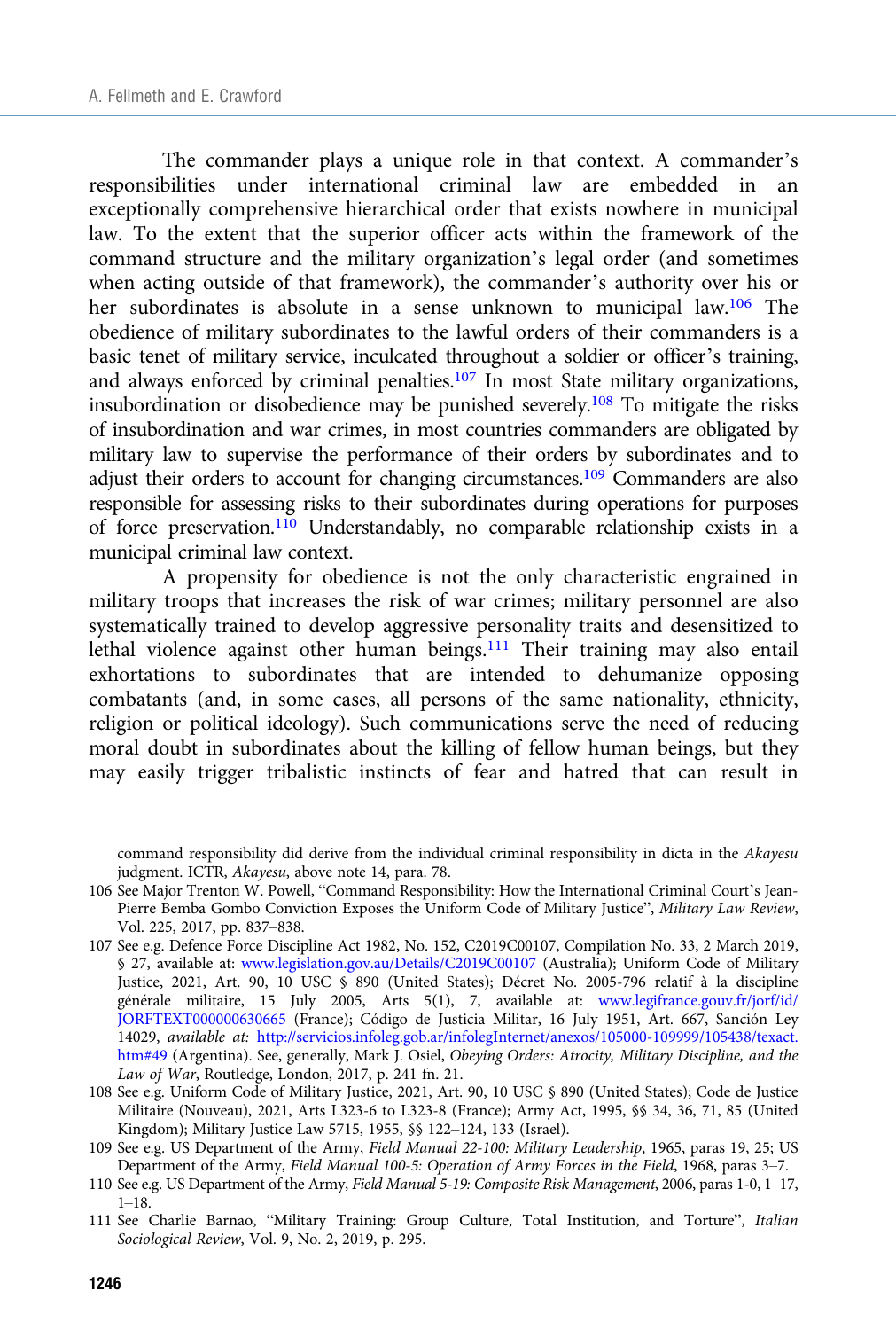The commander plays a unique role in that context. A commander's responsibilities under international criminal law are embedded in an exceptionally comprehensive hierarchical order that exists nowhere in municipal law. To the extent that the superior officer acts within the framework of the command structure and the military organization's legal order (and sometimes when acting outside of that framework), the commander's authority over his or her subordinates is absolute in a sense unknown to municipal law.[106] The obedience of military subordinates to the lawful orders of their commanders is a basic tenet of military service, inculcated throughout a soldier or officer's training, and always enforced by criminal penalties.[107] In most State military organizations, insubordination or disobedience may be punished severely.[108] To mitigate the risks of insubordination and war crimes, in most countries commanders are obligated by military law to supervise the performance of their orders by subordinates and to adjust their orders to account for changing circumstances.[109] Commanders are also responsible for assessing risks to their subordinates during operations for purposes of force preservation.[110] Understandably, no comparable relationship exists in a municipal criminal law context.

A propensity for obedience is not the only characteristic engrained in military troops that increases the risk of war crimes; military personnel are also systematically trained to develop aggressive personality traits and desensitized to lethal violence against other human beings.[111] Their training may also entail exhortations to subordinates that are intended to dehumanize opposing combatants (and, in some cases, all persons of the same nationality, ethnicity, religion or political ideology). Such communications serve the need of reducing moral doubt in subordinates about the killing of fellow human beings, but they may easily trigger tribalistic instincts of fear and hatred that can result in

command responsibility did derive from the individual criminal responsibility in dicta in the *Akayesu* judgment. ICTR, *Akayesu*, above note 14, para. 78.

106 See Major Trenton W. Powell, "Command Responsibility: How the International Criminal Court's Jean-Pierre Bemba Gombo Conviction Exposes the Uniform Code of Military Justice", *Military Law Review*, Vol. 225, 2017, pp. 837–838.

107 See e.g. Defence Force Discipline Act 1982, No. 152, C2019C00107, Compilation No. 33, 2 March 2019, § 27, available at: www.legislation.gov.au/Details/C2019C00107 (Australia); Uniform Code of Military Justice, 2021, Art. 90, 10 USC § 890 (United States); Décret No. 2005-796 relatif à la discipline générale militaire, 15 July 2005, Arts 5(1), 7, available at: www.legifrance.gouv.fr/jorf/id/JORFTEXT000000630665 (France); Código de Justicia Militar, 16 July 1951, Art. 667, Sanción Ley 14029, *available at:* http://servicios.infoleg.gob.ar/infolegInternet/anexos/105000-109999/105438/texact.htm#49 (Argentina). See, generally, Mark J. Osiel, *Obeying Orders: Atrocity, Military Discipline, and the Law of War*, Routledge, London, 2017, p. 241 fn. 21.

108 See e.g. Uniform Code of Military Justice, 2021, Art. 90, 10 USC § 890 (United States); Code de Justice Militaire (Nouveau), 2021, Arts L323-6 to L323-8 (France); Army Act, 1995, §§ 34, 36, 71, 85 (United Kingdom); Military Justice Law 5715, 1955, §§ 122–124, 133 (Israel).

109 See e.g. US Department of the Army, *Field Manual 22-100: Military Leadership*, 1965, paras 19, 25; US Department of the Army, *Field Manual 100-5: Operation of Army Forces in the Field*, 1968, paras 3–7.

110 See e.g. US Department of the Army, *Field Manual 5-19: Composite Risk Management*, 2006, paras 1-0, 1–17, 1–18.

111 See Charlie Barnao, "Military Training: Group Culture, Total Institution, and Torture", *Italian Sociological Review*, Vol. 9, No. 2, 2019, p. 295.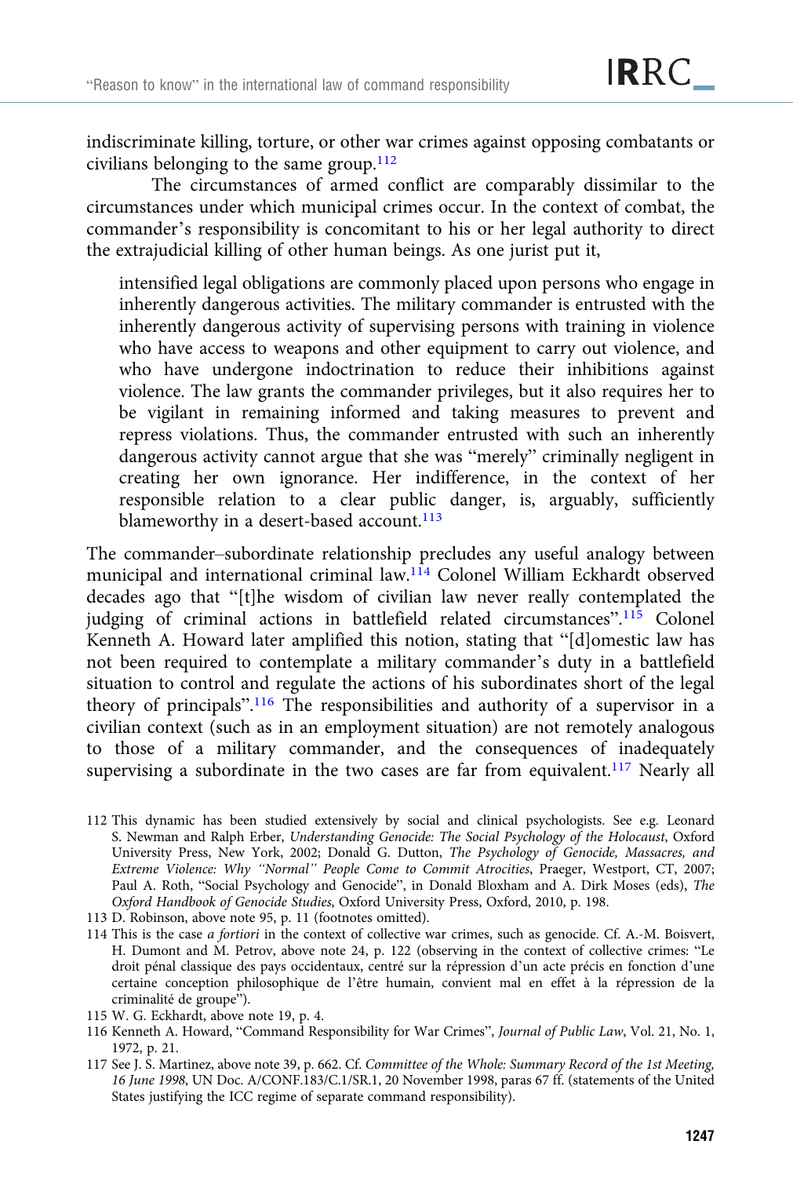indiscriminate killing, torture, or other war crimes against opposing combatants or civilians belonging to the same group.[112]

The circumstances of armed conflict are comparably dissimilar to the circumstances under which municipal crimes occur. In the context of combat, the commander's responsibility is concomitant to his or her legal authority to direct the extrajudicial killing of other human beings. As one jurist put it,

> intensified legal obligations are commonly placed upon persons who engage in inherently dangerous activities. The military commander is entrusted with the inherently dangerous activity of supervising persons with training in violence who have access to weapons and other equipment to carry out violence, and who have undergone indoctrination to reduce their inhibitions against violence. The law grants the commander privileges, but it also requires her to be vigilant in remaining informed and taking measures to prevent and repress violations. Thus, the commander entrusted with such an inherently dangerous activity cannot argue that she was "merely" criminally negligent in creating her own ignorance. Her indifference, in the context of her responsible relation to a clear public danger, is, arguably, sufficiently blameworthy in a desert-based account.[113]

The commander–subordinate relationship precludes any useful analogy between municipal and international criminal law.[114] Colonel William Eckhardt observed decades ago that "[t]he wisdom of civilian law never really contemplated the judging of criminal actions in battlefield related circumstances".[115] Colonel Kenneth A. Howard later amplified this notion, stating that "[d]omestic law has not been required to contemplate a military commander's duty in a battlefield situation to control and regulate the actions of his subordinates short of the legal theory of principals".[116] The responsibilities and authority of a supervisor in a civilian context (such as in an employment situation) are not remotely analogous to those of a military commander, and the consequences of inadequately supervising a subordinate in the two cases are far from equivalent.[117] Nearly all

---

112 This dynamic has been studied extensively by social and clinical psychologists. See e.g. Leonard S. Newman and Ralph Erber, *Understanding Genocide: The Social Psychology of the Holocaust*, Oxford University Press, New York, 2002; Donald G. Dutton, *The Psychology of Genocide, Massacres, and Extreme Violence: Why "Normal" People Come to Commit Atrocities*, Praeger, Westport, CT, 2007; Paul A. Roth, "Social Psychology and Genocide", in Donald Bloxham and A. Dirk Moses (eds), *The Oxford Handbook of Genocide Studies*, Oxford University Press, Oxford, 2010, p. 198.

113 D. Robinson, above note 95, p. 11 (footnotes omitted).

114 This is the case *a fortiori* in the context of collective war crimes, such as genocide. Cf. A.-M. Boisvert, H. Dumont and M. Petrov, above note 24, p. 122 (observing in the context of collective crimes: "Le droit pénal classique des pays occidentaux, centré sur la répression d'un acte précis en fonction d'une certaine conception philosophique de l'être humain, convient mal en effet à la répression de la criminalité de groupe").

115 W. G. Eckhardt, above note 19, p. 4.

116 Kenneth A. Howard, "Command Responsibility for War Crimes", *Journal of Public Law*, Vol. 21, No. 1, 1972, p. 21.

117 See J. S. Martinez, above note 39, p. 662. Cf. *Committee of the Whole: Summary Record of the 1st Meeting, 16 June 1998*, UN Doc. A/CONF.183/C.1/SR.1, 20 November 1998, paras 67 ff. (statements of the United States justifying the ICC regime of separate command responsibility).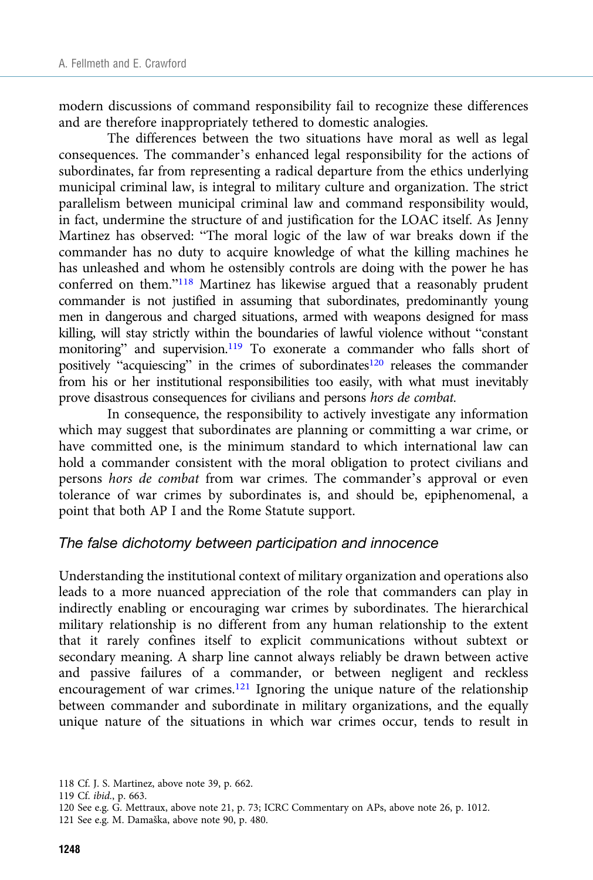modern discussions of command responsibility fail to recognize these differences and are therefore inappropriately tethered to domestic analogies.

The differences between the two situations have moral as well as legal consequences. The commander's enhanced legal responsibility for the actions of subordinates, far from representing a radical departure from the ethics underlying municipal criminal law, is integral to military culture and organization. The strict parallelism between municipal criminal law and command responsibility would, in fact, undermine the structure of and justification for the LOAC itself. As Jenny Martinez has observed: "The moral logic of the law of war breaks down if the commander has no duty to acquire knowledge of what the killing machines he has unleashed and whom he ostensibly controls are doing with the power he has conferred on them."[118] Martinez has likewise argued that a reasonably prudent commander is not justified in assuming that subordinates, predominantly young men in dangerous and charged situations, armed with weapons designed for mass killing, will stay strictly within the boundaries of lawful violence without "constant monitoring" and supervision.[119] To exonerate a commander who falls short of positively "acquiescing" in the crimes of subordinates[120] releases the commander from his or her institutional responsibilities too easily, with what must inevitably prove disastrous consequences for civilians and persons *hors de combat.*

In consequence, the responsibility to actively investigate any information which may suggest that subordinates are planning or committing a war crime, or have committed one, is the minimum standard to which international law can hold a commander consistent with the moral obligation to protect civilians and persons *hors de combat* from war crimes. The commander's approval or even tolerance of war crimes by subordinates is, and should be, epiphenomenal, a point that both AP I and the Rome Statute support.

## *The false dichotomy between participation and innocence*

Understanding the institutional context of military organization and operations also leads to a more nuanced appreciation of the role that commanders can play in indirectly enabling or encouraging war crimes by subordinates. The hierarchical military relationship is no different from any human relationship to the extent that it rarely confines itself to explicit communications without subtext or secondary meaning. A sharp line cannot always reliably be drawn between active and passive failures of a commander, or between negligent and reckless encouragement of war crimes.[121] Ignoring the unique nature of the relationship between commander and subordinate in military organizations, and the equally unique nature of the situations in which war crimes occur, tends to result in

118 Cf. J. S. Martinez, above note 39, p. 662.

119 Cf. *ibid.*, p. 663.

120 See e.g. G. Mettraux, above note 21, p. 73; ICRC Commentary on APs, above note 26, p. 1012.

121 See e.g. M. Damaška, above note 90, p. 480.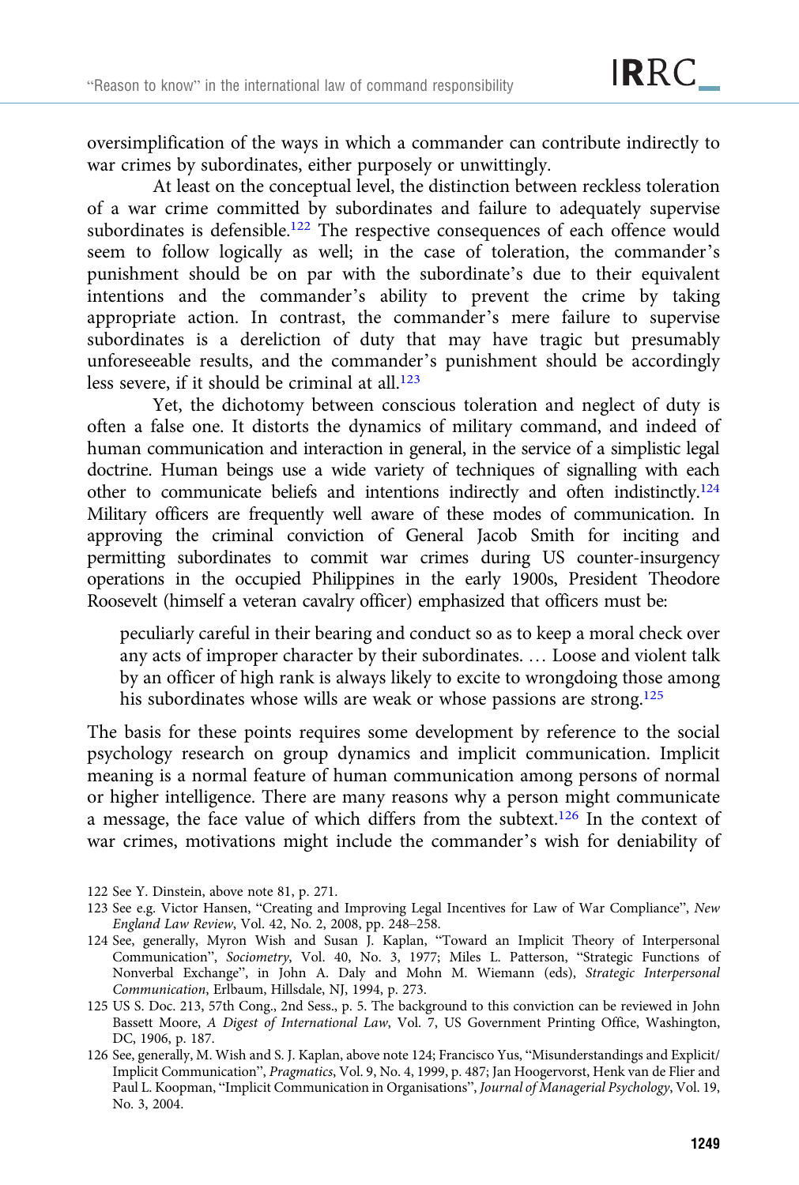oversimplification of the ways in which a commander can contribute indirectly to war crimes by subordinates, either purposely or unwittingly.

At least on the conceptual level, the distinction between reckless toleration of a war crime committed by subordinates and failure to adequately supervise subordinates is defensible.[122] The respective consequences of each offence would seem to follow logically as well; in the case of toleration, the commander's punishment should be on par with the subordinate's due to their equivalent intentions and the commander's ability to prevent the crime by taking appropriate action. In contrast, the commander's mere failure to supervise subordinates is a dereliction of duty that may have tragic but presumably unforeseeable results, and the commander's punishment should be accordingly less severe, if it should be criminal at all.[123]

Yet, the dichotomy between conscious toleration and neglect of duty is often a false one. It distorts the dynamics of military command, and indeed of human communication and interaction in general, in the service of a simplistic legal doctrine. Human beings use a wide variety of techniques of signalling with each other to communicate beliefs and intentions indirectly and often indistinctly.[124] Military officers are frequently well aware of these modes of communication. In approving the criminal conviction of General Jacob Smith for inciting and permitting subordinates to commit war crimes during US counter-insurgency operations in the occupied Philippines in the early 1900s, President Theodore Roosevelt (himself a veteran cavalry officer) emphasized that officers must be:

> peculiarly careful in their bearing and conduct so as to keep a moral check over any acts of improper character by their subordinates. … Loose and violent talk by an officer of high rank is always likely to excite to wrongdoing those among his subordinates whose wills are weak or whose passions are strong.[125]

The basis for these points requires some development by reference to the social psychology research on group dynamics and implicit communication. Implicit meaning is a normal feature of human communication among persons of normal or higher intelligence. There are many reasons why a person might communicate a message, the face value of which differs from the subtext.[126] In the context of war crimes, motivations might include the commander's wish for deniability of

122 See Y. Dinstein, above note 81, p. 271.

123 See e.g. Victor Hansen, "Creating and Improving Legal Incentives for Law of War Compliance", *New England Law Review*, Vol. 42, No. 2, 2008, pp. 248–258.

124 See, generally, Myron Wish and Susan J. Kaplan, "Toward an Implicit Theory of Interpersonal Communication", *Sociometry*, Vol. 40, No. 3, 1977; Miles L. Patterson, "Strategic Functions of Nonverbal Exchange", in John A. Daly and Mohn M. Wiemann (eds), *Strategic Interpersonal Communication*, Erlbaum, Hillsdale, NJ, 1994, p. 273.

125 US S. Doc. 213, 57th Cong., 2nd Sess., p. 5. The background to this conviction can be reviewed in John Bassett Moore, *A Digest of International Law*, Vol. 7, US Government Printing Office, Washington, DC, 1906, p. 187.

126 See, generally, M. Wish and S. J. Kaplan, above note 124; Francisco Yus, "Misunderstandings and Explicit/Implicit Communication", *Pragmatics*, Vol. 9, No. 4, 1999, p. 487; Jan Hoogervorst, Henk van de Flier and Paul L. Koopman, "Implicit Communication in Organisations", *Journal of Managerial Psychology*, Vol. 19, No. 3, 2004.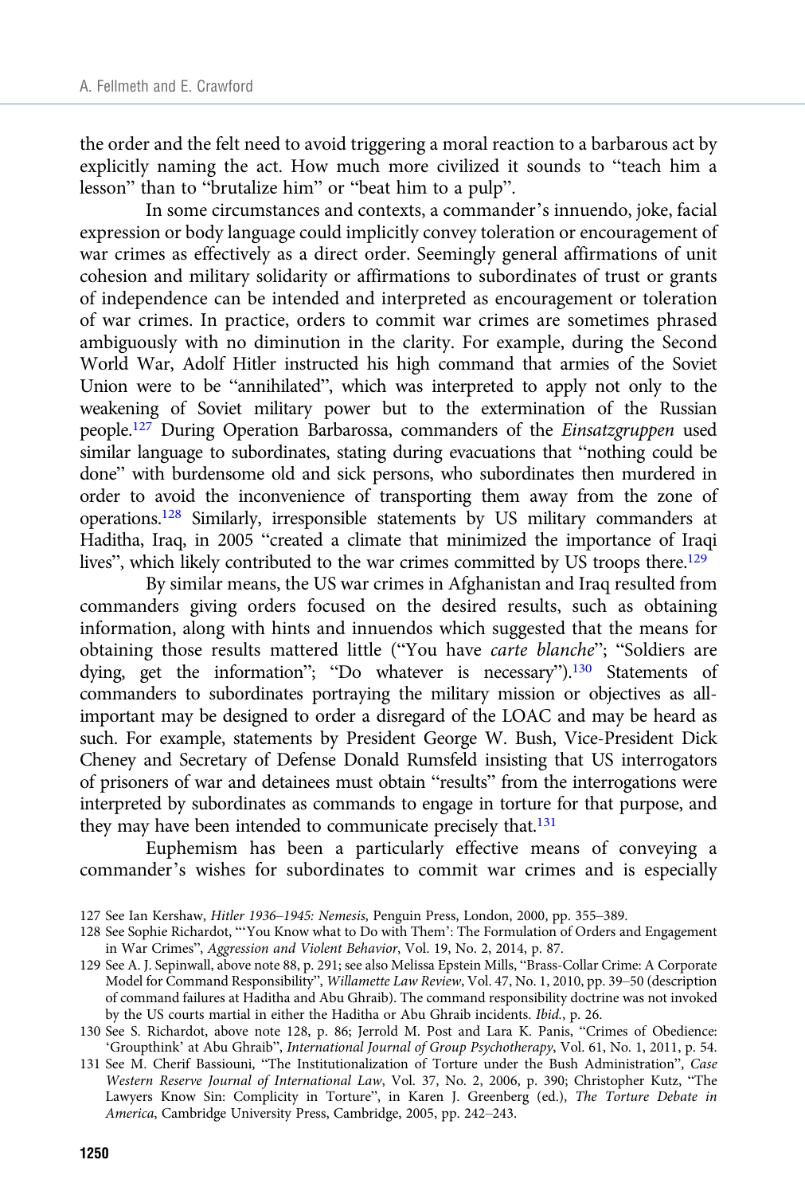the order and the felt need to avoid triggering a moral reaction to a barbarous act by explicitly naming the act. How much more civilized it sounds to "teach him a lesson" than to "brutalize him" or "beat him to a pulp".

In some circumstances and contexts, a commander's innuendo, joke, facial expression or body language could implicitly convey toleration or encouragement of war crimes as effectively as a direct order. Seemingly general affirmations of unit cohesion and military solidarity or affirmations to subordinates of trust or grants of independence can be intended and interpreted as encouragement or toleration of war crimes. In practice, orders to commit war crimes are sometimes phrased ambiguously with no diminution in the clarity. For example, during the Second World War, Adolf Hitler instructed his high command that armies of the Soviet Union were to be "annihilated", which was interpreted to apply not only to the weakening of Soviet military power but to the extermination of the Russian people.[127] During Operation Barbarossa, commanders of the *Einsatzgruppen* used similar language to subordinates, stating during evacuations that "nothing could be done" with burdensome old and sick persons, who subordinates then murdered in order to avoid the inconvenience of transporting them away from the zone of operations.[128] Similarly, irresponsible statements by US military commanders at Haditha, Iraq, in 2005 "created a climate that minimized the importance of Iraqi lives", which likely contributed to the war crimes committed by US troops there.[129]

By similar means, the US war crimes in Afghanistan and Iraq resulted from commanders giving orders focused on the desired results, such as obtaining information, along with hints and innuendos which suggested that the means for obtaining those results mattered little ("You have *carte blanche*"; "Soldiers are dying, get the information"; "Do whatever is necessary").[130] Statements of commanders to subordinates portraying the military mission or objectives as all-important may be designed to order a disregard of the LOAC and may be heard as such. For example, statements by President George W. Bush, Vice-President Dick Cheney and Secretary of Defense Donald Rumsfeld insisting that US interrogators of prisoners of war and detainees must obtain "results" from the interrogations were interpreted by subordinates as commands to engage in torture for that purpose, and they may have been intended to communicate precisely that.[131]

Euphemism has been a particularly effective means of conveying a commander's wishes for subordinates to commit war crimes and is especially

127 See Ian Kershaw, *Hitler 1936–1945: Nemesis*, Penguin Press, London, 2000, pp. 355–389.

128 See Sophie Richardot, "'You Know what to Do with Them': The Formulation of Orders and Engagement in War Crimes", *Aggression and Violent Behavior*, Vol. 19, No. 2, 2014, p. 87.

129 See A. J. Sepinwall, above note 88, p. 291; see also Melissa Epstein Mills, "Brass-Collar Crime: A Corporate Model for Command Responsibility", *Willamette Law Review*, Vol. 47, No. 1, 2010, pp. 39–50 (description of command failures at Haditha and Abu Ghraib). The command responsibility doctrine was not invoked by the US courts martial in either the Haditha or Abu Ghraib incidents. *Ibid.*, p. 26.

130 See S. Richardot, above note 128, p. 86; Jerrold M. Post and Lara K. Panis, "Crimes of Obedience: 'Groupthink' at Abu Ghraib", *International Journal of Group Psychotherapy*, Vol. 61, No. 1, 2011, p. 54.

131 See M. Cherif Bassiouni, "The Institutionalization of Torture under the Bush Administration", *Case Western Reserve Journal of International Law*, Vol. 37, No. 2, 2006, p. 390; Christopher Kutz, "The Lawyers Know Sin: Complicity in Torture", in Karen J. Greenberg (ed.), *The Torture Debate in America*, Cambridge University Press, Cambridge, 2005, pp. 242–243.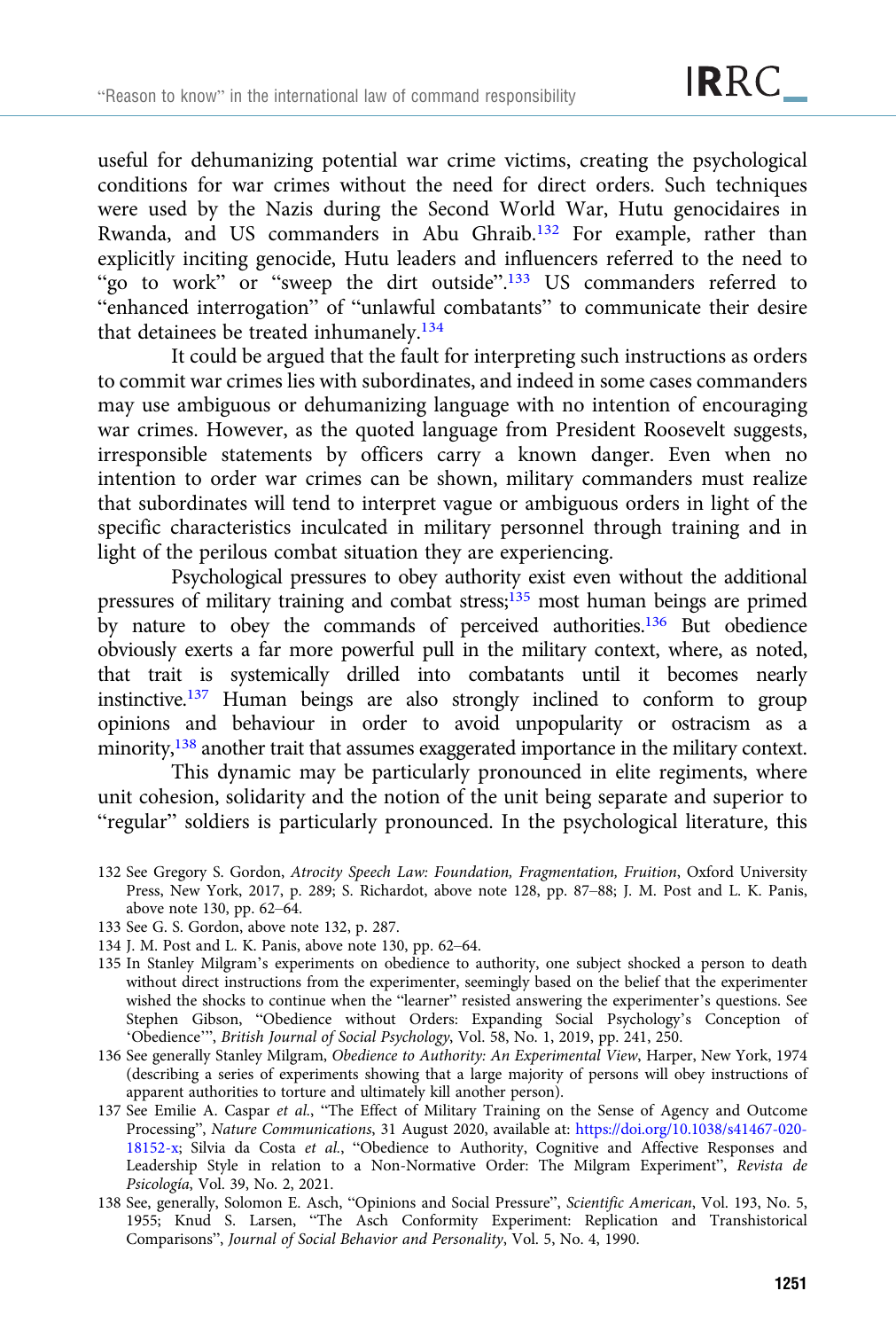useful for dehumanizing potential war crime victims, creating the psychological conditions for war crimes without the need for direct orders. Such techniques were used by the Nazis during the Second World War, Hutu genocidaires in Rwanda, and US commanders in Abu Ghraib.[132] For example, rather than explicitly inciting genocide, Hutu leaders and influencers referred to the need to "go to work" or "sweep the dirt outside".[133] US commanders referred to "enhanced interrogation" of "unlawful combatants" to communicate their desire that detainees be treated inhumanely.[134]

It could be argued that the fault for interpreting such instructions as orders to commit war crimes lies with subordinates, and indeed in some cases commanders may use ambiguous or dehumanizing language with no intention of encouraging war crimes. However, as the quoted language from President Roosevelt suggests, irresponsible statements by officers carry a known danger. Even when no intention to order war crimes can be shown, military commanders must realize that subordinates will tend to interpret vague or ambiguous orders in light of the specific characteristics inculcated in military personnel through training and in light of the perilous combat situation they are experiencing.

Psychological pressures to obey authority exist even without the additional pressures of military training and combat stress;[135] most human beings are primed by nature to obey the commands of perceived authorities.[136] But obedience obviously exerts a far more powerful pull in the military context, where, as noted, that trait is systemically drilled into combatants until it becomes nearly instinctive.[137] Human beings are also strongly inclined to conform to group opinions and behaviour in order to avoid unpopularity or ostracism as a minority,[138] another trait that assumes exaggerated importance in the military context.

This dynamic may be particularly pronounced in elite regiments, where unit cohesion, solidarity and the notion of the unit being separate and superior to "regular" soldiers is particularly pronounced. In the psychological literature, this

132 See Gregory S. Gordon, *Atrocity Speech Law: Foundation, Fragmentation, Fruition*, Oxford University Press, New York, 2017, p. 289; S. Richardot, above note 128, pp. 87–88; J. M. Post and L. K. Panis, above note 130, pp. 62–64.

133 See G. S. Gordon, above note 132, p. 287.

134 J. M. Post and L. K. Panis, above note 130, pp. 62–64.

135 In Stanley Milgram's experiments on obedience to authority, one subject shocked a person to death without direct instructions from the experimenter, seemingly based on the belief that the experimenter wished the shocks to continue when the "learner" resisted answering the experimenter's questions. See Stephen Gibson, "Obedience without Orders: Expanding Social Psychology's Conception of 'Obedience'", *British Journal of Social Psychology*, Vol. 58, No. 1, 2019, pp. 241, 250.

136 See generally Stanley Milgram, *Obedience to Authority: An Experimental View*, Harper, New York, 1974 (describing a series of experiments showing that a large majority of persons will obey instructions of apparent authorities to torture and ultimately kill another person).

137 See Emilie A. Caspar *et al.*, "The Effect of Military Training on the Sense of Agency and Outcome Processing", *Nature Communications*, 31 August 2020, available at: https://doi.org/10.1038/s41467-020-18152-x; Silvia da Costa *et al.*, "Obedience to Authority, Cognitive and Affective Responses and Leadership Style in relation to a Non-Normative Order: The Milgram Experiment", *Revista de Psicología*, Vol. 39, No. 2, 2021.

138 See, generally, Solomon E. Asch, "Opinions and Social Pressure", *Scientific American*, Vol. 193, No. 5, 1955; Knud S. Larsen, "The Asch Conformity Experiment: Replication and Transhistorical Comparisons", *Journal of Social Behavior and Personality*, Vol. 5, No. 4, 1990.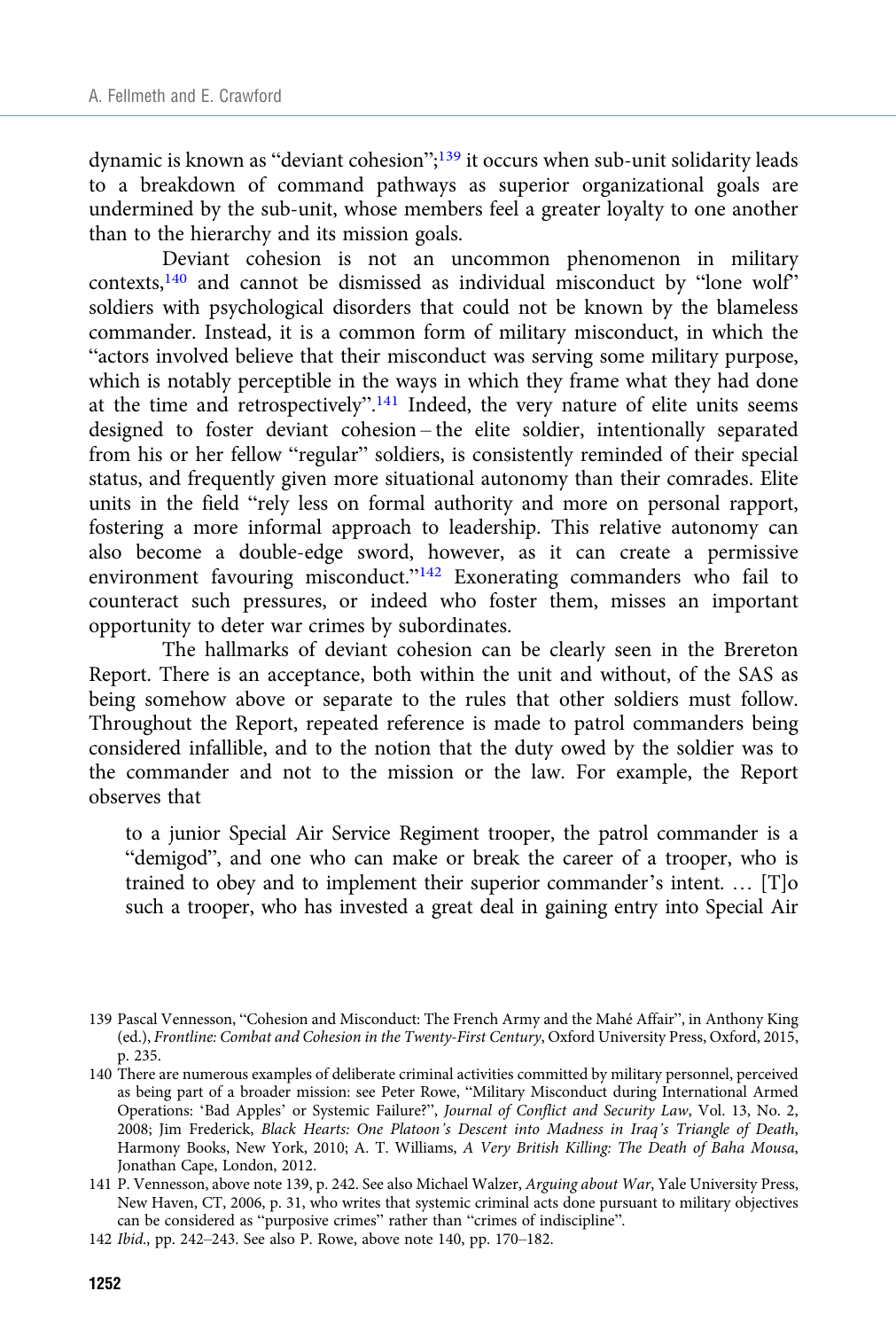dynamic is known as "deviant cohesion";[139] it occurs when sub-unit solidarity leads to a breakdown of command pathways as superior organizational goals are undermined by the sub-unit, whose members feel a greater loyalty to one another than to the hierarchy and its mission goals.

Deviant cohesion is not an uncommon phenomenon in military contexts,[140] and cannot be dismissed as individual misconduct by "lone wolf" soldiers with psychological disorders that could not be known by the blameless commander. Instead, it is a common form of military misconduct, in which the "actors involved believe that their misconduct was serving some military purpose, which is notably perceptible in the ways in which they frame what they had done at the time and retrospectively".[141] Indeed, the very nature of elite units seems designed to foster deviant cohesion – the elite soldier, intentionally separated from his or her fellow "regular" soldiers, is consistently reminded of their special status, and frequently given more situational autonomy than their comrades. Elite units in the field "rely less on formal authority and more on personal rapport, fostering a more informal approach to leadership. This relative autonomy can also become a double-edge sword, however, as it can create a permissive environment favouring misconduct."[142] Exonerating commanders who fail to counteract such pressures, or indeed who foster them, misses an important opportunity to deter war crimes by subordinates.

The hallmarks of deviant cohesion can be clearly seen in the Brereton Report. There is an acceptance, both within the unit and without, of the SAS as being somehow above or separate to the rules that other soldiers must follow. Throughout the Report, repeated reference is made to patrol commanders being considered infallible, and to the notion that the duty owed by the soldier was to the commander and not to the mission or the law. For example, the Report observes that

> to a junior Special Air Service Regiment trooper, the patrol commander is a "demigod", and one who can make or break the career of a trooper, who is trained to obey and to implement their superior commander's intent. … [T]o such a trooper, who has invested a great deal in gaining entry into Special Air

---

139 Pascal Vennesson, "Cohesion and Misconduct: The French Army and the Mahé Affair", in Anthony King (ed.), *Frontline: Combat and Cohesion in the Twenty-First Century*, Oxford University Press, Oxford, 2015, p. 235.

140 There are numerous examples of deliberate criminal activities committed by military personnel, perceived as being part of a broader mission: see Peter Rowe, "Military Misconduct during International Armed Operations: 'Bad Apples' or Systemic Failure?", *Journal of Conflict and Security Law*, Vol. 13, No. 2, 2008; Jim Frederick, *Black Hearts: One Platoon's Descent into Madness in Iraq's Triangle of Death*, Harmony Books, New York, 2010; A. T. Williams, *A Very British Killing: The Death of Baha Mousa*, Jonathan Cape, London, 2012.

141 P. Vennesson, above note 139, p. 242. See also Michael Walzer, *Arguing about War*, Yale University Press, New Haven, CT, 2006, p. 31, who writes that systemic criminal acts done pursuant to military objectives can be considered as "purposive crimes" rather than "crimes of indiscipline".

142 *Ibid.*, pp. 242–243. See also P. Rowe, above note 140, pp. 170–182.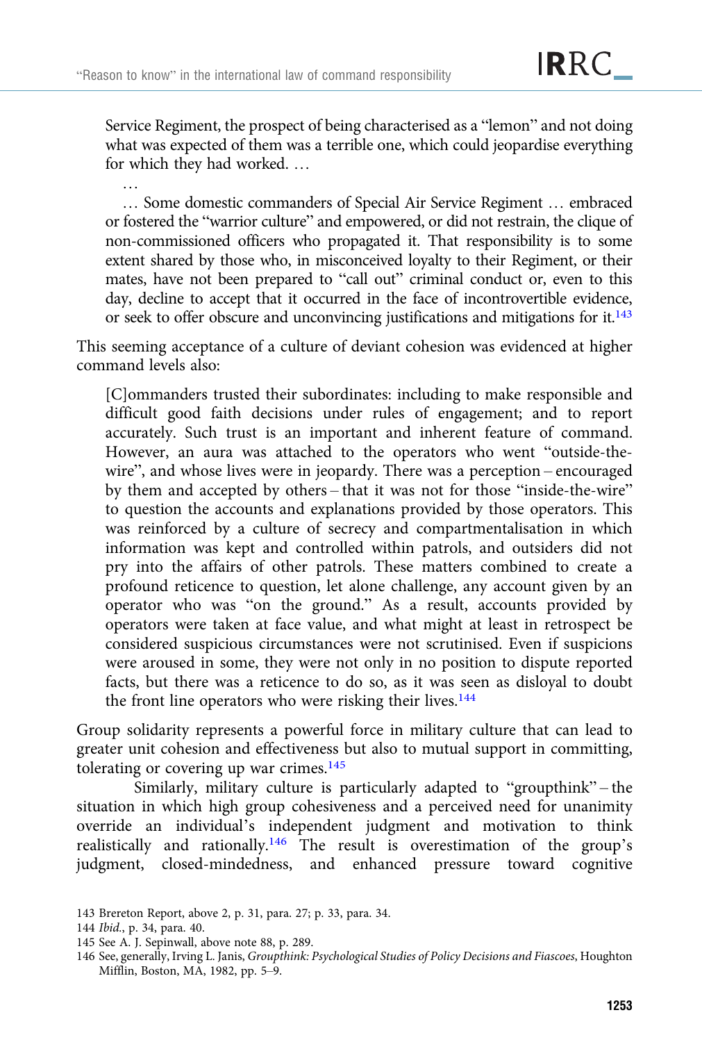Service Regiment, the prospect of being characterised as a "lemon" and not doing what was expected of them was a terrible one, which could jeopardise everything for which they had worked. …

> …
>
> … Some domestic commanders of Special Air Service Regiment … embraced or fostered the "warrior culture" and empowered, or did not restrain, the clique of non-commissioned officers who propagated it. That responsibility is to some extent shared by those who, in misconceived loyalty to their Regiment, or their mates, have not been prepared to "call out" criminal conduct or, even to this day, decline to accept that it occurred in the face of incontrovertible evidence, or seek to offer obscure and unconvincing justifications and mitigations for it.[143]

This seeming acceptance of a culture of deviant cohesion was evidenced at higher command levels also:

> [C]ommanders trusted their subordinates: including to make responsible and difficult good faith decisions under rules of engagement; and to report accurately. Such trust is an important and inherent feature of command. However, an aura was attached to the operators who went "outside-the-wire", and whose lives were in jeopardy. There was a perception – encouraged by them and accepted by others – that it was not for those "inside-the-wire" to question the accounts and explanations provided by those operators. This was reinforced by a culture of secrecy and compartmentalisation in which information was kept and controlled within patrols, and outsiders did not pry into the affairs of other patrols. These matters combined to create a profound reticence to question, let alone challenge, any account given by an operator who was "on the ground." As a result, accounts provided by operators were taken at face value, and what might at least in retrospect be considered suspicious circumstances were not scrutinised. Even if suspicions were aroused in some, they were not only in no position to dispute reported facts, but there was a reticence to do so, as it was seen as disloyal to doubt the front line operators who were risking their lives.[144]

Group solidarity represents a powerful force in military culture that can lead to greater unit cohesion and effectiveness but also to mutual support in committing, tolerating or covering up war crimes.[145]

Similarly, military culture is particularly adapted to "groupthink" – the situation in which high group cohesiveness and a perceived need for unanimity override an individual's independent judgment and motivation to think realistically and rationally.[146] The result is overestimation of the group's judgment, closed-mindedness, and enhanced pressure toward cognitive

---

143 Brereton Report, above 2, p. 31, para. 27; p. 33, para. 34.

144 *Ibid.*, p. 34, para. 40.

145 See A. J. Sepinwall, above note 88, p. 289.

146 See, generally, Irving L. Janis, *Groupthink: Psychological Studies of Policy Decisions and Fiascoes*, Houghton Mifflin, Boston, MA, 1982, pp. 5–9.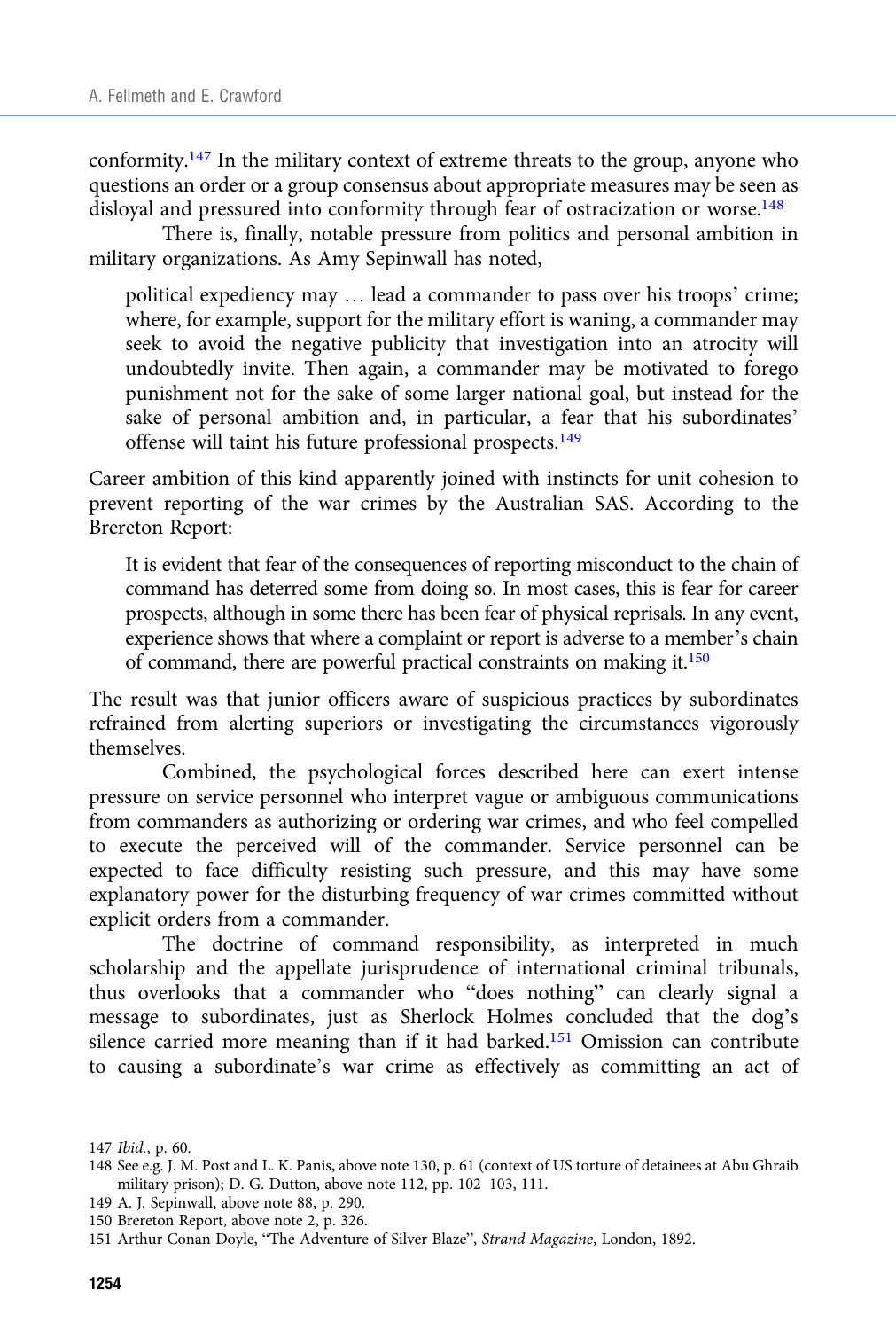conformity.[147] In the military context of extreme threats to the group, anyone who questions an order or a group consensus about appropriate measures may be seen as disloyal and pressured into conformity through fear of ostracization or worse.[148]

There is, finally, notable pressure from politics and personal ambition in military organizations. As Amy Sepinwall has noted,

> political expediency may … lead a commander to pass over his troops' crime; where, for example, support for the military effort is waning, a commander may seek to avoid the negative publicity that investigation into an atrocity will undoubtedly invite. Then again, a commander may be motivated to forego punishment not for the sake of some larger national goal, but instead for the sake of personal ambition and, in particular, a fear that his subordinates' offense will taint his future professional prospects.[149]

Career ambition of this kind apparently joined with instincts for unit cohesion to prevent reporting of the war crimes by the Australian SAS. According to the Brereton Report:

> It is evident that fear of the consequences of reporting misconduct to the chain of command has deterred some from doing so. In most cases, this is fear for career prospects, although in some there has been fear of physical reprisals. In any event, experience shows that where a complaint or report is adverse to a member's chain of command, there are powerful practical constraints on making it.[150]

The result was that junior officers aware of suspicious practices by subordinates refrained from alerting superiors or investigating the circumstances vigorously themselves.

Combined, the psychological forces described here can exert intense pressure on service personnel who interpret vague or ambiguous communications from commanders as authorizing or ordering war crimes, and who feel compelled to execute the perceived will of the commander. Service personnel can be expected to face difficulty resisting such pressure, and this may have some explanatory power for the disturbing frequency of war crimes committed without explicit orders from a commander.

The doctrine of command responsibility, as interpreted in much scholarship and the appellate jurisprudence of international criminal tribunals, thus overlooks that a commander who "does nothing" can clearly signal a message to subordinates, just as Sherlock Holmes concluded that the dog's silence carried more meaning than if it had barked.[151] Omission can contribute to causing a subordinate's war crime as effectively as committing an act of

147 *Ibid.*, p. 60.

148 See e.g. J. M. Post and L. K. Panis, above note 130, p. 61 (context of US torture of detainees at Abu Ghraib military prison); D. G. Dutton, above note 112, pp. 102–103, 111.

149 A. J. Sepinwall, above note 88, p. 290.

150 Brereton Report, above note 2, p. 326.

151 Arthur Conan Doyle, "The Adventure of Silver Blaze", *Strand Magazine*, London, 1892.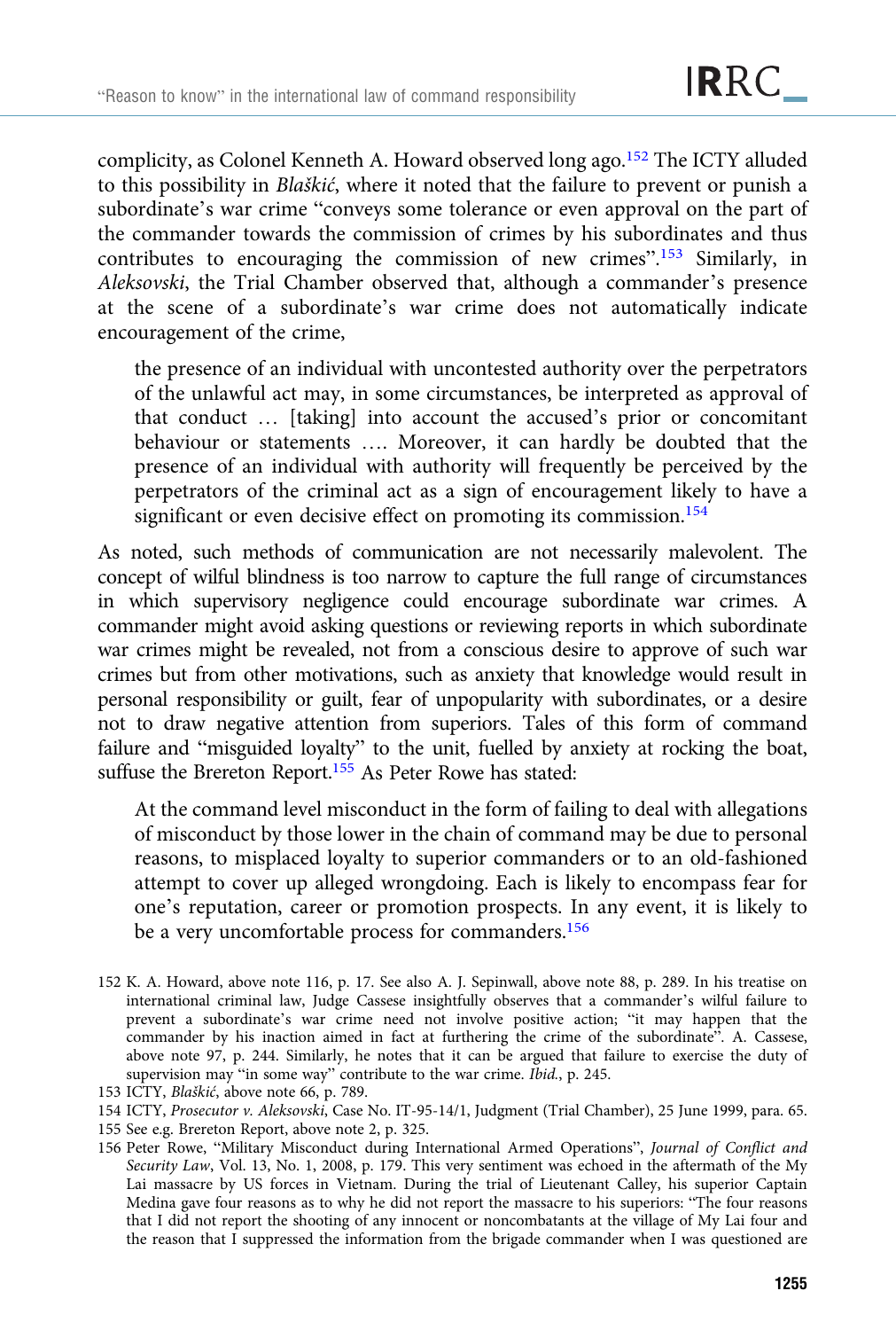complicity, as Colonel Kenneth A. Howard observed long ago.[152] The ICTY alluded to this possibility in *Blaškić*, where it noted that the failure to prevent or punish a subordinate's war crime "conveys some tolerance or even approval on the part of the commander towards the commission of crimes by his subordinates and thus contributes to encouraging the commission of new crimes".[153] Similarly, in *Aleksovski*, the Trial Chamber observed that, although a commander's presence at the scene of a subordinate's war crime does not automatically indicate encouragement of the crime,

> the presence of an individual with uncontested authority over the perpetrators of the unlawful act may, in some circumstances, be interpreted as approval of that conduct … [taking] into account the accused's prior or concomitant behaviour or statements …. Moreover, it can hardly be doubted that the presence of an individual with authority will frequently be perceived by the perpetrators of the criminal act as a sign of encouragement likely to have a significant or even decisive effect on promoting its commission.[154]

As noted, such methods of communication are not necessarily malevolent. The concept of wilful blindness is too narrow to capture the full range of circumstances in which supervisory negligence could encourage subordinate war crimes. A commander might avoid asking questions or reviewing reports in which subordinate war crimes might be revealed, not from a conscious desire to approve of such war crimes but from other motivations, such as anxiety that knowledge would result in personal responsibility or guilt, fear of unpopularity with subordinates, or a desire not to draw negative attention from superiors. Tales of this form of command failure and "misguided loyalty" to the unit, fuelled by anxiety at rocking the boat, suffuse the Brereton Report.[155] As Peter Rowe has stated:

> At the command level misconduct in the form of failing to deal with allegations of misconduct by those lower in the chain of command may be due to personal reasons, to misplaced loyalty to superior commanders or to an old-fashioned attempt to cover up alleged wrongdoing. Each is likely to encompass fear for one's reputation, career or promotion prospects. In any event, it is likely to be a very uncomfortable process for commanders.[156]

152 K. A. Howard, above note 116, p. 17. See also A. J. Sepinwall, above note 88, p. 289. In his treatise on international criminal law, Judge Cassese insightfully observes that a commander's wilful failure to prevent a subordinate's war crime need not involve positive action; "it may happen that the commander by his inaction aimed in fact at furthering the crime of the subordinate". A. Cassese, above note 97, p. 244. Similarly, he notes that it can be argued that failure to exercise the duty of supervision may "in some way" contribute to the war crime. *Ibid.*, p. 245.

153 ICTY, *Blaškić*, above note 66, p. 789.

154 ICTY, *Prosecutor v. Aleksovski*, Case No. IT-95-14/1, Judgment (Trial Chamber), 25 June 1999, para. 65.

155 See e.g. Brereton Report, above note 2, p. 325.

156 Peter Rowe, "Military Misconduct during International Armed Operations", *Journal of Conflict and Security Law*, Vol. 13, No. 1, 2008, p. 179. This very sentiment was echoed in the aftermath of the My Lai massacre by US forces in Vietnam. During the trial of Lieutenant Calley, his superior Captain Medina gave four reasons as to why he did not report the massacre to his superiors: "The four reasons that I did not report the shooting of any innocent or noncombatants at the village of My Lai four and the reason that I suppressed the information from the brigade commander when I was questioned are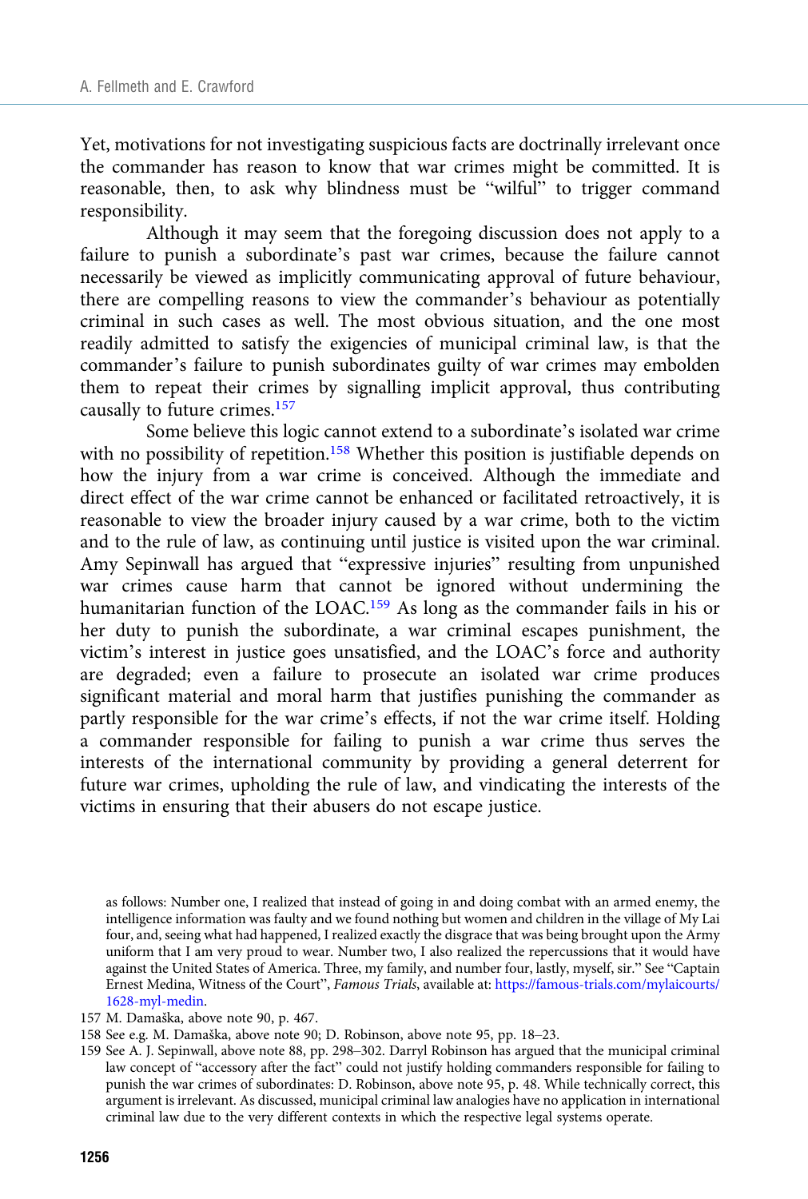Yet, motivations for not investigating suspicious facts are doctrinally irrelevant once the commander has reason to know that war crimes might be committed. It is reasonable, then, to ask why blindness must be "wilful" to trigger command responsibility.

Although it may seem that the foregoing discussion does not apply to a failure to punish a subordinate's past war crimes, because the failure cannot necessarily be viewed as implicitly communicating approval of future behaviour, there are compelling reasons to view the commander's behaviour as potentially criminal in such cases as well. The most obvious situation, and the one most readily admitted to satisfy the exigencies of municipal criminal law, is that the commander's failure to punish subordinates guilty of war crimes may embolden them to repeat their crimes by signalling implicit approval, thus contributing causally to future crimes.[157]

Some believe this logic cannot extend to a subordinate's isolated war crime with no possibility of repetition.[158] Whether this position is justifiable depends on how the injury from a war crime is conceived. Although the immediate and direct effect of the war crime cannot be enhanced or facilitated retroactively, it is reasonable to view the broader injury caused by a war crime, both to the victim and to the rule of law, as continuing until justice is visited upon the war criminal. Amy Sepinwall has argued that "expressive injuries" resulting from unpunished war crimes cause harm that cannot be ignored without undermining the humanitarian function of the LOAC.[159] As long as the commander fails in his or her duty to punish the subordinate, a war criminal escapes punishment, the victim's interest in justice goes unsatisfied, and the LOAC's force and authority are degraded; even a failure to prosecute an isolated war crime produces significant material and moral harm that justifies punishing the commander as partly responsible for the war crime's effects, if not the war crime itself. Holding a commander responsible for failing to punish a war crime thus serves the interests of the international community by providing a general deterrent for future war crimes, upholding the rule of law, and vindicating the interests of the victims in ensuring that their abusers do not escape justice.

as follows: Number one, I realized that instead of going in and doing combat with an armed enemy, the intelligence information was faulty and we found nothing but women and children in the village of My Lai four, and, seeing what had happened, I realized exactly the disgrace that was being brought upon the Army uniform that I am very proud to wear. Number two, I also realized the repercussions that it would have against the United States of America. Three, my family, and number four, lastly, myself, sir." See "Captain Ernest Medina, Witness of the Court", *Famous Trials*, available at: https://famous-trials.com/mylaicourts/1628-myl-medin.

157 M. Damaška, above note 90, p. 467.

158 See e.g. M. Damaška, above note 90; D. Robinson, above note 95, pp. 18–23.

159 See A. J. Sepinwall, above note 88, pp. 298–302. Darryl Robinson has argued that the municipal criminal law concept of "accessory after the fact" could not justify holding commanders responsible for failing to punish the war crimes of subordinates: D. Robinson, above note 95, p. 48. While technically correct, this argument is irrelevant. As discussed, municipal criminal law analogies have no application in international criminal law due to the very different contexts in which the respective legal systems operate.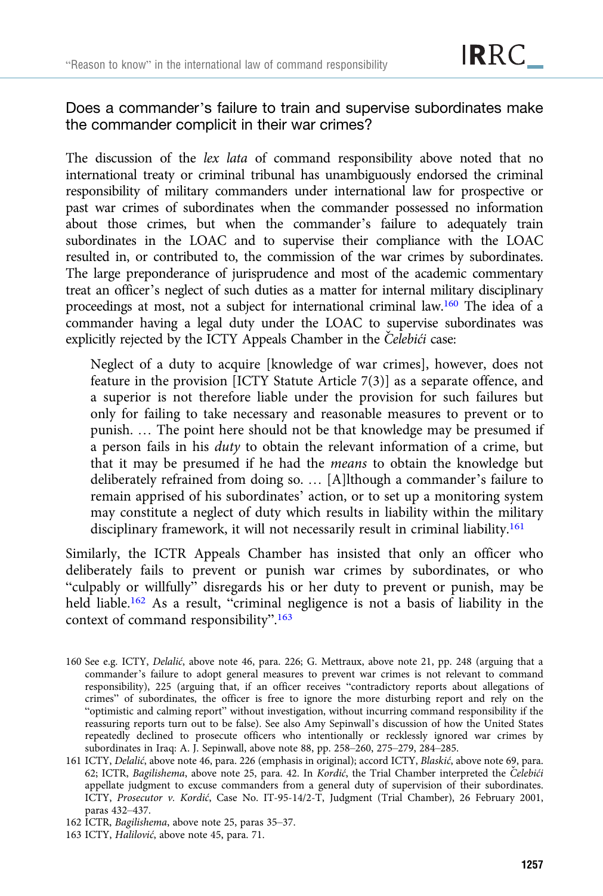## Does a commander's failure to train and supervise subordinates make the commander complicit in their war crimes?

The discussion of the *lex lata* of command responsibility above noted that no international treaty or criminal tribunal has unambiguously endorsed the criminal responsibility of military commanders under international law for prospective or past war crimes of subordinates when the commander possessed no information about those crimes, but when the commander's failure to adequately train subordinates in the LOAC and to supervise their compliance with the LOAC resulted in, or contributed to, the commission of the war crimes by subordinates. The large preponderance of jurisprudence and most of the academic commentary treat an officer's neglect of such duties as a matter for internal military disciplinary proceedings at most, not a subject for international criminal law.[160] The idea of a commander having a legal duty under the LOAC to supervise subordinates was explicitly rejected by the ICTY Appeals Chamber in the *Čelebići* case:

> Neglect of a duty to acquire [knowledge of war crimes], however, does not feature in the provision [ICTY Statute Article 7(3)] as a separate offence, and a superior is not therefore liable under the provision for such failures but only for failing to take necessary and reasonable measures to prevent or to punish. … The point here should not be that knowledge may be presumed if a person fails in his *duty* to obtain the relevant information of a crime, but that it may be presumed if he had the *means* to obtain the knowledge but deliberately refrained from doing so. … [A]lthough a commander's failure to remain apprised of his subordinates' action, or to set up a monitoring system may constitute a neglect of duty which results in liability within the military disciplinary framework, it will not necessarily result in criminal liability.[161]

Similarly, the ICTR Appeals Chamber has insisted that only an officer who deliberately fails to prevent or punish war crimes by subordinates, or who "culpably or willfully" disregards his or her duty to prevent or punish, may be held liable.[162] As a result, "criminal negligence is not a basis of liability in the context of command responsibility".[163]

160 See e.g. ICTY, *Delalić*, above note 46, para. 226; G. Mettraux, above note 21, pp. 248 (arguing that a commander's failure to adopt general measures to prevent war crimes is not relevant to command responsibility), 225 (arguing that, if an officer receives "contradictory reports about allegations of crimes" of subordinates, the officer is free to ignore the more disturbing report and rely on the "optimistic and calming report" without investigation, without incurring command responsibility if the reassuring reports turn out to be false). See also Amy Sepinwall's discussion of how the United States repeatedly declined to prosecute officers who intentionally or recklessly ignored war crimes by subordinates in Iraq: A. J. Sepinwall, above note 88, pp. 258–260, 275–279, 284–285.

161 ICTY, *Delalić*, above note 46, para. 226 (emphasis in original); accord ICTY, *Blaskić*, above note 69, para. 62; ICTR, *Bagilishema*, above note 25, para. 42. In *Kordić*, the Trial Chamber interpreted the *Čelebići* appellate judgment to excuse commanders from a general duty of supervision of their subordinates. ICTY, *Prosecutor v. Kordić*, Case No. IT-95-14/2-T, Judgment (Trial Chamber), 26 February 2001, paras 432–437.

162 ICTR, *Bagilishema*, above note 25, paras 35–37.

163 ICTY, *Halilović*, above note 45, para. 71.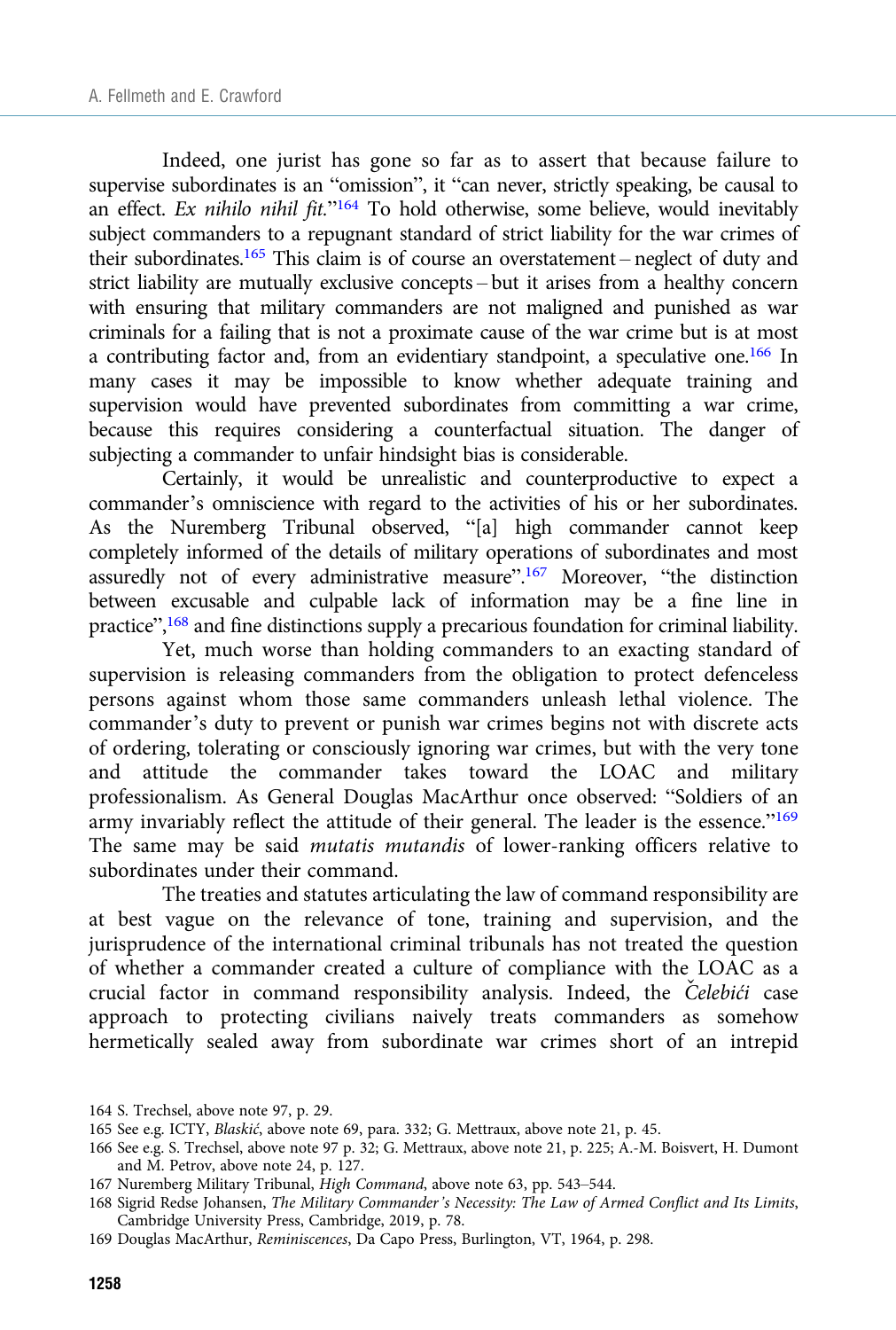Indeed, one jurist has gone so far as to assert that because failure to supervise subordinates is an "omission", it "can never, strictly speaking, be causal to an effect. *Ex nihilo nihil fit.*"[164] To hold otherwise, some believe, would inevitably subject commanders to a repugnant standard of strict liability for the war crimes of their subordinates.[165] This claim is of course an overstatement – neglect of duty and strict liability are mutually exclusive concepts – but it arises from a healthy concern with ensuring that military commanders are not maligned and punished as war criminals for a failing that is not a proximate cause of the war crime but is at most a contributing factor and, from an evidentiary standpoint, a speculative one.[166] In many cases it may be impossible to know whether adequate training and supervision would have prevented subordinates from committing a war crime, because this requires considering a counterfactual situation. The danger of subjecting a commander to unfair hindsight bias is considerable.

Certainly, it would be unrealistic and counterproductive to expect a commander's omniscience with regard to the activities of his or her subordinates. As the Nuremberg Tribunal observed, "[a] high commander cannot keep completely informed of the details of military operations of subordinates and most assuredly not of every administrative measure".[167] Moreover, "the distinction between excusable and culpable lack of information may be a fine line in practice",[168] and fine distinctions supply a precarious foundation for criminal liability.

Yet, much worse than holding commanders to an exacting standard of supervision is releasing commanders from the obligation to protect defenceless persons against whom those same commanders unleash lethal violence. The commander's duty to prevent or punish war crimes begins not with discrete acts of ordering, tolerating or consciously ignoring war crimes, but with the very tone and attitude the commander takes toward the LOAC and military professionalism. As General Douglas MacArthur once observed: "Soldiers of an army invariably reflect the attitude of their general. The leader is the essence."[169] The same may be said *mutatis mutandis* of lower-ranking officers relative to subordinates under their command.

The treaties and statutes articulating the law of command responsibility are at best vague on the relevance of tone, training and supervision, and the jurisprudence of the international criminal tribunals has not treated the question of whether a commander created a culture of compliance with the LOAC as a crucial factor in command responsibility analysis. Indeed, the *Čelebići* case approach to protecting civilians naively treats commanders as somehow hermetically sealed away from subordinate war crimes short of an intrepid

164 S. Trechsel, above note 97, p. 29.

165 See e.g. ICTY, *Blaskić*, above note 69, para. 332; G. Mettraux, above note 21, p. 45.

166 See e.g. S. Trechsel, above note 97 p. 32; G. Mettraux, above note 21, p. 225; A.-M. Boisvert, H. Dumont and M. Petrov, above note 24, p. 127.

167 Nuremberg Military Tribunal, *High Command*, above note 63, pp. 543–544.

168 Sigrid Redse Johansen, *The Military Commander's Necessity: The Law of Armed Conflict and Its Limits*, Cambridge University Press, Cambridge, 2019, p. 78.

169 Douglas MacArthur, *Reminiscences*, Da Capo Press, Burlington, VT, 1964, p. 298.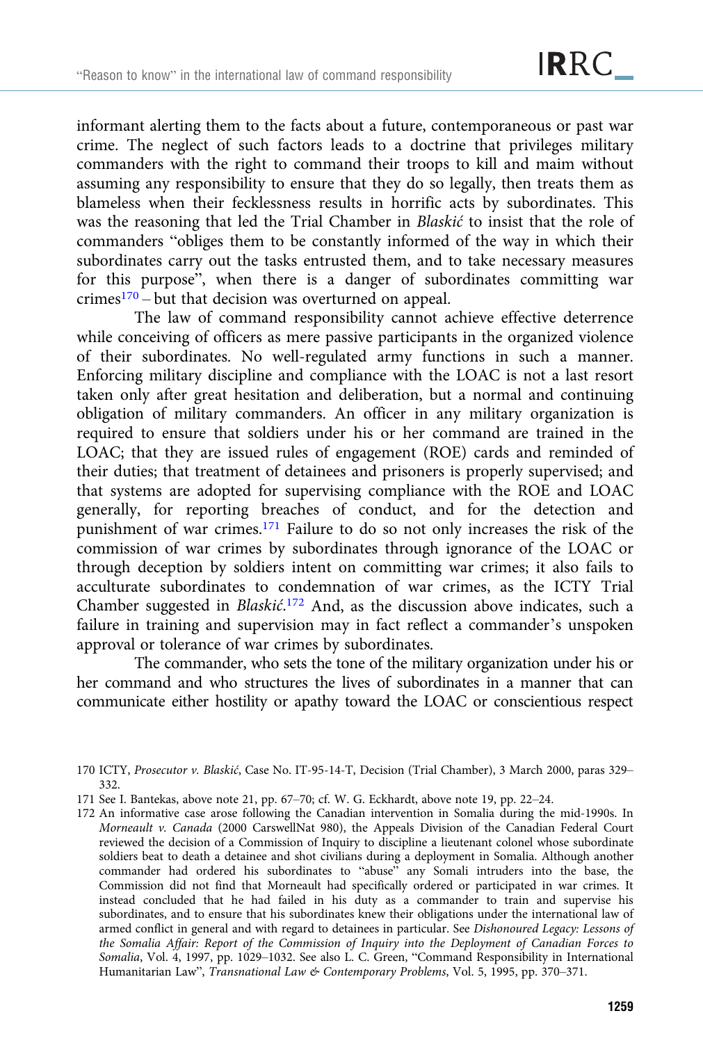informant alerting them to the facts about a future, contemporaneous or past war crime. The neglect of such factors leads to a doctrine that privileges military commanders with the right to command their troops to kill and maim without assuming any responsibility to ensure that they do so legally, then treats them as blameless when their fecklessness results in horrific acts by subordinates. This was the reasoning that led the Trial Chamber in *Blaskić* to insist that the role of commanders "obliges them to be constantly informed of the way in which their subordinates carry out the tasks entrusted them, and to take necessary measures for this purpose", when there is a danger of subordinates committing war crimes[170] – but that decision was overturned on appeal.

The law of command responsibility cannot achieve effective deterrence while conceiving of officers as mere passive participants in the organized violence of their subordinates. No well-regulated army functions in such a manner. Enforcing military discipline and compliance with the LOAC is not a last resort taken only after great hesitation and deliberation, but a normal and continuing obligation of military commanders. An officer in any military organization is required to ensure that soldiers under his or her command are trained in the LOAC; that they are issued rules of engagement (ROE) cards and reminded of their duties; that treatment of detainees and prisoners is properly supervised; and that systems are adopted for supervising compliance with the ROE and LOAC generally, for reporting breaches of conduct, and for the detection and punishment of war crimes.[171] Failure to do so not only increases the risk of the commission of war crimes by subordinates through ignorance of the LOAC or through deception by soldiers intent on committing war crimes; it also fails to acculturate subordinates to condemnation of war crimes, as the ICTY Trial Chamber suggested in *Blaskić*.[172] And, as the discussion above indicates, such a failure in training and supervision may in fact reflect a commander's unspoken approval or tolerance of war crimes by subordinates.

The commander, who sets the tone of the military organization under his or her command and who structures the lives of subordinates in a manner that can communicate either hostility or apathy toward the LOAC or conscientious respect

---

170 ICTY, *Prosecutor v. Blaskić*, Case No. IT-95-14-T, Decision (Trial Chamber), 3 March 2000, paras 329–332.

171 See I. Bantekas, above note 21, pp. 67–70; cf. W. G. Eckhardt, above note 19, pp. 22–24.

172 An informative case arose following the Canadian intervention in Somalia during the mid-1990s. In *Morneault v. Canada* (2000 CarswellNat 980), the Appeals Division of the Canadian Federal Court reviewed the decision of a Commission of Inquiry to discipline a lieutenant colonel whose subordinate soldiers beat to death a detainee and shot civilians during a deployment in Somalia. Although another commander had ordered his subordinates to "abuse" any Somali intruders into the base, the Commission did not find that Morneault had specifically ordered or participated in war crimes. It instead concluded that he had failed in his duty as a commander to train and supervise his subordinates, and to ensure that his subordinates knew their obligations under the international law of armed conflict in general and with regard to detainees in particular. See *Dishonoured Legacy: Lessons of the Somalia Affair: Report of the Commission of Inquiry into the Deployment of Canadian Forces to Somalia*, Vol. 4, 1997, pp. 1029–1032. See also L. C. Green, "Command Responsibility in International Humanitarian Law", *Transnational Law & Contemporary Problems*, Vol. 5, 1995, pp. 370–371.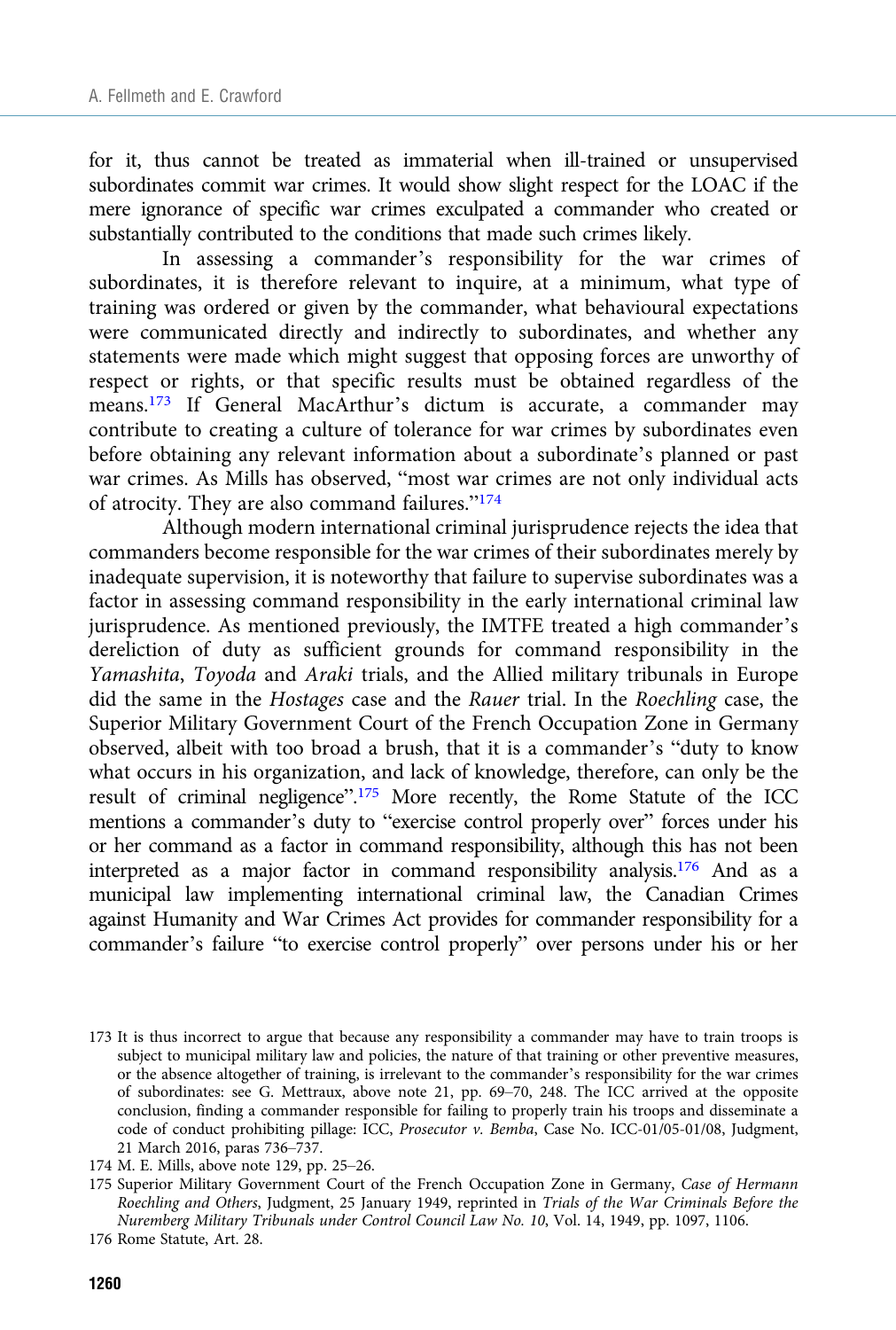for it, thus cannot be treated as immaterial when ill-trained or unsupervised subordinates commit war crimes. It would show slight respect for the LOAC if the mere ignorance of specific war crimes exculpated a commander who created or substantially contributed to the conditions that made such crimes likely.

In assessing a commander's responsibility for the war crimes of subordinates, it is therefore relevant to inquire, at a minimum, what type of training was ordered or given by the commander, what behavioural expectations were communicated directly and indirectly to subordinates, and whether any statements were made which might suggest that opposing forces are unworthy of respect or rights, or that specific results must be obtained regardless of the means.[173] If General MacArthur's dictum is accurate, a commander may contribute to creating a culture of tolerance for war crimes by subordinates even before obtaining any relevant information about a subordinate's planned or past war crimes. As Mills has observed, "most war crimes are not only individual acts of atrocity. They are also command failures."[174]

Although modern international criminal jurisprudence rejects the idea that commanders become responsible for the war crimes of their subordinates merely by inadequate supervision, it is noteworthy that failure to supervise subordinates was a factor in assessing command responsibility in the early international criminal law jurisprudence. As mentioned previously, the IMTFE treated a high commander's dereliction of duty as sufficient grounds for command responsibility in the *Yamashita*, *Toyoda* and *Araki* trials, and the Allied military tribunals in Europe did the same in the *Hostages* case and the *Rauer* trial. In the *Roechling* case, the Superior Military Government Court of the French Occupation Zone in Germany observed, albeit with too broad a brush, that it is a commander's "duty to know what occurs in his organization, and lack of knowledge, therefore, can only be the result of criminal negligence".[175] More recently, the Rome Statute of the ICC mentions a commander's duty to "exercise control properly over" forces under his or her command as a factor in command responsibility, although this has not been interpreted as a major factor in command responsibility analysis.[176] And as a municipal law implementing international criminal law, the Canadian Crimes against Humanity and War Crimes Act provides for commander responsibility for a commander's failure "to exercise control properly" over persons under his or her

---

173 It is thus incorrect to argue that because any responsibility a commander may have to train troops is subject to municipal military law and policies, the nature of that training or other preventive measures, or the absence altogether of training, is irrelevant to the commander's responsibility for the war crimes of subordinates: see G. Mettraux, above note 21, pp. 69–70, 248. The ICC arrived at the opposite conclusion, finding a commander responsible for failing to properly train his troops and disseminate a code of conduct prohibiting pillage: ICC, *Prosecutor v. Bemba*, Case No. ICC-01/05-01/08, Judgment, 21 March 2016, paras 736–737.

174 M. E. Mills, above note 129, pp. 25–26.

175 Superior Military Government Court of the French Occupation Zone in Germany, *Case of Hermann Roechling and Others*, Judgment, 25 January 1949, reprinted in *Trials of the War Criminals Before the Nuremberg Military Tribunals under Control Council Law No. 10*, Vol. 14, 1949, pp. 1097, 1106.

176 Rome Statute, Art. 28.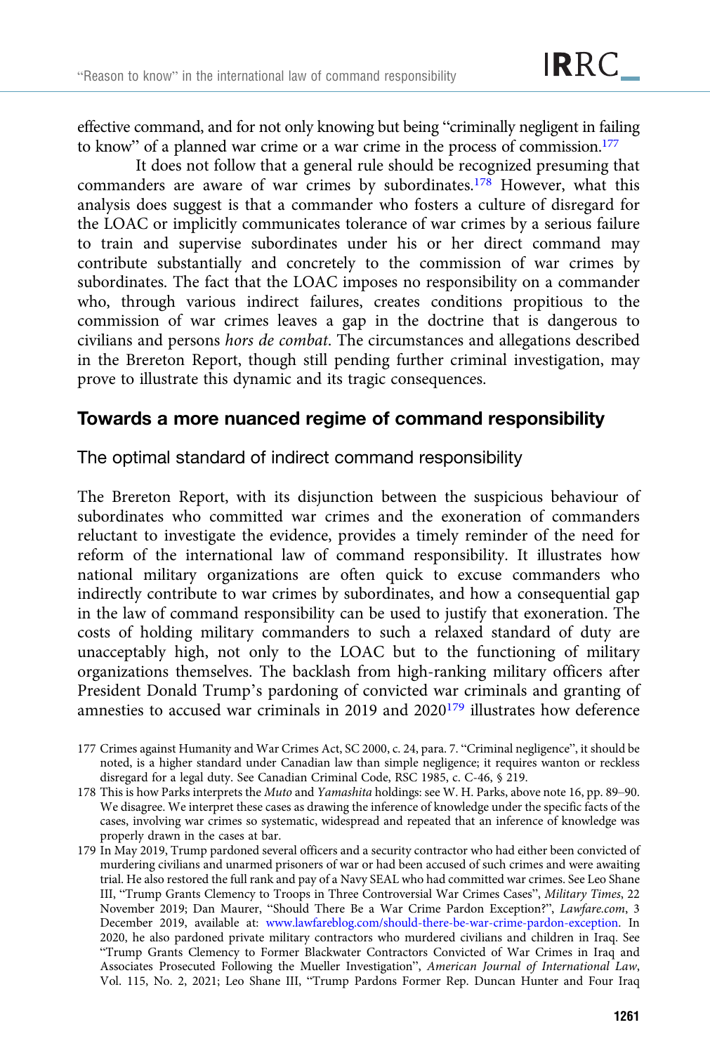effective command, and for not only knowing but being "criminally negligent in failing to know" of a planned war crime or a war crime in the process of commission.[177]

It does not follow that a general rule should be recognized presuming that commanders are aware of war crimes by subordinates.[178] However, what this analysis does suggest is that a commander who fosters a culture of disregard for the LOAC or implicitly communicates tolerance of war crimes by a serious failure to train and supervise subordinates under his or her direct command may contribute substantially and concretely to the commission of war crimes by subordinates. The fact that the LOAC imposes no responsibility on a commander who, through various indirect failures, creates conditions propitious to the commission of war crimes leaves a gap in the doctrine that is dangerous to civilians and persons *hors de combat*. The circumstances and allegations described in the Brereton Report, though still pending further criminal investigation, may prove to illustrate this dynamic and its tragic consequences.

## Towards a more nuanced regime of command responsibility

### The optimal standard of indirect command responsibility

The Brereton Report, with its disjunction between the suspicious behaviour of subordinates who committed war crimes and the exoneration of commanders reluctant to investigate the evidence, provides a timely reminder of the need for reform of the international law of command responsibility. It illustrates how national military organizations are often quick to excuse commanders who indirectly contribute to war crimes by subordinates, and how a consequential gap in the law of command responsibility can be used to justify that exoneration. The costs of holding military commanders to such a relaxed standard of duty are unacceptably high, not only to the LOAC but to the functioning of military organizations themselves. The backlash from high-ranking military officers after President Donald Trump's pardoning of convicted war criminals and granting of amnesties to accused war criminals in 2019 and 2020[179] illustrates how deference

177 Crimes against Humanity and War Crimes Act, SC 2000, c. 24, para. 7. "Criminal negligence", it should be noted, is a higher standard under Canadian law than simple negligence; it requires wanton or reckless disregard for a legal duty. See Canadian Criminal Code, RSC 1985, c. C-46, § 219.

178 This is how Parks interprets the *Muto* and *Yamashita* holdings: see W. H. Parks, above note 16, pp. 89–90. We disagree. We interpret these cases as drawing the inference of knowledge under the specific facts of the cases, involving war crimes so systematic, widespread and repeated that an inference of knowledge was properly drawn in the cases at bar.

179 In May 2019, Trump pardoned several officers and a security contractor who had either been convicted of murdering civilians and unarmed prisoners of war or had been accused of such crimes and were awaiting trial. He also restored the full rank and pay of a Navy SEAL who had committed war crimes. See Leo Shane III, "Trump Grants Clemency to Troops in Three Controversial War Crimes Cases", *Military Times*, 22 November 2019; Dan Maurer, "Should There Be a War Crime Pardon Exception?", *Lawfare.com*, 3 December 2019, available at: www.lawfareblog.com/should-there-be-war-crime-pardon-exception. In 2020, he also pardoned private military contractors who murdered civilians and children in Iraq. See "Trump Grants Clemency to Former Blackwater Contractors Convicted of War Crimes in Iraq and Associates Prosecuted Following the Mueller Investigation", *American Journal of International Law*, Vol. 115, No. 2, 2021; Leo Shane III, "Trump Pardons Former Rep. Duncan Hunter and Four Iraq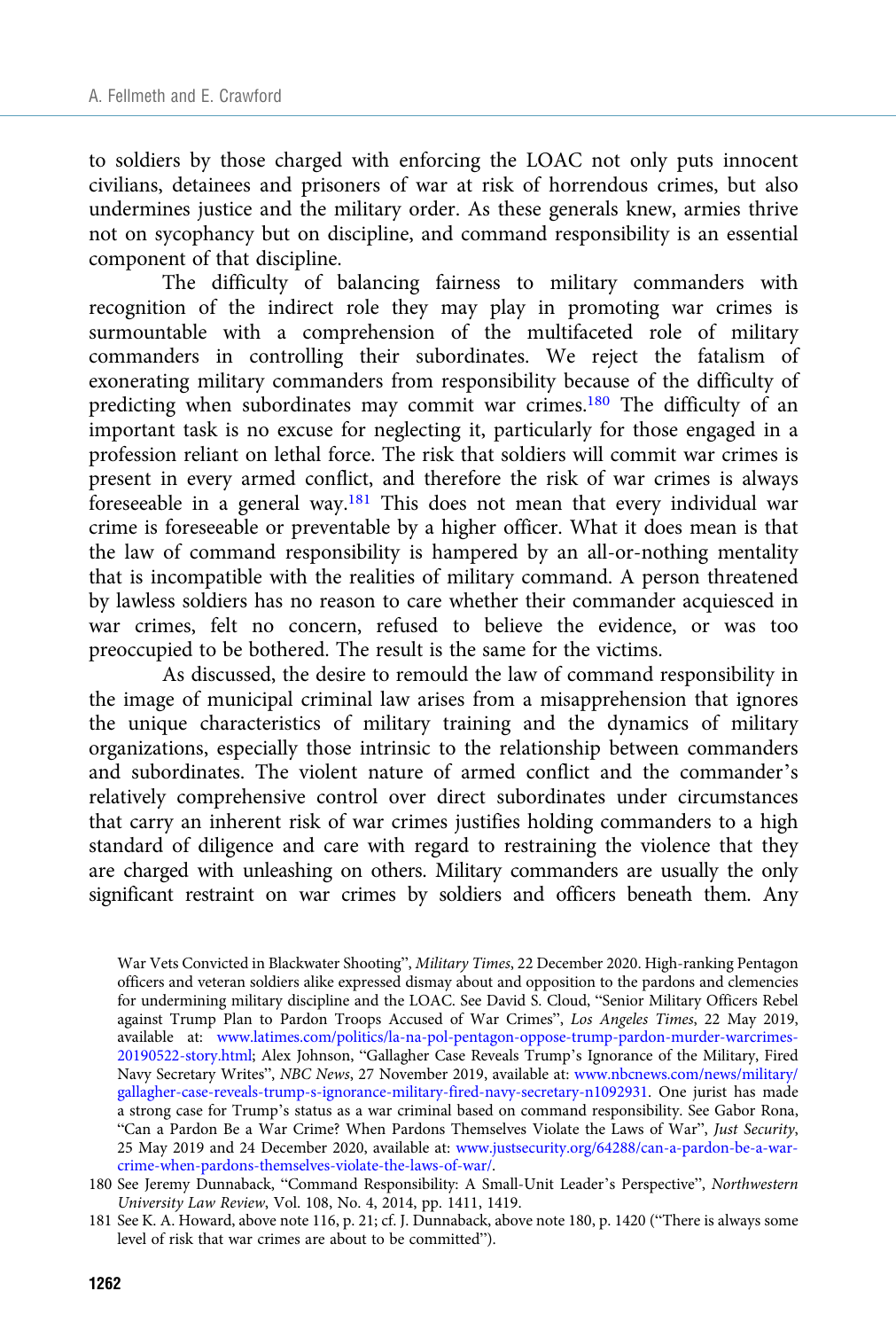to soldiers by those charged with enforcing the LOAC not only puts innocent civilians, detainees and prisoners of war at risk of horrendous crimes, but also undermines justice and the military order. As these generals knew, armies thrive not on sycophancy but on discipline, and command responsibility is an essential component of that discipline.

The difficulty of balancing fairness to military commanders with recognition of the indirect role they may play in promoting war crimes is surmountable with a comprehension of the multifaceted role of military commanders in controlling their subordinates. We reject the fatalism of exonerating military commanders from responsibility because of the difficulty of predicting when subordinates may commit war crimes.[180] The difficulty of an important task is no excuse for neglecting it, particularly for those engaged in a profession reliant on lethal force. The risk that soldiers will commit war crimes is present in every armed conflict, and therefore the risk of war crimes is always foreseeable in a general way.[181] This does not mean that every individual war crime is foreseeable or preventable by a higher officer. What it does mean is that the law of command responsibility is hampered by an all-or-nothing mentality that is incompatible with the realities of military command. A person threatened by lawless soldiers has no reason to care whether their commander acquiesced in war crimes, felt no concern, refused to believe the evidence, or was too preoccupied to be bothered. The result is the same for the victims.

As discussed, the desire to remould the law of command responsibility in the image of municipal criminal law arises from a misapprehension that ignores the unique characteristics of military training and the dynamics of military organizations, especially those intrinsic to the relationship between commanders and subordinates. The violent nature of armed conflict and the commander's relatively comprehensive control over direct subordinates under circumstances that carry an inherent risk of war crimes justifies holding commanders to a high standard of diligence and care with regard to restraining the violence that they are charged with unleashing on others. Military commanders are usually the only significant restraint on war crimes by soldiers and officers beneath them. Any

War Vets Convicted in Blackwater Shooting", *Military Times*, 22 December 2020. High-ranking Pentagon officers and veteran soldiers alike expressed dismay about and opposition to the pardons and clemencies for undermining military discipline and the LOAC. See David S. Cloud, "Senior Military Officers Rebel against Trump Plan to Pardon Troops Accused of War Crimes", *Los Angeles Times*, 22 May 2019, available at: www.latimes.com/politics/la-na-pol-pentagon-oppose-trump-pardon-murder-warcrimes-20190522-story.html; Alex Johnson, "Gallagher Case Reveals Trump's Ignorance of the Military, Fired Navy Secretary Writes", *NBC News*, 27 November 2019, available at: www.nbcnews.com/news/military/gallagher-case-reveals-trump-s-ignorance-military-fired-navy-secretary-n1092931. One jurist has made a strong case for Trump's status as a war criminal based on command responsibility. See Gabor Rona, "Can a Pardon Be a War Crime? When Pardons Themselves Violate the Laws of War", *Just Security*, 25 May 2019 and 24 December 2020, available at: www.justsecurity.org/64288/can-a-pardon-be-a-war-crime-when-pardons-themselves-violate-the-laws-of-war/.

180 See Jeremy Dunnaback, "Command Responsibility: A Small-Unit Leader's Perspective", *Northwestern University Law Review*, Vol. 108, No. 4, 2014, pp. 1411, 1419.

181 See K. A. Howard, above note 116, p. 21; cf. J. Dunnaback, above note 180, p. 1420 ("There is always some level of risk that war crimes are about to be committed").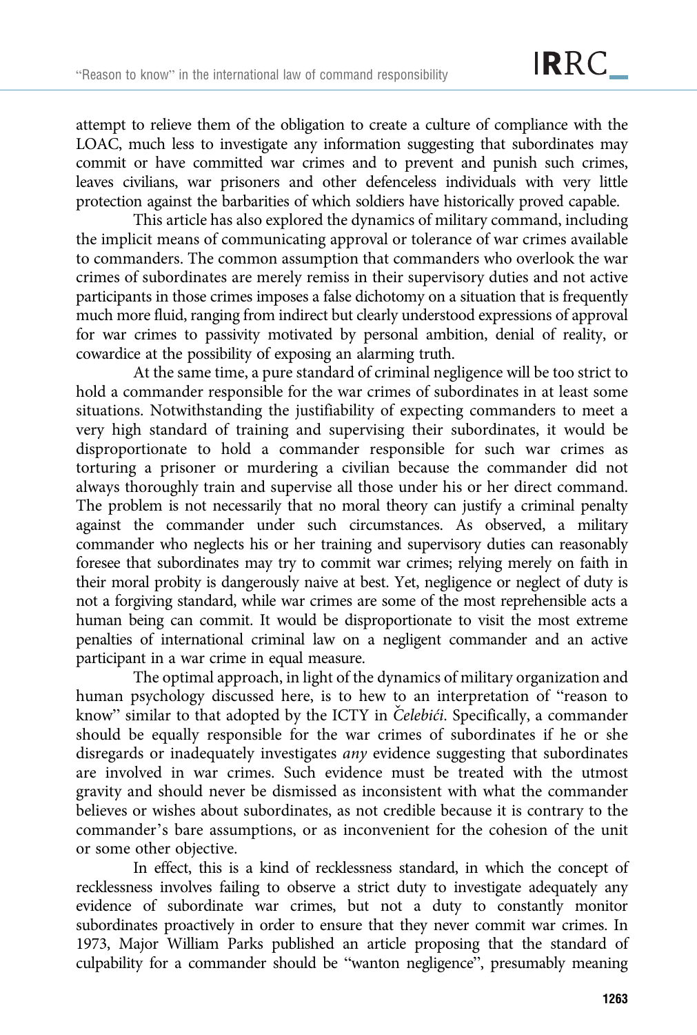attempt to relieve them of the obligation to create a culture of compliance with the LOAC, much less to investigate any information suggesting that subordinates may commit or have committed war crimes and to prevent and punish such crimes, leaves civilians, war prisoners and other defenceless individuals with very little protection against the barbarities of which soldiers have historically proved capable.

This article has also explored the dynamics of military command, including the implicit means of communicating approval or tolerance of war crimes available to commanders. The common assumption that commanders who overlook the war crimes of subordinates are merely remiss in their supervisory duties and not active participants in those crimes imposes a false dichotomy on a situation that is frequently much more fluid, ranging from indirect but clearly understood expressions of approval for war crimes to passivity motivated by personal ambition, denial of reality, or cowardice at the possibility of exposing an alarming truth.

At the same time, a pure standard of criminal negligence will be too strict to hold a commander responsible for the war crimes of subordinates in at least some situations. Notwithstanding the justifiability of expecting commanders to meet a very high standard of training and supervising their subordinates, it would be disproportionate to hold a commander responsible for such war crimes as torturing a prisoner or murdering a civilian because the commander did not always thoroughly train and supervise all those under his or her direct command. The problem is not necessarily that no moral theory can justify a criminal penalty against the commander under such circumstances. As observed, a military commander who neglects his or her training and supervisory duties can reasonably foresee that subordinates may try to commit war crimes; relying merely on faith in their moral probity is dangerously naive at best. Yet, negligence or neglect of duty is not a forgiving standard, while war crimes are some of the most reprehensible acts a human being can commit. It would be disproportionate to visit the most extreme penalties of international criminal law on a negligent commander and an active participant in a war crime in equal measure.

The optimal approach, in light of the dynamics of military organization and human psychology discussed here, is to hew to an interpretation of "reason to know" similar to that adopted by the ICTY in *Čelebići*. Specifically, a commander should be equally responsible for the war crimes of subordinates if he or she disregards or inadequately investigates *any* evidence suggesting that subordinates are involved in war crimes. Such evidence must be treated with the utmost gravity and should never be dismissed as inconsistent with what the commander believes or wishes about subordinates, as not credible because it is contrary to the commander's bare assumptions, or as inconvenient for the cohesion of the unit or some other objective.

In effect, this is a kind of recklessness standard, in which the concept of recklessness involves failing to observe a strict duty to investigate adequately any evidence of subordinate war crimes, but not a duty to constantly monitor subordinates proactively in order to ensure that they never commit war crimes. In 1973, Major William Parks published an article proposing that the standard of culpability for a commander should be "wanton negligence", presumably meaning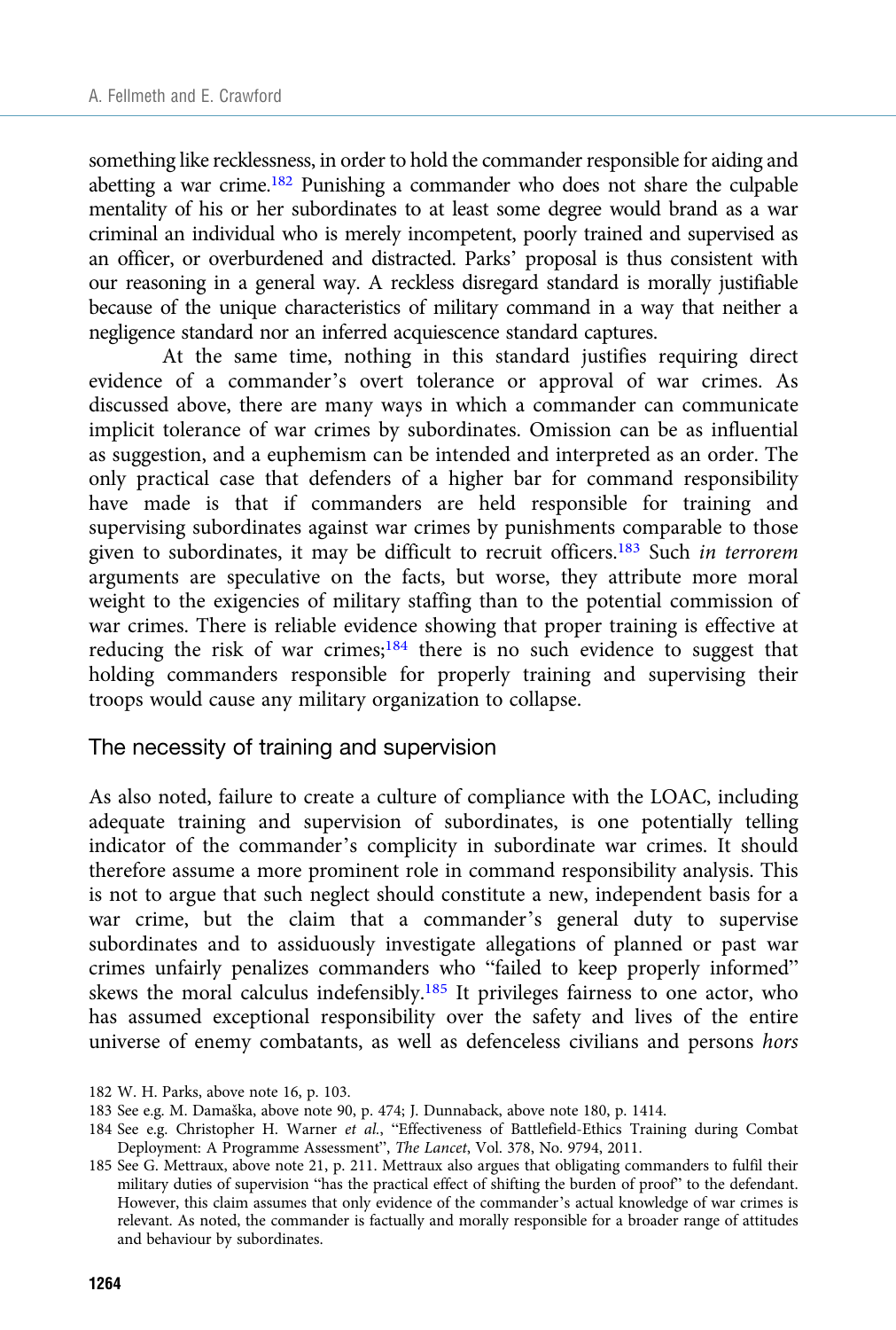something like recklessness, in order to hold the commander responsible for aiding and abetting a war crime.[182] Punishing a commander who does not share the culpable mentality of his or her subordinates to at least some degree would brand as a war criminal an individual who is merely incompetent, poorly trained and supervised as an officer, or overburdened and distracted. Parks' proposal is thus consistent with our reasoning in a general way. A reckless disregard standard is morally justifiable because of the unique characteristics of military command in a way that neither a negligence standard nor an inferred acquiescence standard captures.

At the same time, nothing in this standard justifies requiring direct evidence of a commander's overt tolerance or approval of war crimes. As discussed above, there are many ways in which a commander can communicate implicit tolerance of war crimes by subordinates. Omission can be as influential as suggestion, and a euphemism can be intended and interpreted as an order. The only practical case that defenders of a higher bar for command responsibility have made is that if commanders are held responsible for training and supervising subordinates against war crimes by punishments comparable to those given to subordinates, it may be difficult to recruit officers.[183] Such *in terrorem* arguments are speculative on the facts, but worse, they attribute more moral weight to the exigencies of military staffing than to the potential commission of war crimes. There is reliable evidence showing that proper training is effective at reducing the risk of war crimes;[184] there is no such evidence to suggest that holding commanders responsible for properly training and supervising their troops would cause any military organization to collapse.

## The necessity of training and supervision

As also noted, failure to create a culture of compliance with the LOAC, including adequate training and supervision of subordinates, is one potentially telling indicator of the commander's complicity in subordinate war crimes. It should therefore assume a more prominent role in command responsibility analysis. This is not to argue that such neglect should constitute a new, independent basis for a war crime, but the claim that a commander's general duty to supervise subordinates and to assiduously investigate allegations of planned or past war crimes unfairly penalizes commanders who "failed to keep properly informed" skews the moral calculus indefensibly.[185] It privileges fairness to one actor, who has assumed exceptional responsibility over the safety and lives of the entire universe of enemy combatants, as well as defenceless civilians and persons *hors*

182 W. H. Parks, above note 16, p. 103.

183 See e.g. M. Damaška, above note 90, p. 474; J. Dunnaback, above note 180, p. 1414.

184 See e.g. Christopher H. Warner *et al.*, "Effectiveness of Battlefield-Ethics Training during Combat Deployment: A Programme Assessment", *The Lancet*, Vol. 378, No. 9794, 2011.

185 See G. Mettraux, above note 21, p. 211. Mettraux also argues that obligating commanders to fulfil their military duties of supervision "has the practical effect of shifting the burden of proof" to the defendant. However, this claim assumes that only evidence of the commander's actual knowledge of war crimes is relevant. As noted, the commander is factually and morally responsible for a broader range of attitudes and behaviour by subordinates.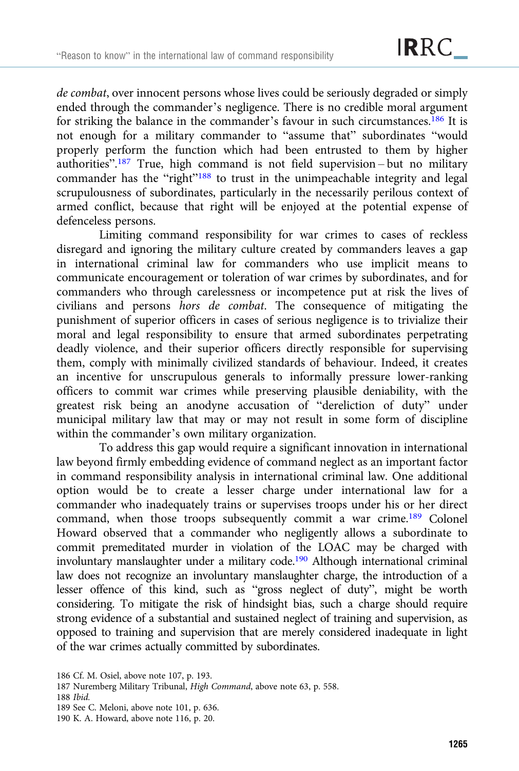*de combat*, over innocent persons whose lives could be seriously degraded or simply ended through the commander's negligence. There is no credible moral argument for striking the balance in the commander's favour in such circumstances.[186] It is not enough for a military commander to "assume that" subordinates "would properly perform the function which had been entrusted to them by higher authorities".[187] True, high command is not field supervision – but no military commander has the "right"[188] to trust in the unimpeachable integrity and legal scrupulousness of subordinates, particularly in the necessarily perilous context of armed conflict, because that right will be enjoyed at the potential expense of defenceless persons.

Limiting command responsibility for war crimes to cases of reckless disregard and ignoring the military culture created by commanders leaves a gap in international criminal law for commanders who use implicit means to communicate encouragement or toleration of war crimes by subordinates, and for commanders who through carelessness or incompetence put at risk the lives of civilians and persons *hors de combat*. The consequence of mitigating the punishment of superior officers in cases of serious negligence is to trivialize their moral and legal responsibility to ensure that armed subordinates perpetrating deadly violence, and their superior officers directly responsible for supervising them, comply with minimally civilized standards of behaviour. Indeed, it creates an incentive for unscrupulous generals to informally pressure lower-ranking officers to commit war crimes while preserving plausible deniability, with the greatest risk being an anodyne accusation of "dereliction of duty" under municipal military law that may or may not result in some form of discipline within the commander's own military organization.

To address this gap would require a significant innovation in international law beyond firmly embedding evidence of command neglect as an important factor in command responsibility analysis in international criminal law. One additional option would be to create a lesser charge under international law for a commander who inadequately trains or supervises troops under his or her direct command, when those troops subsequently commit a war crime.[189] Colonel Howard observed that a commander who negligently allows a subordinate to commit premeditated murder in violation of the LOAC may be charged with involuntary manslaughter under a military code.[190] Although international criminal law does not recognize an involuntary manslaughter charge, the introduction of a lesser offence of this kind, such as "gross neglect of duty", might be worth considering. To mitigate the risk of hindsight bias, such a charge should require strong evidence of a substantial and sustained neglect of training and supervision, as opposed to training and supervision that are merely considered inadequate in light of the war crimes actually committed by subordinates.

186 Cf. M. Osiel, above note 107, p. 193.

187 Nuremberg Military Tribunal, *High Command*, above note 63, p. 558.

188 *Ibid.*

189 See C. Meloni, above note 101, p. 636.

190 K. A. Howard, above note 116, p. 20.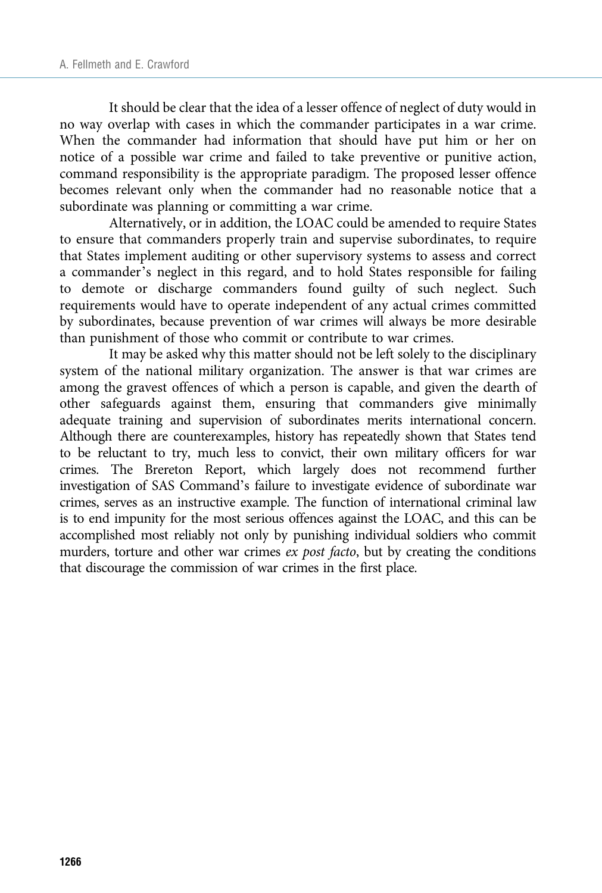It should be clear that the idea of a lesser offence of neglect of duty would in no way overlap with cases in which the commander participates in a war crime. When the commander had information that should have put him or her on notice of a possible war crime and failed to take preventive or punitive action, command responsibility is the appropriate paradigm. The proposed lesser offence becomes relevant only when the commander had no reasonable notice that a subordinate was planning or committing a war crime.

Alternatively, or in addition, the LOAC could be amended to require States to ensure that commanders properly train and supervise subordinates, to require that States implement auditing or other supervisory systems to assess and correct a commander's neglect in this regard, and to hold States responsible for failing to demote or discharge commanders found guilty of such neglect. Such requirements would have to operate independent of any actual crimes committed by subordinates, because prevention of war crimes will always be more desirable than punishment of those who commit or contribute to war crimes.

It may be asked why this matter should not be left solely to the disciplinary system of the national military organization. The answer is that war crimes are among the gravest offences of which a person is capable, and given the dearth of other safeguards against them, ensuring that commanders give minimally adequate training and supervision of subordinates merits international concern. Although there are counterexamples, history has repeatedly shown that States tend to be reluctant to try, much less to convict, their own military officers for war crimes. The Brereton Report, which largely does not recommend further investigation of SAS Command's failure to investigate evidence of subordinate war crimes, serves as an instructive example. The function of international criminal law is to end impunity for the most serious offences against the LOAC, and this can be accomplished most reliably not only by punishing individual soldiers who commit murders, torture and other war crimes *ex post facto*, but by creating the conditions that discourage the commission of war crimes in the first place.